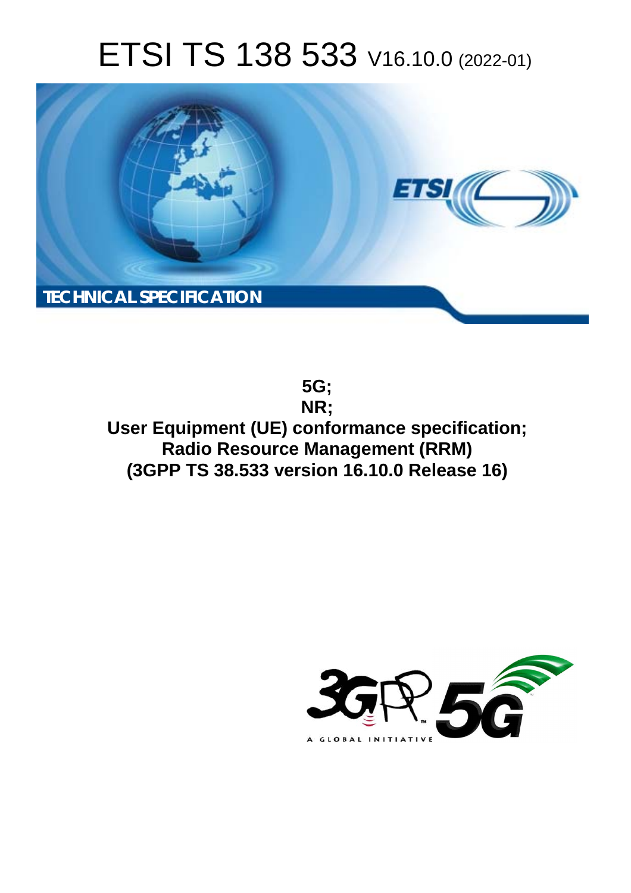# ETSI TS 138 533 V16.10.0 (2022-01)

TECHNICAL SPECIFICATION

**5G;**
**NR;**
**User Equipment (UE) conformance specification;**
**Radio Resource Management (RRM)**
**(3GPP TS 38.533 version 16.10.0 Release 16)**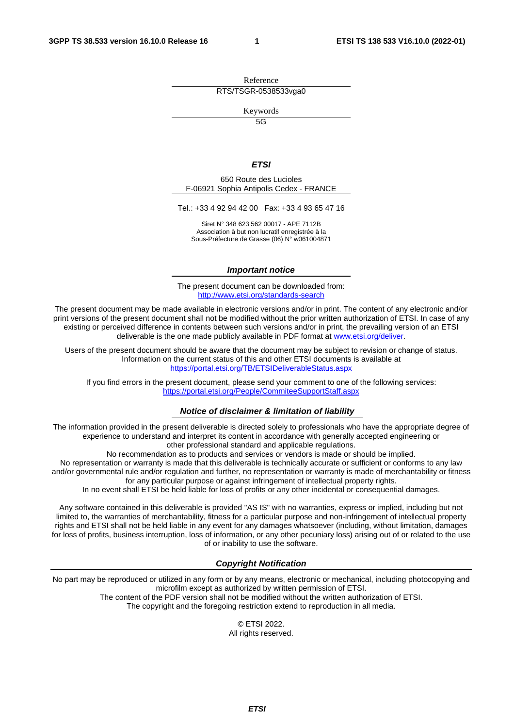Reference

RTS/TSGR-0538533vga0

Keywords

5G

***ETSI***

650 Route des Lucioles
F-06921 Sophia Antipolis Cedex - FRANCE

Tel.: +33 4 92 94 42 00   Fax: +33 4 93 65 47 16

Siret N° 348 623 562 00017 - APE 7112B
Association à but non lucratif enregistrée à la
Sous-Préfecture de Grasse (06) N° w061004871

***Important notice***

The present document can be downloaded from:
http://www.etsi.org/standards-search

The present document may be made available in electronic versions and/or in print. The content of any electronic and/or print versions of the present document shall not be modified without the prior written authorization of ETSI. In case of any existing or perceived difference in contents between such versions and/or in print, the prevailing version of an ETSI deliverable is the one made publicly available in PDF format at www.etsi.org/deliver.

Users of the present document should be aware that the document may be subject to revision or change of status. Information on the current status of this and other ETSI documents is available at https://portal.etsi.org/TB/ETSIDeliverableStatus.aspx

If you find errors in the present document, please send your comment to one of the following services: https://portal.etsi.org/People/CommiteeSupportStaff.aspx

***Notice of disclaimer & limitation of liability***

The information provided in the present deliverable is directed solely to professionals who have the appropriate degree of experience to understand and interpret its content in accordance with generally accepted engineering or other professional standard and applicable regulations.
No recommendation as to products and services or vendors is made or should be implied.
No representation or warranty is made that this deliverable is technically accurate or sufficient or conforms to any law and/or governmental rule and/or regulation and further, no representation or warranty is made of merchantability or fitness for any particular purpose or against infringement of intellectual property rights.
In no event shall ETSI be held liable for loss of profits or any other incidental or consequential damages.

Any software contained in this deliverable is provided "AS IS" with no warranties, express or implied, including but not limited to, the warranties of merchantability, fitness for a particular purpose and non-infringement of intellectual property rights and ETSI shall not be held liable in any event for any damages whatsoever (including, without limitation, damages for loss of profits, business interruption, loss of information, or any other pecuniary loss) arising out of or related to the use of or inability to use the software.

***Copyright Notification***

No part may be reproduced or utilized in any form or by any means, electronic or mechanical, including photocopying and microfilm except as authorized by written permission of ETSI.
The content of the PDF version shall not be modified without the written authorization of ETSI.
The copyright and the foregoing restriction extend to reproduction in all media.

© ETSI 2022.
All rights reserved.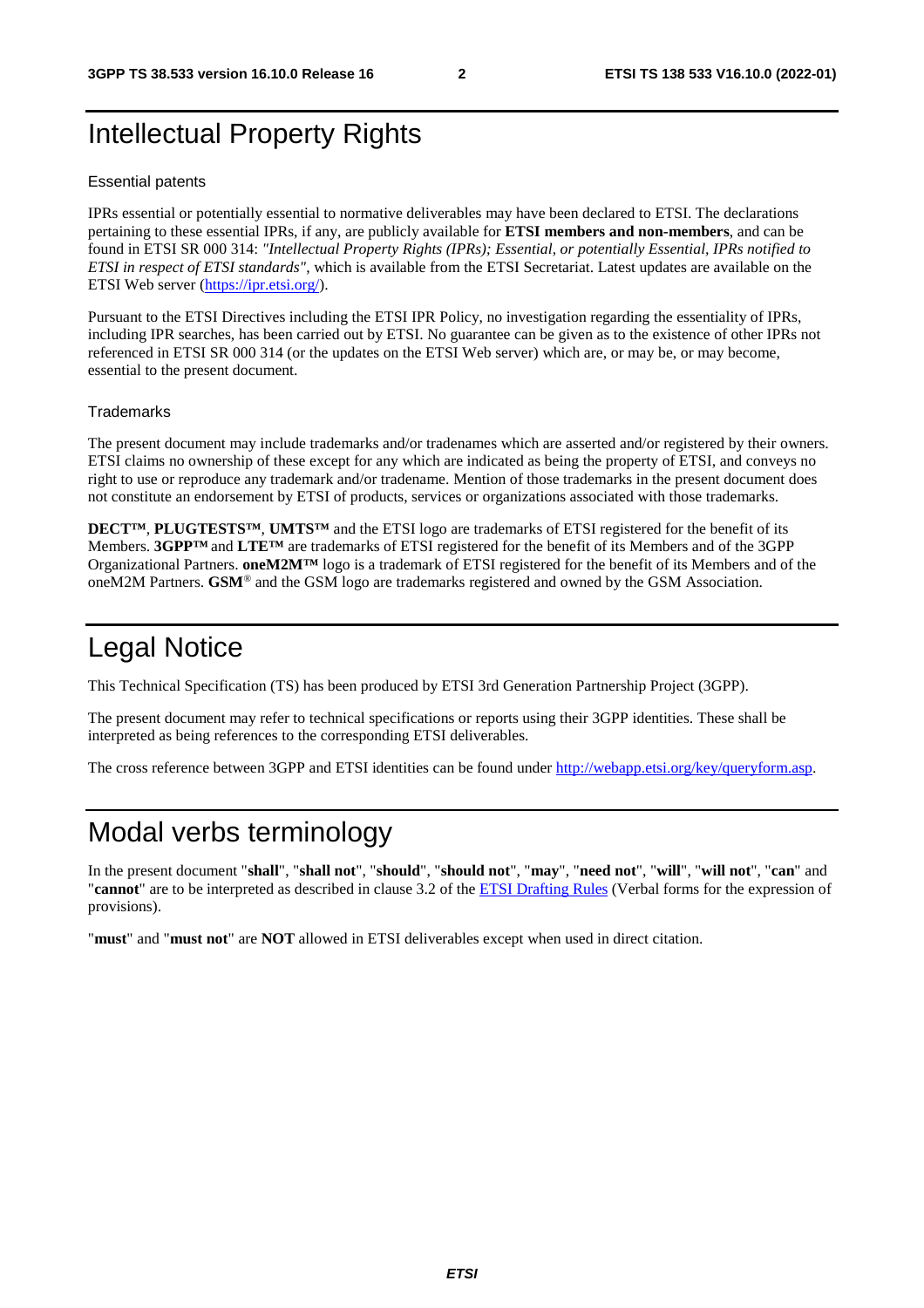# Intellectual Property Rights

## Essential patents

IPRs essential or potentially essential to normative deliverables may have been declared to ETSI. The declarations pertaining to these essential IPRs, if any, are publicly available for **ETSI members and non-members**, and can be found in ETSI SR 000 314: *"Intellectual Property Rights (IPRs); Essential, or potentially Essential, IPRs notified to ETSI in respect of ETSI standards"*, which is available from the ETSI Secretariat. Latest updates are available on the ETSI Web server (https://ipr.etsi.org/).

Pursuant to the ETSI Directives including the ETSI IPR Policy, no investigation regarding the essentiality of IPRs, including IPR searches, has been carried out by ETSI. No guarantee can be given as to the existence of other IPRs not referenced in ETSI SR 000 314 (or the updates on the ETSI Web server) which are, or may be, or may become, essential to the present document.

## Trademarks

The present document may include trademarks and/or tradenames which are asserted and/or registered by their owners. ETSI claims no ownership of these except for any which are indicated as being the property of ETSI, and conveys no right to use or reproduce any trademark and/or tradename. Mention of those trademarks in the present document does not constitute an endorsement by ETSI of products, services or organizations associated with those trademarks.

**DECT™**, **PLUGTESTS™**, **UMTS™** and the ETSI logo are trademarks of ETSI registered for the benefit of its Members. **3GPP™** and **LTE™** are trademarks of ETSI registered for the benefit of its Members and of the 3GPP Organizational Partners. **oneM2M™** logo is a trademark of ETSI registered for the benefit of its Members and of the oneM2M Partners. **GSM**® and the GSM logo are trademarks registered and owned by the GSM Association.

# Legal Notice

This Technical Specification (TS) has been produced by ETSI 3rd Generation Partnership Project (3GPP).

The present document may refer to technical specifications or reports using their 3GPP identities. These shall be interpreted as being references to the corresponding ETSI deliverables.

The cross reference between 3GPP and ETSI identities can be found under http://webapp.etsi.org/key/queryform.asp.

# Modal verbs terminology

In the present document "**shall**", "**shall not**", "**should**", "**should not**", "**may**", "**need not**", "**will**", "**will not**", "**can**" and "**cannot**" are to be interpreted as described in clause 3.2 of the ETSI Drafting Rules (Verbal forms for the expression of provisions).

"**must**" and "**must not**" are **NOT** allowed in ETSI deliverables except when used in direct citation.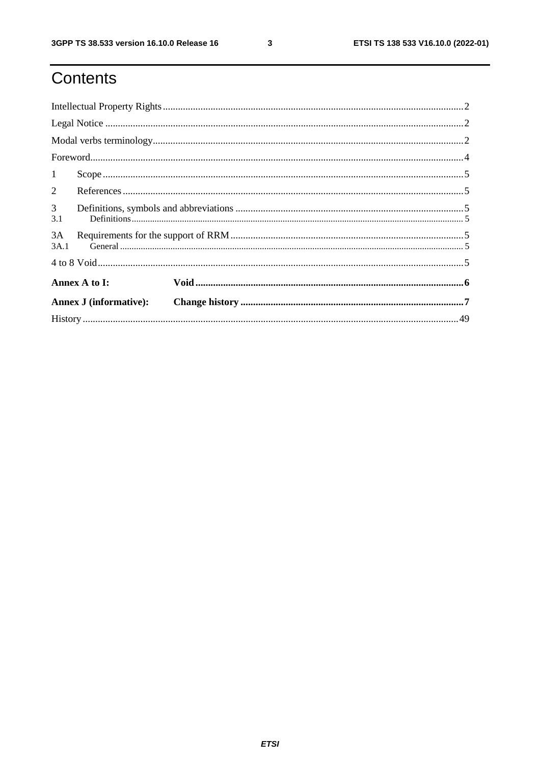# Contents

Intellectual Property Rights....................................................................................................................2

Legal Notice ..........................................................................................................................................2

Modal verbs terminology.......................................................................................................................2

Foreword................................................................................................................................................4

1 Scope...................................................................................................................................................5

2 References...........................................................................................................................................5

3 Definitions, symbols and abbreviations ..............................................................................................5

3.1 Definitions.........................................................................................................................................5

3A Requirements for the support of RRM ..............................................................................................5

3A.1 General ...........................................................................................................................................5

4 to 8 Void ..............................................................................................................................................5

**Annex A to I: Void**.............................................................................................................................6

**Annex J (informative): Change history**..............................................................................................7

History ...................................................................................................................................................49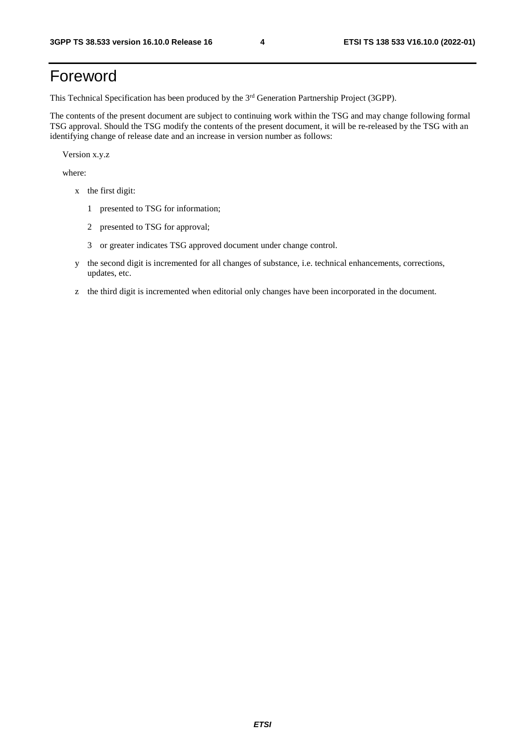# Foreword

This Technical Specification has been produced by the 3rd Generation Partnership Project (3GPP).

The contents of the present document are subject to continuing work within the TSG and may change following formal TSG approval. Should the TSG modify the contents of the present document, it will be re-released by the TSG with an identifying change of release date and an increase in version number as follows:

Version x.y.z

where:

- x the first digit:
  - 1 presented to TSG for information;
  - 2 presented to TSG for approval;
  - 3 or greater indicates TSG approved document under change control.
- y the second digit is incremented for all changes of substance, i.e. technical enhancements, corrections, updates, etc.
- z the third digit is incremented when editorial only changes have been incorporated in the document.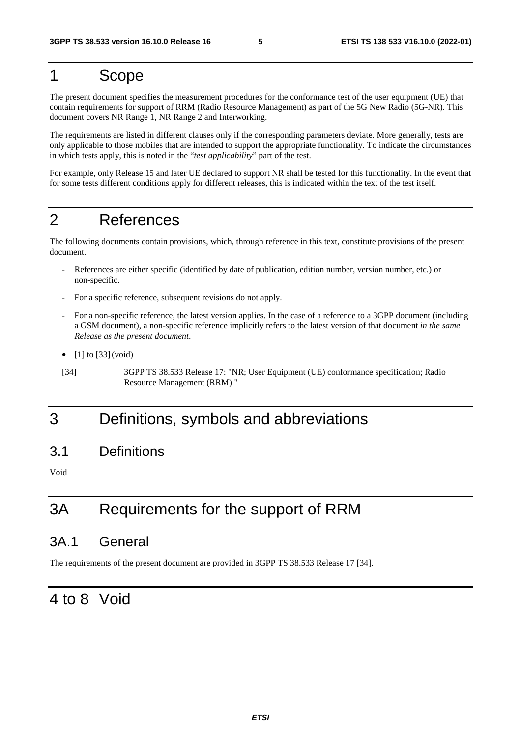# 1 Scope

The present document specifies the measurement procedures for the conformance test of the user equipment (UE) that contain requirements for support of RRM (Radio Resource Management) as part of the 5G New Radio (5G-NR). This document covers NR Range 1, NR Range 2 and Interworking.

The requirements are listed in different clauses only if the corresponding parameters deviate. More generally, tests are only applicable to those mobiles that are intended to support the appropriate functionality. To indicate the circumstances in which tests apply, this is noted in the "*test applicability*" part of the test.

For example, only Release 15 and later UE declared to support NR shall be tested for this functionality. In the event that for some tests different conditions apply for different releases, this is indicated within the text of the test itself.

# 2 References

The following documents contain provisions, which, through reference in this text, constitute provisions of the present document.

- References are either specific (identified by date of publication, edition number, version number, etc.) or non-specific.
- For a specific reference, subsequent revisions do not apply.
- For a non-specific reference, the latest version applies. In the case of a reference to a 3GPP document (including a GSM document), a non-specific reference implicitly refers to the latest version of that document *in the same Release as the present document*.

- [1] to [33] (void)

[34] 3GPP TS 38.533 Release 17: "NR; User Equipment (UE) conformance specification; Radio Resource Management (RRM) "

# 3 Definitions, symbols and abbreviations

## 3.1 Definitions

Void

# 3A Requirements for the support of RRM

## 3A.1 General

The requirements of the present document are provided in 3GPP TS 38.533 Release 17 [34].

# 4 to 8 Void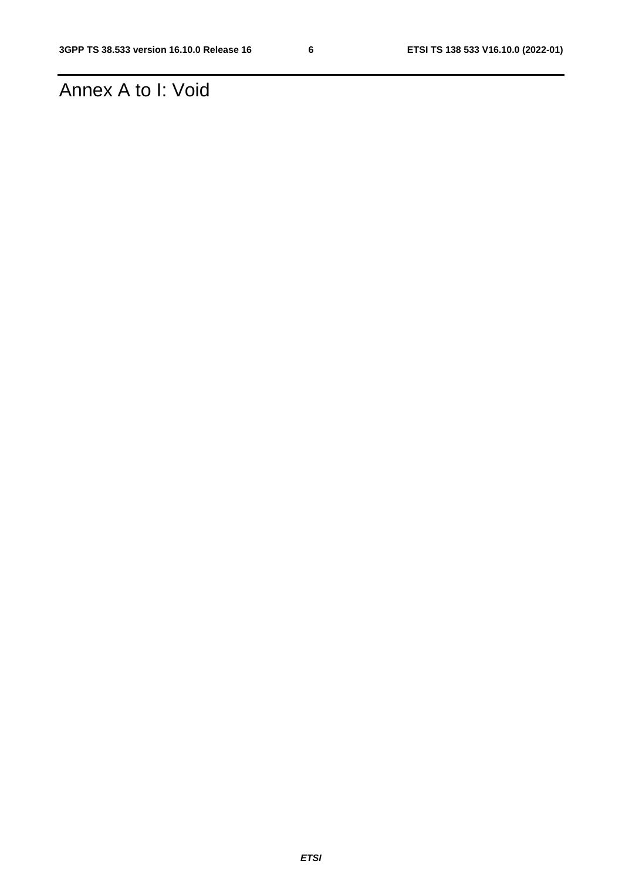# Annex A to I: Void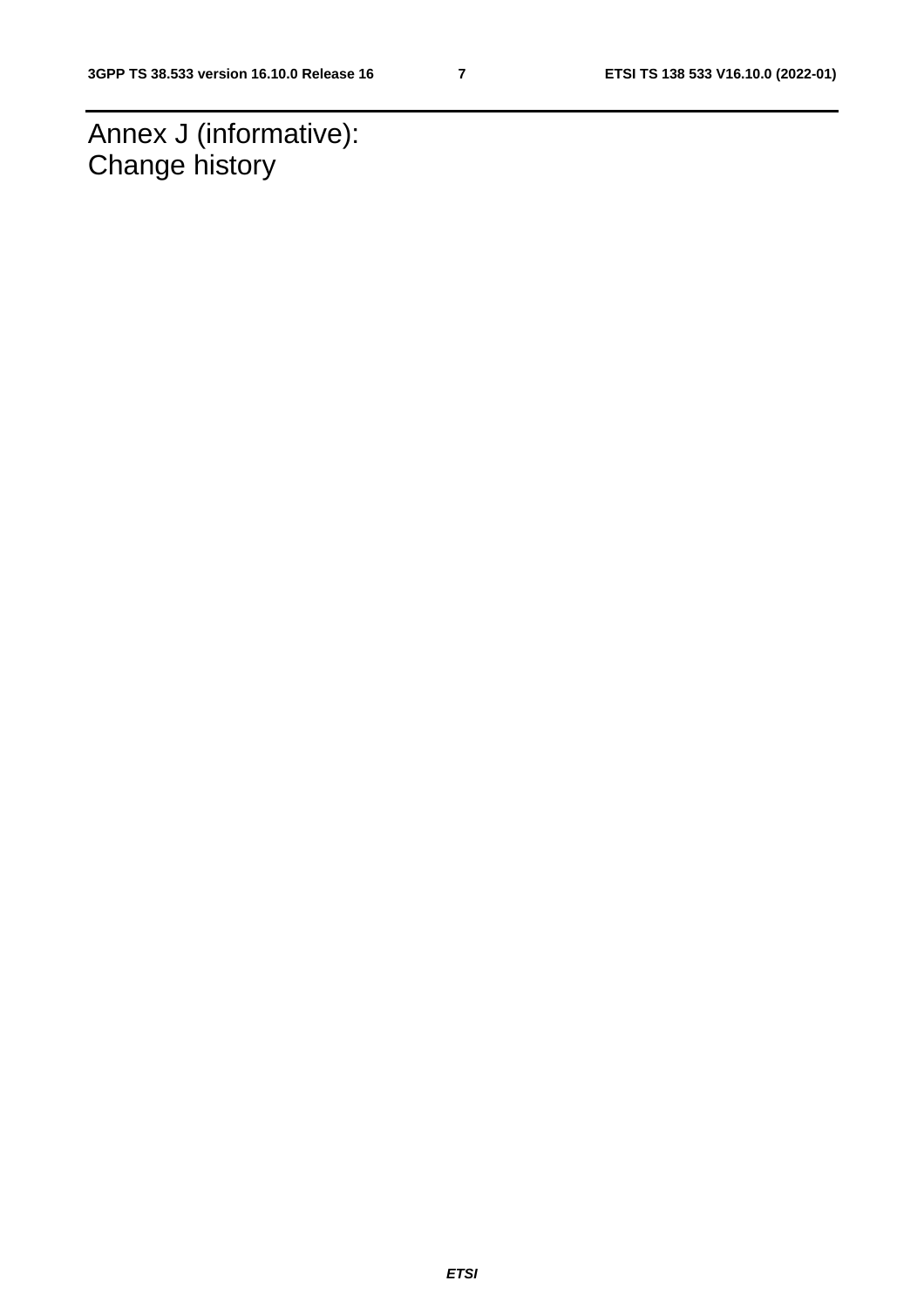# Annex J (informative): Change history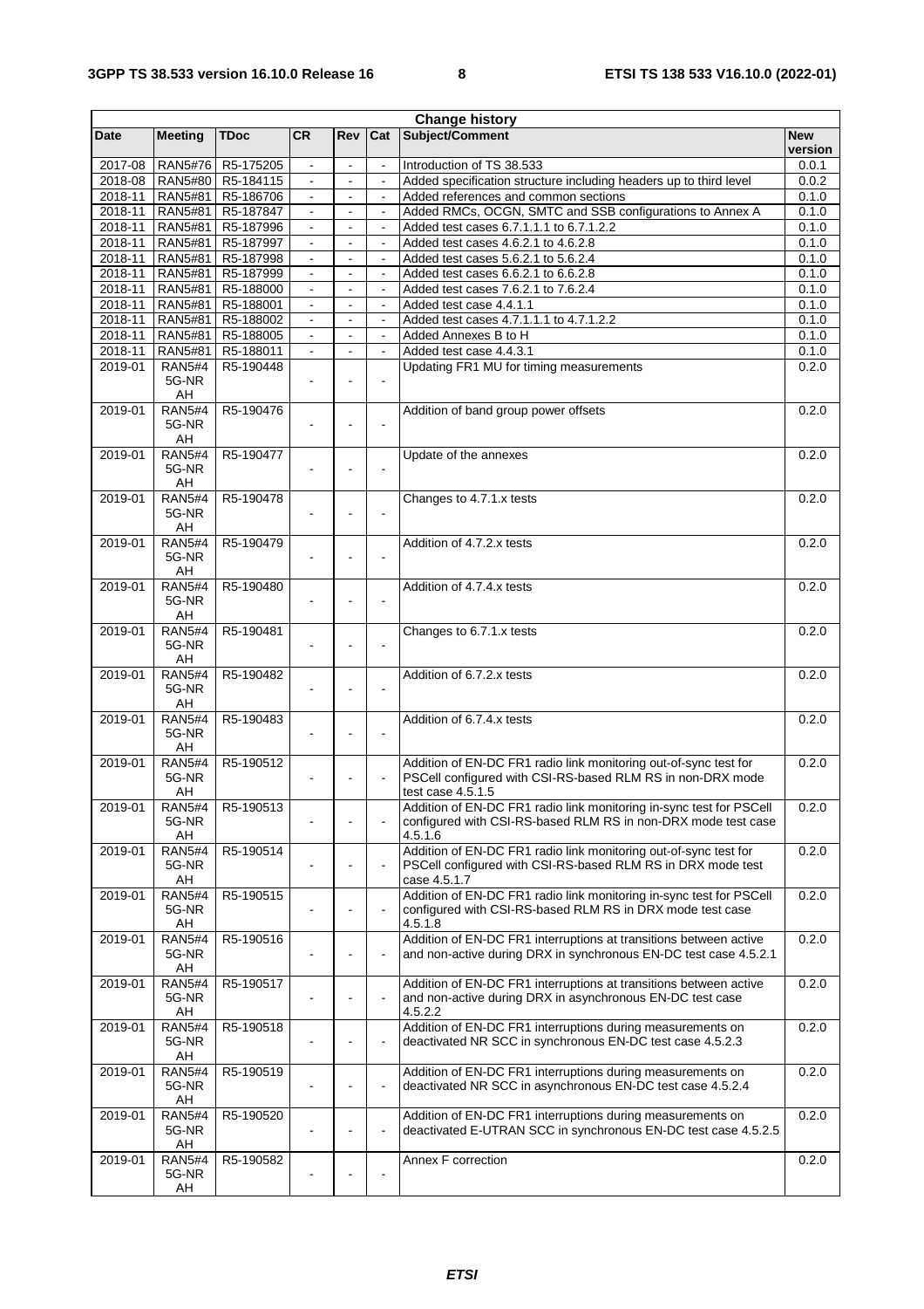| Change history | | | | | | | |
|---|---|---|---|---|---|---|---|
| Date | Meeting | TDoc | CR | Rev | Cat | Subject/Comment | New version |
| 2017-08 | RAN5#76 | R5-175205 | - | - | - | Introduction of TS 38.533 | 0.0.1 |
| 2018-08 | RAN5#80 | R5-184115 | - | - | - | Added specification structure including headers up to third level | 0.0.2 |
| 2018-11 | RAN5#81 | R5-186706 | - | - | - | Added references and common sections | 0.1.0 |
| 2018-11 | RAN5#81 | R5-187847 | - | - | - | Added RMCs, OCGN, SMTC and SSB configurations to Annex A | 0.1.0 |
| 2018-11 | RAN5#81 | R5-187996 | - | - | - | Added test cases 6.7.1.1.1 to 6.7.1.2.2 | 0.1.0 |
| 2018-11 | RAN5#81 | R5-187997 | - | - | - | Added test cases 4.6.2.1 to 4.6.2.8 | 0.1.0 |
| 2018-11 | RAN5#81 | R5-187998 | - | - | - | Added test cases 5.6.2.1 to 5.6.2.4 | 0.1.0 |
| 2018-11 | RAN5#81 | R5-187999 | - | - | - | Added test cases 6.6.2.1 to 6.6.2.8 | 0.1.0 |
| 2018-11 | RAN5#81 | R5-188000 | - | - | - | Added test cases 7.6.2.1 to 7.6.2.4 | 0.1.0 |
| 2018-11 | RAN5#81 | R5-188001 | - | - | - | Added test case 4.4.1.1 | 0.1.0 |
| 2018-11 | RAN5#81 | R5-188002 | - | - | - | Added test cases 4.7.1.1.1 to 4.7.1.2.2 | 0.1.0 |
| 2018-11 | RAN5#81 | R5-188005 | - | - | - | Added Annexes B to H | 0.1.0 |
| 2018-11 | RAN5#81 | R5-188011 | - | - | - | Added test case 4.4.3.1 | 0.1.0 |
| 2019-01 | RAN5#4 5G-NR AH | R5-190448 | - | - | - | Updating FR1 MU for timing measurements | 0.2.0 |
| 2019-01 | RAN5#4 5G-NR AH | R5-190476 | - | - | - | Addition of band group power offsets | 0.2.0 |
| 2019-01 | RAN5#4 5G-NR AH | R5-190477 | - | - | - | Update of the annexes | 0.2.0 |
| 2019-01 | RAN5#4 5G-NR AH | R5-190478 | - | - | - | Changes to 4.7.1.x tests | 0.2.0 |
| 2019-01 | RAN5#4 5G-NR AH | R5-190479 | - | - | - | Addition of 4.7.2.x tests | 0.2.0 |
| 2019-01 | RAN5#4 5G-NR AH | R5-190480 | - | - | - | Addition of 4.7.4.x tests | 0.2.0 |
| 2019-01 | RAN5#4 5G-NR AH | R5-190481 | - | - | - | Changes to 6.7.1.x tests | 0.2.0 |
| 2019-01 | RAN5#4 5G-NR AH | R5-190482 | - | - | - | Addition of 6.7.2.x tests | 0.2.0 |
| 2019-01 | RAN5#4 5G-NR AH | R5-190483 | - | - | - | Addition of 6.7.4.x tests | 0.2.0 |
| 2019-01 | RAN5#4 5G-NR AH | R5-190512 | - | - | - | Addition of EN-DC FR1 radio link monitoring out-of-sync test for PSCell configured with CSI-RS-based RLM RS in non-DRX mode test case 4.5.1.5 | 0.2.0 |
| 2019-01 | RAN5#4 5G-NR AH | R5-190513 | - | - | - | Addition of EN-DC FR1 radio link monitoring in-sync test for PSCell configured with CSI-RS-based RLM RS in non-DRX mode test case 4.5.1.6 | 0.2.0 |
| 2019-01 | RAN5#4 5G-NR AH | R5-190514 | - | - | - | Addition of EN-DC FR1 radio link monitoring out-of-sync test for PSCell configured with CSI-RS-based RLM RS in DRX mode test case 4.5.1.7 | 0.2.0 |
| 2019-01 | RAN5#4 5G-NR AH | R5-190515 | - | - | - | Addition of EN-DC FR1 radio link monitoring in-sync test for PSCell configured with CSI-RS-based RLM RS in DRX mode test case 4.5.1.8 | 0.2.0 |
| 2019-01 | RAN5#4 5G-NR AH | R5-190516 | - | - | - | Addition of EN-DC FR1 interruptions at transitions between active and non-active during DRX in synchronous EN-DC test case 4.5.2.1 | 0.2.0 |
| 2019-01 | RAN5#4 5G-NR AH | R5-190517 | - | - | - | Addition of EN-DC FR1 interruptions at transitions between active and non-active during DRX in asynchronous EN-DC test case 4.5.2.2 | 0.2.0 |
| 2019-01 | RAN5#4 5G-NR AH | R5-190518 | - | - | - | Addition of EN-DC FR1 interruptions during measurements on deactivated NR SCC in synchronous EN-DC test case 4.5.2.3 | 0.2.0 |
| 2019-01 | RAN5#4 5G-NR AH | R5-190519 | - | - | - | Addition of EN-DC FR1 interruptions during measurements on deactivated NR SCC in asynchronous EN-DC test case 4.5.2.4 | 0.2.0 |
| 2019-01 | RAN5#4 5G-NR AH | R5-190520 | - | - | - | Addition of EN-DC FR1 interruptions during measurements on deactivated E-UTRAN SCC in synchronous EN-DC test case 4.5.2.5 | 0.2.0 |
| 2019-01 | RAN5#4 5G-NR AH | R5-190582 | - | - | - | Annex F correction | 0.2.0 |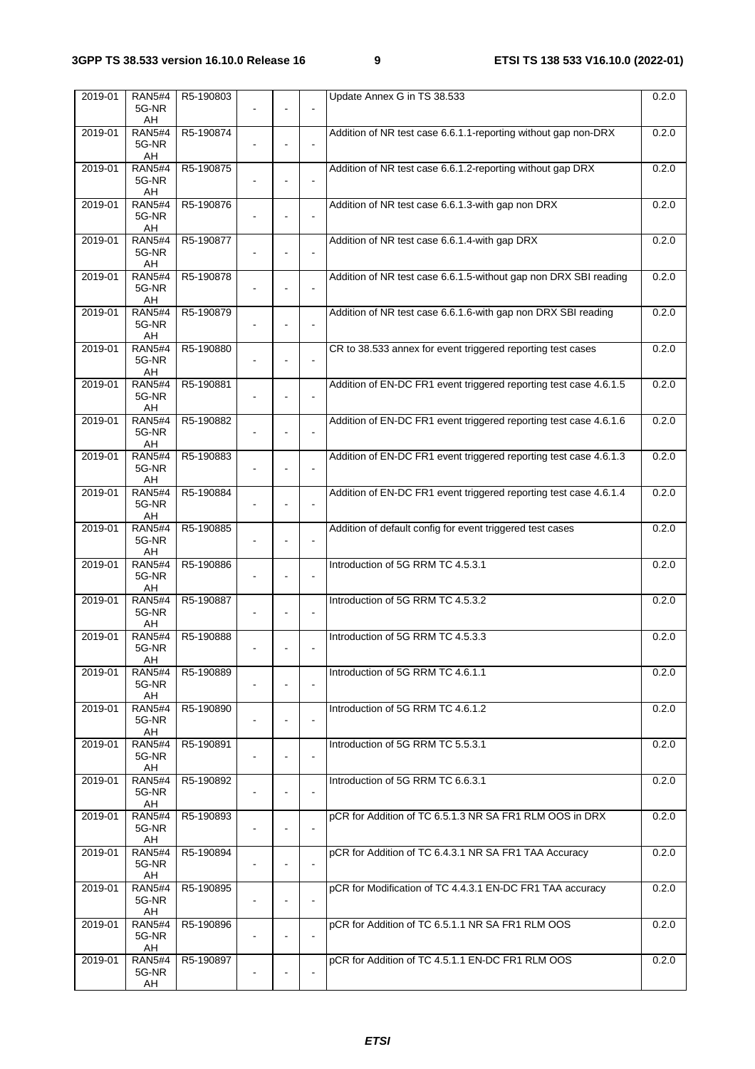| 2019-01 | RAN5#4 5G-NR AH | R5-190803 | - | - | - | Update Annex G in TS 38.533 | 0.2.0 |
|---|---|---|---|---|---|---|---|
| 2019-01 | RAN5#4 5G-NR AH | R5-190874 | - | - | - | Addition of NR test case 6.6.1.1-reporting without gap non-DRX | 0.2.0 |
| 2019-01 | RAN5#4 5G-NR AH | R5-190875 | - | - | - | Addition of NR test case 6.6.1.2-reporting without gap DRX | 0.2.0 |
| 2019-01 | RAN5#4 5G-NR AH | R5-190876 | - | - | - | Addition of NR test case 6.6.1.3-with gap non DRX | 0.2.0 |
| 2019-01 | RAN5#4 5G-NR AH | R5-190877 | - | - | - | Addition of NR test case 6.6.1.4-with gap DRX | 0.2.0 |
| 2019-01 | RAN5#4 5G-NR AH | R5-190878 | - | - | - | Addition of NR test case 6.6.1.5-without gap non DRX SBI reading | 0.2.0 |
| 2019-01 | RAN5#4 5G-NR AH | R5-190879 | - | - | - | Addition of NR test case 6.6.1.6-with gap non DRX SBI reading | 0.2.0 |
| 2019-01 | RAN5#4 5G-NR AH | R5-190880 | - | - | - | CR to 38.533 annex for event triggered reporting test cases | 0.2.0 |
| 2019-01 | RAN5#4 5G-NR AH | R5-190881 | - | - | - | Addition of EN-DC FR1 event triggered reporting test case 4.6.1.5 | 0.2.0 |
| 2019-01 | RAN5#4 5G-NR AH | R5-190882 | - | - | - | Addition of EN-DC FR1 event triggered reporting test case 4.6.1.6 | 0.2.0 |
| 2019-01 | RAN5#4 5G-NR AH | R5-190883 | - | - | - | Addition of EN-DC FR1 event triggered reporting test case 4.6.1.3 | 0.2.0 |
| 2019-01 | RAN5#4 5G-NR AH | R5-190884 | - | - | - | Addition of EN-DC FR1 event triggered reporting test case 4.6.1.4 | 0.2.0 |
| 2019-01 | RAN5#4 5G-NR AH | R5-190885 | - | - | - | Addition of default config for event triggered test cases | 0.2.0 |
| 2019-01 | RAN5#4 5G-NR AH | R5-190886 | - | - | - | Introduction of 5G RRM TC 4.5.3.1 | 0.2.0 |
| 2019-01 | RAN5#4 5G-NR AH | R5-190887 | - | - | - | Introduction of 5G RRM TC 4.5.3.2 | 0.2.0 |
| 2019-01 | RAN5#4 5G-NR AH | R5-190888 | - | - | - | Introduction of 5G RRM TC 4.5.3.3 | 0.2.0 |
| 2019-01 | RAN5#4 5G-NR AH | R5-190889 | - | - | - | Introduction of 5G RRM TC 4.6.1.1 | 0.2.0 |
| 2019-01 | RAN5#4 5G-NR AH | R5-190890 | - | - | - | Introduction of 5G RRM TC 4.6.1.2 | 0.2.0 |
| 2019-01 | RAN5#4 5G-NR AH | R5-190891 | - | - | - | Introduction of 5G RRM TC 5.5.3.1 | 0.2.0 |
| 2019-01 | RAN5#4 5G-NR AH | R5-190892 | - | - | - | Introduction of 5G RRM TC 6.6.3.1 | 0.2.0 |
| 2019-01 | RAN5#4 5G-NR AH | R5-190893 | - | - | - | pCR for Addition of TC 6.5.1.3 NR SA FR1 RLM OOS in DRX | 0.2.0 |
| 2019-01 | RAN5#4 5G-NR AH | R5-190894 | - | - | - | pCR for Addition of TC 6.4.3.1 NR SA FR1 TAA Accuracy | 0.2.0 |
| 2019-01 | RAN5#4 5G-NR AH | R5-190895 | - | - | - | pCR for Modification of TC 4.4.3.1 EN-DC FR1 TAA accuracy | 0.2.0 |
| 2019-01 | RAN5#4 5G-NR AH | R5-190896 | - | - | - | pCR for Addition of TC 6.5.1.1 NR SA FR1 RLM OOS | 0.2.0 |
| 2019-01 | RAN5#4 5G-NR AH | R5-190897 | - | - | - | pCR for Addition of TC 4.5.1.1 EN-DC FR1 RLM OOS | 0.2.0 |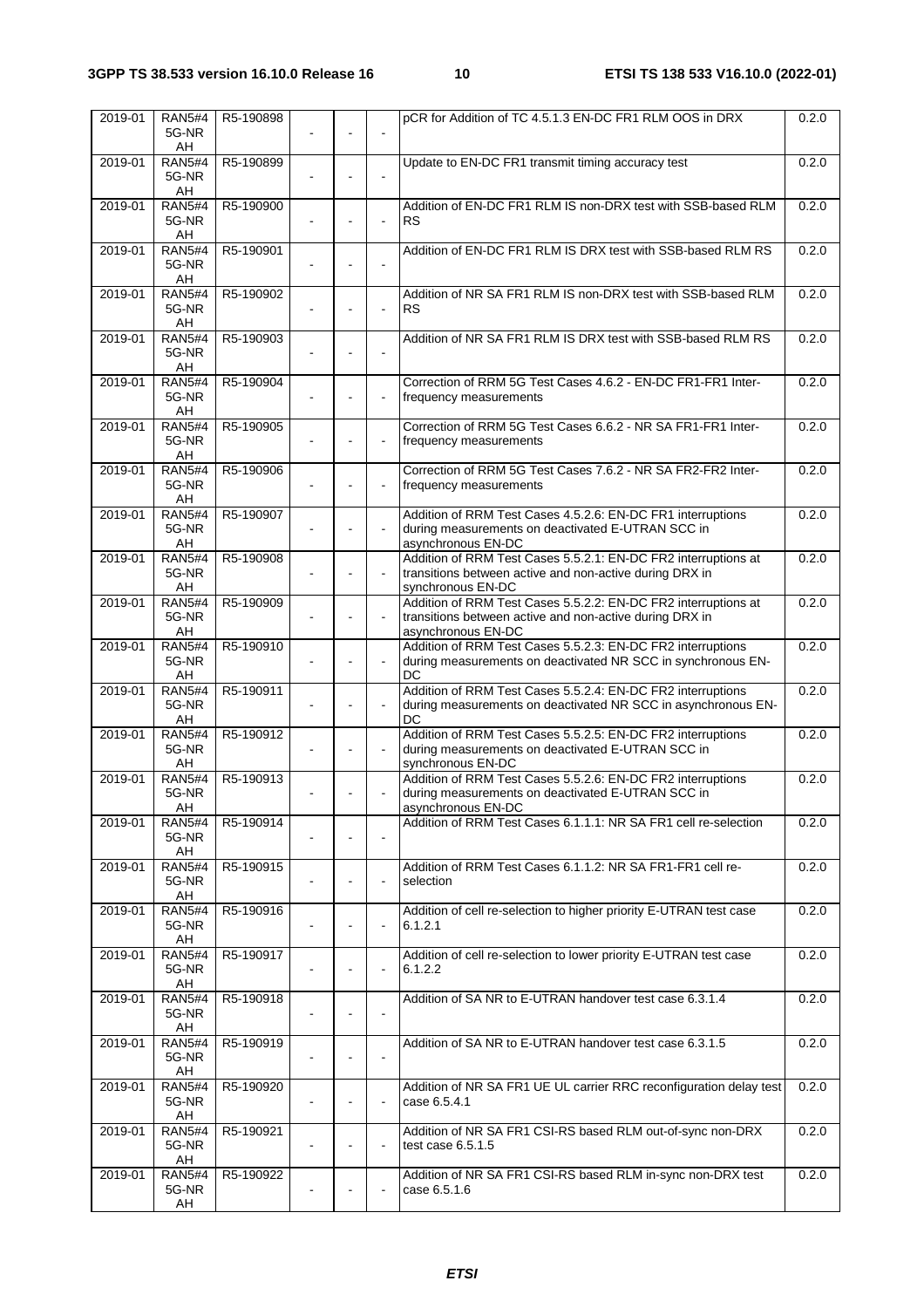| 2019-01 | RAN5#4 5G-NR AH | R5-190898 | - | - | - | pCR for Addition of TC 4.5.1.3 EN-DC FR1 RLM OOS in DRX | 0.2.0 |
|---|---|---|---|---|---|---|---|
| 2019-01 | RAN5#4 5G-NR AH | R5-190899 | - | - | - | Update to EN-DC FR1 transmit timing accuracy test | 0.2.0 |
| 2019-01 | RAN5#4 5G-NR AH | R5-190900 | - | - | - | Addition of EN-DC FR1 RLM IS non-DRX test with SSB-based RLM RS | 0.2.0 |
| 2019-01 | RAN5#4 5G-NR AH | R5-190901 | - | - | - | Addition of EN-DC FR1 RLM IS DRX test with SSB-based RLM RS | 0.2.0 |
| 2019-01 | RAN5#4 5G-NR AH | R5-190902 | - | - | - | Addition of NR SA FR1 RLM IS non-DRX test with SSB-based RLM RS | 0.2.0 |
| 2019-01 | RAN5#4 5G-NR AH | R5-190903 | - | - | - | Addition of NR SA FR1 RLM IS DRX test with SSB-based RLM RS | 0.2.0 |
| 2019-01 | RAN5#4 5G-NR AH | R5-190904 | - | - | - | Correction of RRM 5G Test Cases 4.6.2 - EN-DC FR1-FR1 Inter-frequency measurements | 0.2.0 |
| 2019-01 | RAN5#4 5G-NR AH | R5-190905 | - | - | - | Correction of RRM 5G Test Cases 6.6.2 - NR SA FR1-FR1 Inter-frequency measurements | 0.2.0 |
| 2019-01 | RAN5#4 5G-NR AH | R5-190906 | - | - | - | Correction of RRM 5G Test Cases 7.6.2 - NR SA FR2-FR2 Inter-frequency measurements | 0.2.0 |
| 2019-01 | RAN5#4 5G-NR AH | R5-190907 | - | - | - | Addition of RRM Test Cases 4.5.2.6: EN-DC FR1 interruptions during measurements on deactivated E-UTRAN SCC in asynchronous EN-DC | 0.2.0 |
| 2019-01 | RAN5#4 5G-NR AH | R5-190908 | - | - | - | Addition of RRM Test Cases 5.5.2.1: EN-DC FR2 interruptions at transitions between active and non-active during DRX in synchronous EN-DC | 0.2.0 |
| 2019-01 | RAN5#4 5G-NR AH | R5-190909 | - | - | - | Addition of RRM Test Cases 5.5.2.2: EN-DC FR2 interruptions at transitions between active and non-active during DRX in asynchronous EN-DC | 0.2.0 |
| 2019-01 | RAN5#4 5G-NR AH | R5-190910 | - | - | - | Addition of RRM Test Cases 5.5.2.3: EN-DC FR2 interruptions during measurements on deactivated NR SCC in synchronous EN-DC | 0.2.0 |
| 2019-01 | RAN5#4 5G-NR AH | R5-190911 | - | - | - | Addition of RRM Test Cases 5.5.2.4: EN-DC FR2 interruptions during measurements on deactivated NR SCC in asynchronous EN-DC | 0.2.0 |
| 2019-01 | RAN5#4 5G-NR AH | R5-190912 | - | - | - | Addition of RRM Test Cases 5.5.2.5: EN-DC FR2 interruptions during measurements on deactivated E-UTRAN SCC in synchronous EN-DC | 0.2.0 |
| 2019-01 | RAN5#4 5G-NR AH | R5-190913 | - | - | - | Addition of RRM Test Cases 5.5.2.6: EN-DC FR2 interruptions during measurements on deactivated E-UTRAN SCC in asynchronous EN-DC | 0.2.0 |
| 2019-01 | RAN5#4 5G-NR AH | R5-190914 | - | - | - | Addition of RRM Test Cases 6.1.1.1: NR SA FR1 cell re-selection | 0.2.0 |
| 2019-01 | RAN5#4 5G-NR AH | R5-190915 | - | - | - | Addition of RRM Test Cases 6.1.1.2: NR SA FR1-FR1 cell re-selection | 0.2.0 |
| 2019-01 | RAN5#4 5G-NR AH | R5-190916 | - | - | - | Addition of cell re-selection to higher priority E-UTRAN test case 6.1.2.1 | 0.2.0 |
| 2019-01 | RAN5#4 5G-NR AH | R5-190917 | - | - | - | Addition of cell re-selection to lower priority E-UTRAN test case 6.1.2.2 | 0.2.0 |
| 2019-01 | RAN5#4 5G-NR AH | R5-190918 | - | - | - | Addition of SA NR to E-UTRAN handover test case 6.3.1.4 | 0.2.0 |
| 2019-01 | RAN5#4 5G-NR AH | R5-190919 | - | - | - | Addition of SA NR to E-UTRAN handover test case 6.3.1.5 | 0.2.0 |
| 2019-01 | RAN5#4 5G-NR AH | R5-190920 | - | - | - | Addition of NR SA FR1 UE UL carrier RRC reconfiguration delay test case 6.5.4.1 | 0.2.0 |
| 2019-01 | RAN5#4 5G-NR AH | R5-190921 | - | - | - | Addition of NR SA FR1 CSI-RS based RLM out-of-sync non-DRX test case 6.5.1.5 | 0.2.0 |
| 2019-01 | RAN5#4 5G-NR AH | R5-190922 | - | - | - | Addition of NR SA FR1 CSI-RS based RLM in-sync non-DRX test case 6.5.1.6 | 0.2.0 |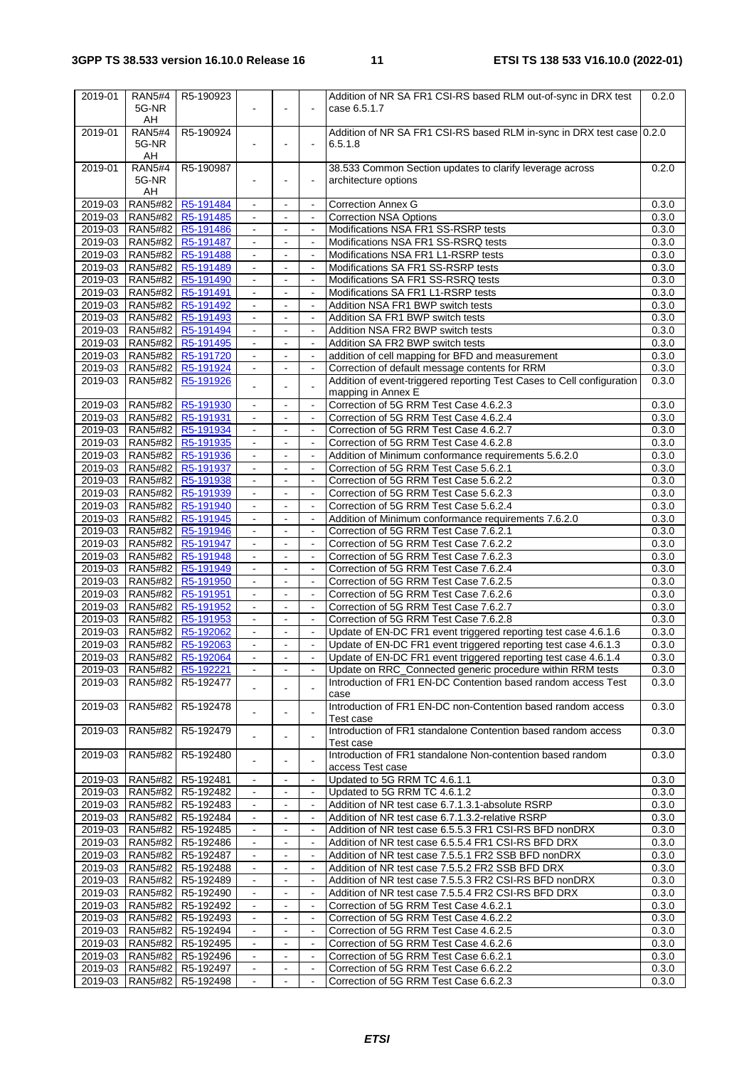| 2019-01 | RAN5#4 5G-NR AH | R5-190923 | - | - | - | Addition of NR SA FR1 CSI-RS based RLM out-of-sync in DRX test case 6.5.1.7 | 0.2.0 |
|---|---|---|---|---|---|---|---|
| 2019-01 | RAN5#4 5G-NR AH | R5-190924 | - | - | - | Addition of NR SA FR1 CSI-RS based RLM in-sync in DRX test case 6.5.1.8 | 0.2.0 |
| 2019-01 | RAN5#4 5G-NR AH | R5-190987 | - | - | - | 38.533 Common Section updates to clarify leverage across architecture options | 0.2.0 |
| 2019-03 | RAN5#82 | R5-191484 | - | - | - | Correction Annex G | 0.3.0 |
| 2019-03 | RAN5#82 | R5-191485 | - | - | - | Correction NSA Options | 0.3.0 |
| 2019-03 | RAN5#82 | R5-191486 | - | - | - | Modifications NSA FR1 SS-RSRP tests | 0.3.0 |
| 2019-03 | RAN5#82 | R5-191487 | - | - | - | Modifications NSA FR1 SS-RSRQ tests | 0.3.0 |
| 2019-03 | RAN5#82 | R5-191488 | - | - | - | Modifications NSA FR1 L1-RSRP tests | 0.3.0 |
| 2019-03 | RAN5#82 | R5-191489 | - | - | - | Modifications SA FR1 SS-RSRP tests | 0.3.0 |
| 2019-03 | RAN5#82 | R5-191490 | - | - | - | Modifications SA FR1 SS-RSRQ tests | 0.3.0 |
| 2019-03 | RAN5#82 | R5-191491 | - | - | - | Modifications SA FR1 L1-RSRP tests | 0.3.0 |
| 2019-03 | RAN5#82 | R5-191492 | - | - | - | Addition NSA FR1 BWP switch tests | 0.3.0 |
| 2019-03 | RAN5#82 | R5-191493 | - | - | - | Addition SA FR1 BWP switch tests | 0.3.0 |
| 2019-03 | RAN5#82 | R5-191494 | - | - | - | Addition NSA FR2 BWP switch tests | 0.3.0 |
| 2019-03 | RAN5#82 | R5-191495 | - | - | - | Addition SA FR2 BWP switch tests | 0.3.0 |
| 2019-03 | RAN5#82 | R5-191720 | - | - | - | addition of cell mapping for BFD and measurement | 0.3.0 |
| 2019-03 | RAN5#82 | R5-191924 | - | - | - | Correction of default message contents for RRM | 0.3.0 |
| 2019-03 | RAN5#82 | R5-191926 | - | - | - | Addition of event-triggered reporting Test Cases to Cell configuration mapping in Annex E | 0.3.0 |
| 2019-03 | RAN5#82 | R5-191930 | - | - | - | Correction of 5G RRM Test Case 4.6.2.3 | 0.3.0 |
| 2019-03 | RAN5#82 | R5-191931 | - | - | - | Correction of 5G RRM Test Case 4.6.2.4 | 0.3.0 |
| 2019-03 | RAN5#82 | R5-191934 | - | - | - | Correction of 5G RRM Test Case 4.6.2.7 | 0.3.0 |
| 2019-03 | RAN5#82 | R5-191935 | - | - | - | Correction of 5G RRM Test Case 4.6.2.8 | 0.3.0 |
| 2019-03 | RAN5#82 | R5-191936 | - | - | - | Addition of Minimum conformance requirements 5.6.2.0 | 0.3.0 |
| 2019-03 | RAN5#82 | R5-191937 | - | - | - | Correction of 5G RRM Test Case 5.6.2.1 | 0.3.0 |
| 2019-03 | RAN5#82 | R5-191938 | - | - | - | Correction of 5G RRM Test Case 5.6.2.2 | 0.3.0 |
| 2019-03 | RAN5#82 | R5-191939 | - | - | - | Correction of 5G RRM Test Case 5.6.2.3 | 0.3.0 |
| 2019-03 | RAN5#82 | R5-191940 | - | - | - | Correction of 5G RRM Test Case 5.6.2.4 | 0.3.0 |
| 2019-03 | RAN5#82 | R5-191945 | - | - | - | Addition of Minimum conformance requirements 7.6.2.0 | 0.3.0 |
| 2019-03 | RAN5#82 | R5-191946 | - | - | - | Correction of 5G RRM Test Case 7.6.2.1 | 0.3.0 |
| 2019-03 | RAN5#82 | R5-191947 | - | - | - | Correction of 5G RRM Test Case 7.6.2.2 | 0.3.0 |
| 2019-03 | RAN5#82 | R5-191948 | - | - | - | Correction of 5G RRM Test Case 7.6.2.3 | 0.3.0 |
| 2019-03 | RAN5#82 | R5-191949 | - | - | - | Correction of 5G RRM Test Case 7.6.2.4 | 0.3.0 |
| 2019-03 | RAN5#82 | R5-191950 | - | - | - | Correction of 5G RRM Test Case 7.6.2.5 | 0.3.0 |
| 2019-03 | RAN5#82 | R5-191951 | - | - | - | Correction of 5G RRM Test Case 7.6.2.6 | 0.3.0 |
| 2019-03 | RAN5#82 | R5-191952 | - | - | - | Correction of 5G RRM Test Case 7.6.2.7 | 0.3.0 |
| 2019-03 | RAN5#82 | R5-191953 | - | - | - | Correction of 5G RRM Test Case 7.6.2.8 | 0.3.0 |
| 2019-03 | RAN5#82 | R5-192062 | - | - | - | Update of EN-DC FR1 event triggered reporting test case 4.6.1.6 | 0.3.0 |
| 2019-03 | RAN5#82 | R5-192063 | - | - | - | Update of EN-DC FR1 event triggered reporting test case 4.6.1.3 | 0.3.0 |
| 2019-03 | RAN5#82 | R5-192064 | - | - | - | Update of EN-DC FR1 event triggered reporting test case 4.6.1.4 | 0.3.0 |
| 2019-03 | RAN5#82 | R5-192221 | - | - | - | Update on RRC_Connected generic procedure within RRM tests | 0.3.0 |
| 2019-03 | RAN5#82 | R5-192477 | - | - | - | Introduction of FR1 EN-DC Contention based random access Test case | 0.3.0 |
| 2019-03 | RAN5#82 | R5-192478 | - | - | - | Introduction of FR1 EN-DC non-Contention based random access Test case | 0.3.0 |
| 2019-03 | RAN5#82 | R5-192479 | - | - | - | Introduction of FR1 standalone Contention based random access Test case | 0.3.0 |
| 2019-03 | RAN5#82 | R5-192480 | - | - | - | Introduction of FR1 standalone Non-contention based random access Test case | 0.3.0 |
| 2019-03 | RAN5#82 | R5-192481 | - | - | - | Updated to 5G RRM TC 4.6.1.1 | 0.3.0 |
| 2019-03 | RAN5#82 | R5-192482 | - | - | - | Updated to 5G RRM TC 4.6.1.2 | 0.3.0 |
| 2019-03 | RAN5#82 | R5-192483 | - | - | - | Addition of NR test case 6.7.1.3.1-absolute RSRP | 0.3.0 |
| 2019-03 | RAN5#82 | R5-192484 | - | - | - | Addition of NR test case 6.7.1.3.2-relative RSRP | 0.3.0 |
| 2019-03 | RAN5#82 | R5-192485 | - | - | - | Addition of NR test case 6.5.5.3 FR1 CSI-RS BFD nonDRX | 0.3.0 |
| 2019-03 | RAN5#82 | R5-192486 | - | - | - | Addition of NR test case 6.5.5.4 FR1 CSI-RS BFD DRX | 0.3.0 |
| 2019-03 | RAN5#82 | R5-192487 | - | - | - | Addition of NR test case 7.5.5.1 FR2 SSB BFD nonDRX | 0.3.0 |
| 2019-03 | RAN5#82 | R5-192488 | - | - | - | Addition of NR test case 7.5.5.2 FR2 SSB BFD DRX | 0.3.0 |
| 2019-03 | RAN5#82 | R5-192489 | - | - | - | Addition of NR test case 7.5.5.3 FR2 CSI-RS BFD nonDRX | 0.3.0 |
| 2019-03 | RAN5#82 | R5-192490 | - | - | - | Addition of NR test case 7.5.5.4 FR2 CSI-RS BFD DRX | 0.3.0 |
| 2019-03 | RAN5#82 | R5-192492 | - | - | - | Correction of 5G RRM Test Case 4.6.2.1 | 0.3.0 |
| 2019-03 | RAN5#82 | R5-192493 | - | - | - | Correction of 5G RRM Test Case 4.6.2.2 | 0.3.0 |
| 2019-03 | RAN5#82 | R5-192494 | - | - | - | Correction of 5G RRM Test Case 4.6.2.5 | 0.3.0 |
| 2019-03 | RAN5#82 | R5-192495 | - | - | - | Correction of 5G RRM Test Case 4.6.2.6 | 0.3.0 |
| 2019-03 | RAN5#82 | R5-192496 | - | - | - | Correction of 5G RRM Test Case 6.6.2.1 | 0.3.0 |
| 2019-03 | RAN5#82 | R5-192497 | - | - | - | Correction of 5G RRM Test Case 6.6.2.2 | 0.3.0 |
| 2019-03 | RAN5#82 | R5-192498 | - | - | - | Correction of 5G RRM Test Case 6.6.2.3 | 0.3.0 |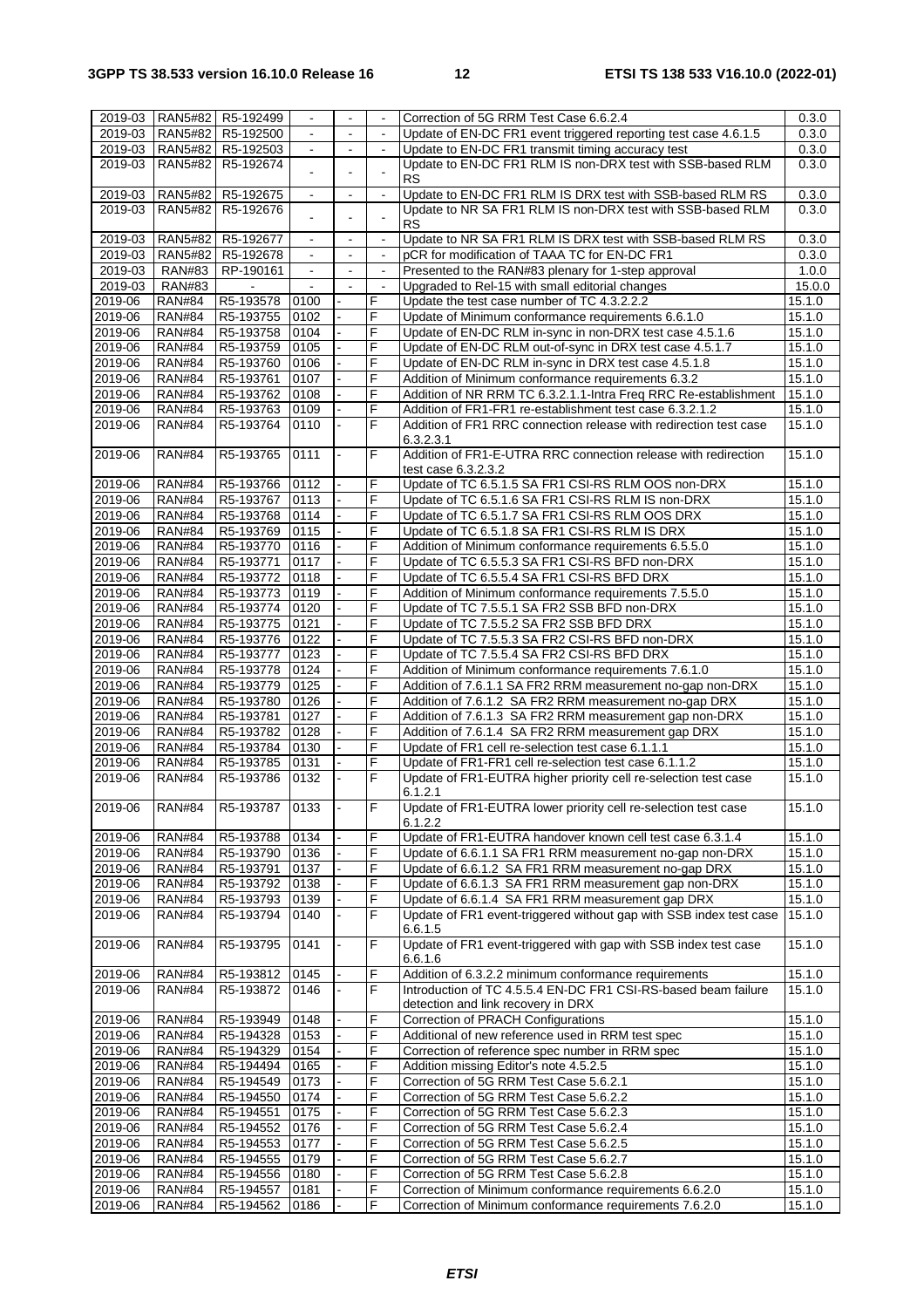| 2019-03 | RAN5#82 | R5-192499 | - | - | - | Correction of 5G RRM Test Case 6.6.2.4 | 0.3.0 |
|---|---|---|---|---|---|---|---|
| 2019-03 | RAN5#82 | R5-192500 | - | - | - | Update of EN-DC FR1 event triggered reporting test case 4.6.1.5 | 0.3.0 |
| 2019-03 | RAN5#82 | R5-192503 | - | - | - | Update to EN-DC FR1 transmit timing accuracy test | 0.3.0 |
| 2019-03 | RAN5#82 | R5-192674 | - | - | - | Update to EN-DC FR1 RLM IS non-DRX test with SSB-based RLM RS | 0.3.0 |
| 2019-03 | RAN5#82 | R5-192675 | - | - | - | Update to EN-DC FR1 RLM IS DRX test with SSB-based RLM RS | 0.3.0 |
| 2019-03 | RAN5#82 | R5-192676 | - | - | - | Update to NR SA FR1 RLM IS non-DRX test with SSB-based RLM RS | 0.3.0 |
| 2019-03 | RAN5#82 | R5-192677 | - | - | - | Update to NR SA FR1 RLM IS DRX test with SSB-based RLM RS | 0.3.0 |
| 2019-03 | RAN5#82 | R5-192678 | - | - | - | pCR for modification of TAAA TC for EN-DC FR1 | 0.3.0 |
| 2019-03 | RAN#83 | RP-190161 | - | - | - | Presented to the RAN#83 plenary for 1-step approval | 1.0.0 |
| 2019-03 | RAN#83 | - | - | - | - | Upgraded to Rel-15 with small editorial changes | 15.0.0 |
| 2019-06 | RAN#84 | R5-193578 | 0100 | - | F | Update the test case number of TC 4.3.2.2.2 | 15.1.0 |
| 2019-06 | RAN#84 | R5-193755 | 0102 | - | F | Update of Minimum conformance requirements 6.6.1.0 | 15.1.0 |
| 2019-06 | RAN#84 | R5-193758 | 0104 | - | F | Update of EN-DC RLM in-sync in non-DRX test case 4.5.1.6 | 15.1.0 |
| 2019-06 | RAN#84 | R5-193759 | 0105 | - | F | Update of EN-DC RLM out-of-sync in DRX test case 4.5.1.7 | 15.1.0 |
| 2019-06 | RAN#84 | R5-193760 | 0106 | - | F | Update of EN-DC RLM in-sync in DRX test case 4.5.1.8 | 15.1.0 |
| 2019-06 | RAN#84 | R5-193761 | 0107 | - | F | Addition of Minimum conformance requirements 6.3.2 | 15.1.0 |
| 2019-06 | RAN#84 | R5-193762 | 0108 | - | F | Addition of NR RRM TC 6.3.2.1.1-Intra Freq RRC Re-establishment | 15.1.0 |
| 2019-06 | RAN#84 | R5-193763 | 0109 | - | F | Addition of FR1-FR1 re-establishment test case 6.3.2.1.2 | 15.1.0 |
| 2019-06 | RAN#84 | R5-193764 | 0110 | - | F | Addition of FR1 RRC connection release with redirection test case 6.3.2.3.1 | 15.1.0 |
| 2019-06 | RAN#84 | R5-193765 | 0111 | - | F | Addition of FR1-E-UTRA RRC connection release with redirection test case 6.3.2.3.2 | 15.1.0 |
| 2019-06 | RAN#84 | R5-193766 | 0112 | - | F | Update of TC 6.5.1.5 SA FR1 CSI-RS RLM OOS non-DRX | 15.1.0 |
| 2019-06 | RAN#84 | R5-193767 | 0113 | - | F | Update of TC 6.5.1.6 SA FR1 CSI-RS RLM IS non-DRX | 15.1.0 |
| 2019-06 | RAN#84 | R5-193768 | 0114 | - | F | Update of TC 6.5.1.7 SA FR1 CSI-RS RLM OOS DRX | 15.1.0 |
| 2019-06 | RAN#84 | R5-193769 | 0115 | - | F | Update of TC 6.5.1.8 SA FR1 CSI-RS RLM IS DRX | 15.1.0 |
| 2019-06 | RAN#84 | R5-193770 | 0116 | - | F | Addition of Minimum conformance requirements 6.5.5.0 | 15.1.0 |
| 2019-06 | RAN#84 | R5-193771 | 0117 | - | F | Update of TC 6.5.5.3 SA FR1 CSI-RS BFD non-DRX | 15.1.0 |
| 2019-06 | RAN#84 | R5-193772 | 0118 | - | F | Update of TC 6.5.5.4 SA FR1 CSI-RS BFD DRX | 15.1.0 |
| 2019-06 | RAN#84 | R5-193773 | 0119 | - | F | Addition of Minimum conformance requirements 7.5.5.0 | 15.1.0 |
| 2019-06 | RAN#84 | R5-193774 | 0120 | - | F | Update of TC 7.5.5.1 SA FR2 SSB BFD non-DRX | 15.1.0 |
| 2019-06 | RAN#84 | R5-193775 | 0121 | - | F | Update of TC 7.5.5.2 SA FR2 SSB BFD DRX | 15.1.0 |
| 2019-06 | RAN#84 | R5-193776 | 0122 | - | F | Update of TC 7.5.5.3 SA FR2 CSI-RS BFD non-DRX | 15.1.0 |
| 2019-06 | RAN#84 | R5-193777 | 0123 | - | F | Update of TC 7.5.5.4 SA FR2 CSI-RS BFD DRX | 15.1.0 |
| 2019-06 | RAN#84 | R5-193778 | 0124 | - | F | Addition of Minimum conformance requirements 7.6.1.0 | 15.1.0 |
| 2019-06 | RAN#84 | R5-193779 | 0125 | - | F | Addition of 7.6.1.1 SA FR2 RRM measurement no-gap non-DRX | 15.1.0 |
| 2019-06 | RAN#84 | R5-193780 | 0126 | - | F | Addition of 7.6.1.2 SA FR2 RRM measurement no-gap DRX | 15.1.0 |
| 2019-06 | RAN#84 | R5-193781 | 0127 | - | F | Addition of 7.6.1.3 SA FR2 RRM measurement gap non-DRX | 15.1.0 |
| 2019-06 | RAN#84 | R5-193782 | 0128 | - | F | Addition of 7.6.1.4 SA FR2 RRM measurement gap DRX | 15.1.0 |
| 2019-06 | RAN#84 | R5-193784 | 0130 | - | F | Update of FR1 cell re-selection test case 6.1.1.1 | 15.1.0 |
| 2019-06 | RAN#84 | R5-193785 | 0131 | - | F | Update of FR1-FR1 cell re-selection test case 6.1.1.2 | 15.1.0 |
| 2019-06 | RAN#84 | R5-193786 | 0132 | - | F | Update of FR1-EUTRA higher priority cell re-selection test case 6.1.2.1 | 15.1.0 |
| 2019-06 | RAN#84 | R5-193787 | 0133 | - | F | Update of FR1-EUTRA lower priority cell re-selection test case 6.1.2.2 | 15.1.0 |
| 2019-06 | RAN#84 | R5-193788 | 0134 | - | F | Update of FR1-EUTRA handover known cell test case 6.3.1.4 | 15.1.0 |
| 2019-06 | RAN#84 | R5-193790 | 0136 | - | F | Update of 6.6.1.1 SA FR1 RRM measurement no-gap non-DRX | 15.1.0 |
| 2019-06 | RAN#84 | R5-193791 | 0137 | - | F | Update of 6.6.1.2 SA FR1 RRM measurement no-gap DRX | 15.1.0 |
| 2019-06 | RAN#84 | R5-193792 | 0138 | - | F | Update of 6.6.1.3 SA FR1 RRM measurement gap non-DRX | 15.1.0 |
| 2019-06 | RAN#84 | R5-193793 | 0139 | - | F | Update of 6.6.1.4 SA FR1 RRM measurement gap DRX | 15.1.0 |
| 2019-06 | RAN#84 | R5-193794 | 0140 | - | F | Update of FR1 event-triggered without gap with SSB index test case 6.6.1.5 | 15.1.0 |
| 2019-06 | RAN#84 | R5-193795 | 0141 | - | F | Update of FR1 event-triggered with gap with SSB index test case 6.6.1.6 | 15.1.0 |
| 2019-06 | RAN#84 | R5-193812 | 0145 | - | F | Addition of 6.3.2.2 minimum conformance requirements | 15.1.0 |
| 2019-06 | RAN#84 | R5-193872 | 0146 | - | F | Introduction of TC 4.5.5.4 EN-DC FR1 CSI-RS-based beam failure detection and link recovery in DRX | 15.1.0 |
| 2019-06 | RAN#84 | R5-193949 | 0148 | - | F | Correction of PRACH Configurations | 15.1.0 |
| 2019-06 | RAN#84 | R5-194328 | 0153 | - | F | Additional of new reference used in RRM test spec | 15.1.0 |
| 2019-06 | RAN#84 | R5-194329 | 0154 | - | F | Correction of reference spec number in RRM spec | 15.1.0 |
| 2019-06 | RAN#84 | R5-194494 | 0165 | - | F | Addition missing Editor's note 4.5.2.5 | 15.1.0 |
| 2019-06 | RAN#84 | R5-194549 | 0173 | - | F | Correction of 5G RRM Test Case 5.6.2.1 | 15.1.0 |
| 2019-06 | RAN#84 | R5-194550 | 0174 | - | F | Correction of 5G RRM Test Case 5.6.2.2 | 15.1.0 |
| 2019-06 | RAN#84 | R5-194551 | 0175 | - | F | Correction of 5G RRM Test Case 5.6.2.3 | 15.1.0 |
| 2019-06 | RAN#84 | R5-194552 | 0176 | - | F | Correction of 5G RRM Test Case 5.6.2.4 | 15.1.0 |
| 2019-06 | RAN#84 | R5-194553 | 0177 | - | F | Correction of 5G RRM Test Case 5.6.2.5 | 15.1.0 |
| 2019-06 | RAN#84 | R5-194555 | 0179 | - | F | Correction of 5G RRM Test Case 5.6.2.7 | 15.1.0 |
| 2019-06 | RAN#84 | R5-194556 | 0180 | - | F | Correction of 5G RRM Test Case 5.6.2.8 | 15.1.0 |
| 2019-06 | RAN#84 | R5-194557 | 0181 | - | F | Correction of Minimum conformance requirements 6.6.2.0 | 15.1.0 |
| 2019-06 | RAN#84 | R5-194562 | 0186 | - | F | Correction of Minimum conformance requirements 7.6.2.0 | 15.1.0 |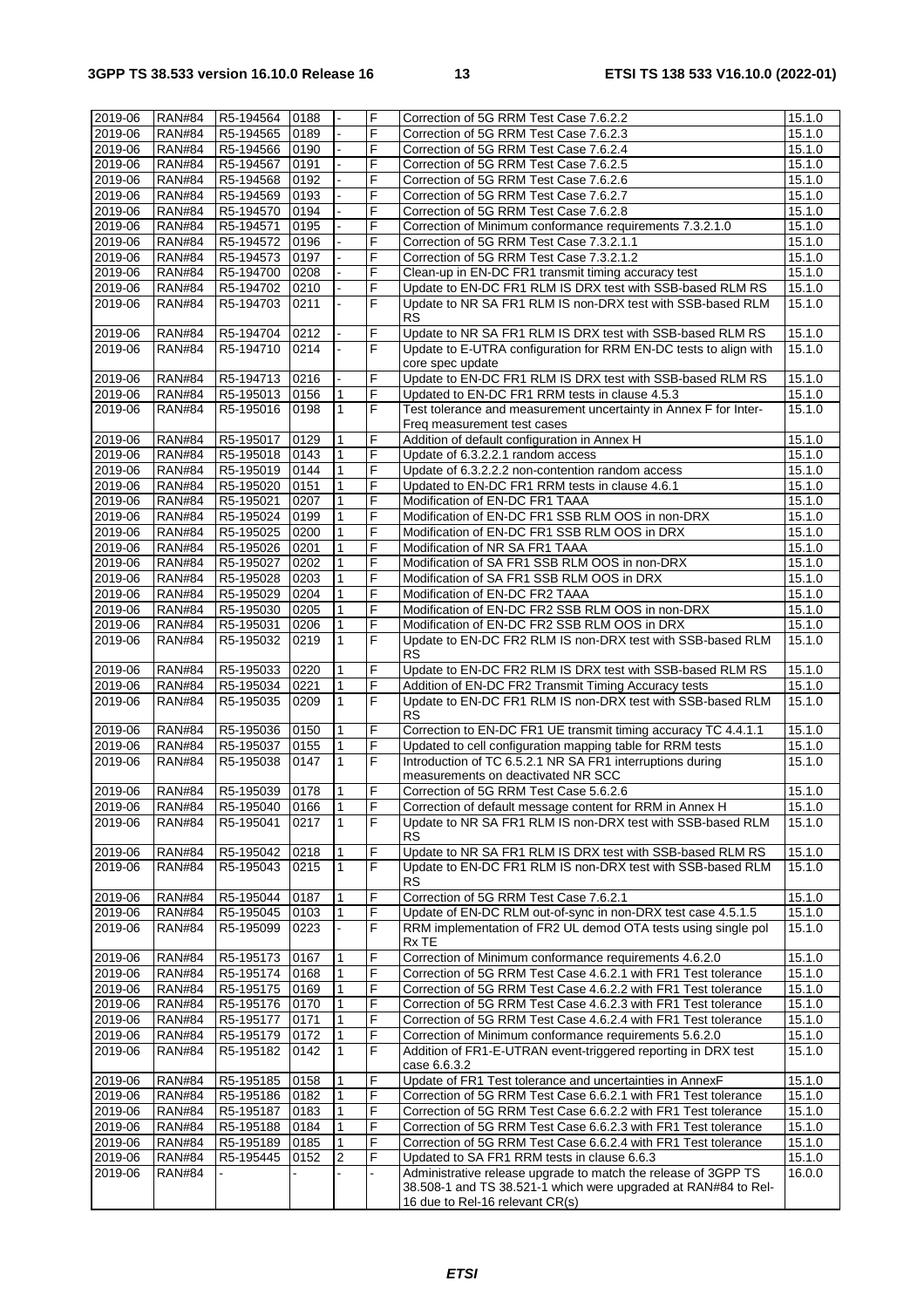| 2019-06 | RAN#84 | R5-194564 | 0188 | - | F | Correction of 5G RRM Test Case 7.6.2.2 | 15.1.0 |
|---|---|---|---|---|---|---|---|
| 2019-06 | RAN#84 | R5-194565 | 0189 | - | F | Correction of 5G RRM Test Case 7.6.2.3 | 15.1.0 |
| 2019-06 | RAN#84 | R5-194566 | 0190 | - | F | Correction of 5G RRM Test Case 7.6.2.4 | 15.1.0 |
| 2019-06 | RAN#84 | R5-194567 | 0191 | - | F | Correction of 5G RRM Test Case 7.6.2.5 | 15.1.0 |
| 2019-06 | RAN#84 | R5-194568 | 0192 | - | F | Correction of 5G RRM Test Case 7.6.2.6 | 15.1.0 |
| 2019-06 | RAN#84 | R5-194569 | 0193 | - | F | Correction of 5G RRM Test Case 7.6.2.7 | 15.1.0 |
| 2019-06 | RAN#84 | R5-194570 | 0194 | - | F | Correction of 5G RRM Test Case 7.6.2.8 | 15.1.0 |
| 2019-06 | RAN#84 | R5-194571 | 0195 | - | F | Correction of Minimum conformance requirements 7.3.2.1.0 | 15.1.0 |
| 2019-06 | RAN#84 | R5-194572 | 0196 | - | F | Correction of 5G RRM Test Case 7.3.2.1.1 | 15.1.0 |
| 2019-06 | RAN#84 | R5-194573 | 0197 | - | F | Correction of 5G RRM Test Case 7.3.2.1.2 | 15.1.0 |
| 2019-06 | RAN#84 | R5-194700 | 0208 | - | F | Clean-up in EN-DC FR1 transmit timing accuracy test | 15.1.0 |
| 2019-06 | RAN#84 | R5-194702 | 0210 | - | F | Update to EN-DC FR1 RLM IS DRX test with SSB-based RLM RS | 15.1.0 |
| 2019-06 | RAN#84 | R5-194703 | 0211 | - | F | Update to NR SA FR1 RLM IS non-DRX test with SSB-based RLM RS | 15.1.0 |
| 2019-06 | RAN#84 | R5-194704 | 0212 | - | F | Update to NR SA FR1 RLM IS DRX test with SSB-based RLM RS | 15.1.0 |
| 2019-06 | RAN#84 | R5-194710 | 0214 | - | F | Update to E-UTRA configuration for RRM EN-DC tests to align with core spec update | 15.1.0 |
| 2019-06 | RAN#84 | R5-194713 | 0216 | - | F | Update to EN-DC FR1 RLM IS DRX test with SSB-based RLM RS | 15.1.0 |
| 2019-06 | RAN#84 | R5-195013 | 0156 | 1 | F | Updated to EN-DC FR1 RRM tests in clause 4.5.3 | 15.1.0 |
| 2019-06 | RAN#84 | R5-195016 | 0198 | 1 | F | Test tolerance and measurement uncertainty in Annex F for Inter-Freq measurement test cases | 15.1.0 |
| 2019-06 | RAN#84 | R5-195017 | 0129 | 1 | F | Addition of default configuration in Annex H | 15.1.0 |
| 2019-06 | RAN#84 | R5-195018 | 0143 | 1 | F | Update of 6.3.2.2.1 random access | 15.1.0 |
| 2019-06 | RAN#84 | R5-195019 | 0144 | 1 | F | Update of 6.3.2.2.2 non-contention random access | 15.1.0 |
| 2019-06 | RAN#84 | R5-195020 | 0151 | 1 | F | Updated to EN-DC FR1 RRM tests in clause 4.6.1 | 15.1.0 |
| 2019-06 | RAN#84 | R5-195021 | 0207 | 1 | F | Modification of EN-DC FR1 TAAA | 15.1.0 |
| 2019-06 | RAN#84 | R5-195024 | 0199 | 1 | F | Modification of EN-DC FR1 SSB RLM OOS in non-DRX | 15.1.0 |
| 2019-06 | RAN#84 | R5-195025 | 0200 | 1 | F | Modification of EN-DC FR1 SSB RLM OOS in DRX | 15.1.0 |
| 2019-06 | RAN#84 | R5-195026 | 0201 | 1 | F | Modification of NR SA FR1 TAAA | 15.1.0 |
| 2019-06 | RAN#84 | R5-195027 | 0202 | 1 | F | Modification of SA FR1 SSB RLM OOS in non-DRX | 15.1.0 |
| 2019-06 | RAN#84 | R5-195028 | 0203 | 1 | F | Modification of SA FR1 SSB RLM OOS in DRX | 15.1.0 |
| 2019-06 | RAN#84 | R5-195029 | 0204 | 1 | F | Modification of EN-DC FR2 TAAA | 15.1.0 |
| 2019-06 | RAN#84 | R5-195030 | 0205 | 1 | F | Modification of EN-DC FR2 SSB RLM OOS in non-DRX | 15.1.0 |
| 2019-06 | RAN#84 | R5-195031 | 0206 | 1 | F | Modification of EN-DC FR2 SSB RLM OOS in DRX | 15.1.0 |
| 2019-06 | RAN#84 | R5-195032 | 0219 | 1 | F | Update to EN-DC FR2 RLM IS non-DRX test with SSB-based RLM RS | 15.1.0 |
| 2019-06 | RAN#84 | R5-195033 | 0220 | 1 | F | Update to EN-DC FR2 RLM IS DRX test with SSB-based RLM RS | 15.1.0 |
| 2019-06 | RAN#84 | R5-195034 | 0221 | 1 | F | Addition of EN-DC FR2 Transmit Timing Accuracy tests | 15.1.0 |
| 2019-06 | RAN#84 | R5-195035 | 0209 | 1 | F | Update to EN-DC FR1 RLM IS non-DRX test with SSB-based RLM RS | 15.1.0 |
| 2019-06 | RAN#84 | R5-195036 | 0150 | 1 | F | Correction to EN-DC FR1 UE transmit timing accuracy TC 4.4.1.1 | 15.1.0 |
| 2019-06 | RAN#84 | R5-195037 | 0155 | 1 | F | Updated to cell configuration mapping table for RRM tests | 15.1.0 |
| 2019-06 | RAN#84 | R5-195038 | 0147 | 1 | F | Introduction of TC 6.5.2.1 NR SA FR1 interruptions during measurements on deactivated NR SCC | 15.1.0 |
| 2019-06 | RAN#84 | R5-195039 | 0178 | 1 | F | Correction of 5G RRM Test Case 5.6.2.6 | 15.1.0 |
| 2019-06 | RAN#84 | R5-195040 | 0166 | 1 | F | Correction of default message content for RRM in Annex H | 15.1.0 |
| 2019-06 | RAN#84 | R5-195041 | 0217 | 1 | F | Update to NR SA FR1 RLM IS non-DRX test with SSB-based RLM RS | 15.1.0 |
| 2019-06 | RAN#84 | R5-195042 | 0218 | 1 | F | Update to NR SA FR1 RLM IS DRX test with SSB-based RLM RS | 15.1.0 |
| 2019-06 | RAN#84 | R5-195043 | 0215 | 1 | F | Update to EN-DC FR1 RLM IS non-DRX test with SSB-based RLM RS | 15.1.0 |
| 2019-06 | RAN#84 | R5-195044 | 0187 | 1 | F | Correction of 5G RRM Test Case 7.6.2.1 | 15.1.0 |
| 2019-06 | RAN#84 | R5-195045 | 0103 | 1 | F | Update of EN-DC RLM out-of-sync in non-DRX test case 4.5.1.5 | 15.1.0 |
| 2019-06 | RAN#84 | R5-195099 | 0223 | - | F | RRM implementation of FR2 UL demod OTA tests using single pol Rx TE | 15.1.0 |
| 2019-06 | RAN#84 | R5-195173 | 0167 | 1 | F | Correction of Minimum conformance requirements 4.6.2.0 | 15.1.0 |
| 2019-06 | RAN#84 | R5-195174 | 0168 | 1 | F | Correction of 5G RRM Test Case 4.6.2.1 with FR1 Test tolerance | 15.1.0 |
| 2019-06 | RAN#84 | R5-195175 | 0169 | 1 | F | Correction of 5G RRM Test Case 4.6.2.2 with FR1 Test tolerance | 15.1.0 |
| 2019-06 | RAN#84 | R5-195176 | 0170 | 1 | F | Correction of 5G RRM Test Case 4.6.2.3 with FR1 Test tolerance | 15.1.0 |
| 2019-06 | RAN#84 | R5-195177 | 0171 | 1 | F | Correction of 5G RRM Test Case 4.6.2.4 with FR1 Test tolerance | 15.1.0 |
| 2019-06 | RAN#84 | R5-195179 | 0172 | 1 | F | Correction of Minimum conformance requirements 5.6.2.0 | 15.1.0 |
| 2019-06 | RAN#84 | R5-195182 | 0142 | 1 | F | Addition of FR1-E-UTRAN event-triggered reporting in DRX test case 6.6.3.2 | 15.1.0 |
| 2019-06 | RAN#84 | R5-195185 | 0158 | 1 | F | Update of FR1 Test tolerance and uncertainties in AnnexF | 15.1.0 |
| 2019-06 | RAN#84 | R5-195186 | 0182 | 1 | F | Correction of 5G RRM Test Case 6.6.2.1 with FR1 Test tolerance | 15.1.0 |
| 2019-06 | RAN#84 | R5-195187 | 0183 | 1 | F | Correction of 5G RRM Test Case 6.6.2.2 with FR1 Test tolerance | 15.1.0 |
| 2019-06 | RAN#84 | R5-195188 | 0184 | 1 | F | Correction of 5G RRM Test Case 6.6.2.3 with FR1 Test tolerance | 15.1.0 |
| 2019-06 | RAN#84 | R5-195189 | 0185 | 1 | F | Correction of 5G RRM Test Case 6.6.2.4 with FR1 Test tolerance | 15.1.0 |
| 2019-06 | RAN#84 | R5-195445 | 0152 | 2 | F | Updated to SA FR1 RRM tests in clause 6.6.3 | 15.1.0 |
| 2019-06 | RAN#84 | - | - | - | - | Administrative release upgrade to match the release of 3GPP TS 38.508-1 and TS 38.521-1 which were upgraded at RAN#84 to Rel-16 due to Rel-16 relevant CR(s) | 16.0.0 |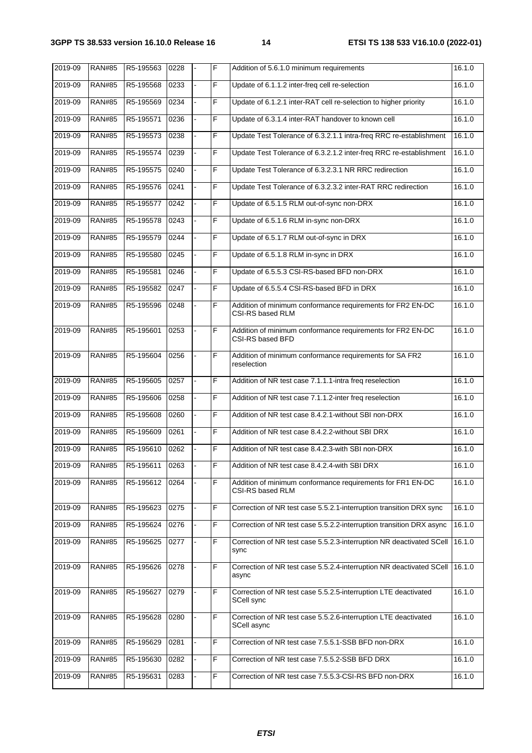| 2019-09 | RAN#85 | R5-195563 | 0228 | - | F | Addition of 5.6.1.0 minimum requirements | 16.1.0 |
|---|---|---|---|---|---|---|---|
| 2019-09 | RAN#85 | R5-195568 | 0233 | - | F | Update of 6.1.1.2 inter-freq cell re-selection | 16.1.0 |
| 2019-09 | RAN#85 | R5-195569 | 0234 | - | F | Update of 6.1.2.1 inter-RAT cell re-selection to higher priority | 16.1.0 |
| 2019-09 | RAN#85 | R5-195571 | 0236 | - | F | Update of 6.3.1.4 inter-RAT handover to known cell | 16.1.0 |
| 2019-09 | RAN#85 | R5-195573 | 0238 | - | F | Update Test Tolerance of 6.3.2.1.1 intra-freq RRC re-establishment | 16.1.0 |
| 2019-09 | RAN#85 | R5-195574 | 0239 | - | F | Update Test Tolerance of 6.3.2.1.2 inter-freq RRC re-establishment | 16.1.0 |
| 2019-09 | RAN#85 | R5-195575 | 0240 | - | F | Update Test Tolerance of 6.3.2.3.1 NR RRC redirection | 16.1.0 |
| 2019-09 | RAN#85 | R5-195576 | 0241 | - | F | Update Test Tolerance of 6.3.2.3.2 inter-RAT RRC redirection | 16.1.0 |
| 2019-09 | RAN#85 | R5-195577 | 0242 | - | F | Update of 6.5.1.5 RLM out-of-sync non-DRX | 16.1.0 |
| 2019-09 | RAN#85 | R5-195578 | 0243 | - | F | Update of 6.5.1.6 RLM in-sync non-DRX | 16.1.0 |
| 2019-09 | RAN#85 | R5-195579 | 0244 | - | F | Update of 6.5.1.7 RLM out-of-sync in DRX | 16.1.0 |
| 2019-09 | RAN#85 | R5-195580 | 0245 | - | F | Update of 6.5.1.8 RLM in-sync in DRX | 16.1.0 |
| 2019-09 | RAN#85 | R5-195581 | 0246 | - | F | Update of 6.5.5.3 CSI-RS-based BFD non-DRX | 16.1.0 |
| 2019-09 | RAN#85 | R5-195582 | 0247 | - | F | Update of 6.5.5.4 CSI-RS-based BFD in DRX | 16.1.0 |
| 2019-09 | RAN#85 | R5-195596 | 0248 | - | F | Addition of minimum conformance requirements for FR2 EN-DC CSI-RS based RLM | 16.1.0 |
| 2019-09 | RAN#85 | R5-195601 | 0253 | - | F | Addition of minimum conformance requirements for FR2 EN-DC CSI-RS based BFD | 16.1.0 |
| 2019-09 | RAN#85 | R5-195604 | 0256 | - | F | Addition of minimum conformance requirements for SA FR2 reselection | 16.1.0 |
| 2019-09 | RAN#85 | R5-195605 | 0257 | - | F | Addition of NR test case 7.1.1.1-intra freq reselection | 16.1.0 |
| 2019-09 | RAN#85 | R5-195606 | 0258 | - | F | Addition of NR test case 7.1.1.2-inter freq reselection | 16.1.0 |
| 2019-09 | RAN#85 | R5-195608 | 0260 | - | F | Addition of NR test case 8.4.2.1-without SBI non-DRX | 16.1.0 |
| 2019-09 | RAN#85 | R5-195609 | 0261 | - | F | Addition of NR test case 8.4.2.2-without SBI DRX | 16.1.0 |
| 2019-09 | RAN#85 | R5-195610 | 0262 | - | F | Addition of NR test case 8.4.2.3-with SBI non-DRX | 16.1.0 |
| 2019-09 | RAN#85 | R5-195611 | 0263 | - | F | Addition of NR test case 8.4.2.4-with SBI DRX | 16.1.0 |
| 2019-09 | RAN#85 | R5-195612 | 0264 | - | F | Addition of minimum conformance requirements for FR1 EN-DC CSI-RS based RLM | 16.1.0 |
| 2019-09 | RAN#85 | R5-195623 | 0275 | - | F | Correction of NR test case 5.5.2.1-interruption transition DRX sync | 16.1.0 |
| 2019-09 | RAN#85 | R5-195624 | 0276 | - | F | Correction of NR test case 5.5.2.2-interruption transition DRX async | 16.1.0 |
| 2019-09 | RAN#85 | R5-195625 | 0277 | - | F | Correction of NR test case 5.5.2.3-interruption NR deactivated SCell sync | 16.1.0 |
| 2019-09 | RAN#85 | R5-195626 | 0278 | - | F | Correction of NR test case 5.5.2.4-interruption NR deactivated SCell async | 16.1.0 |
| 2019-09 | RAN#85 | R5-195627 | 0279 | - | F | Correction of NR test case 5.5.2.5-interruption LTE deactivated SCell sync | 16.1.0 |
| 2019-09 | RAN#85 | R5-195628 | 0280 | - | F | Correction of NR test case 5.5.2.6-interruption LTE deactivated SCell async | 16.1.0 |
| 2019-09 | RAN#85 | R5-195629 | 0281 | - | F | Correction of NR test case 7.5.5.1-SSB BFD non-DRX | 16.1.0 |
| 2019-09 | RAN#85 | R5-195630 | 0282 | - | F | Correction of NR test case 7.5.5.2-SSB BFD DRX | 16.1.0 |
| 2019-09 | RAN#85 | R5-195631 | 0283 | - | F | Correction of NR test case 7.5.5.3-CSI-RS BFD non-DRX | 16.1.0 |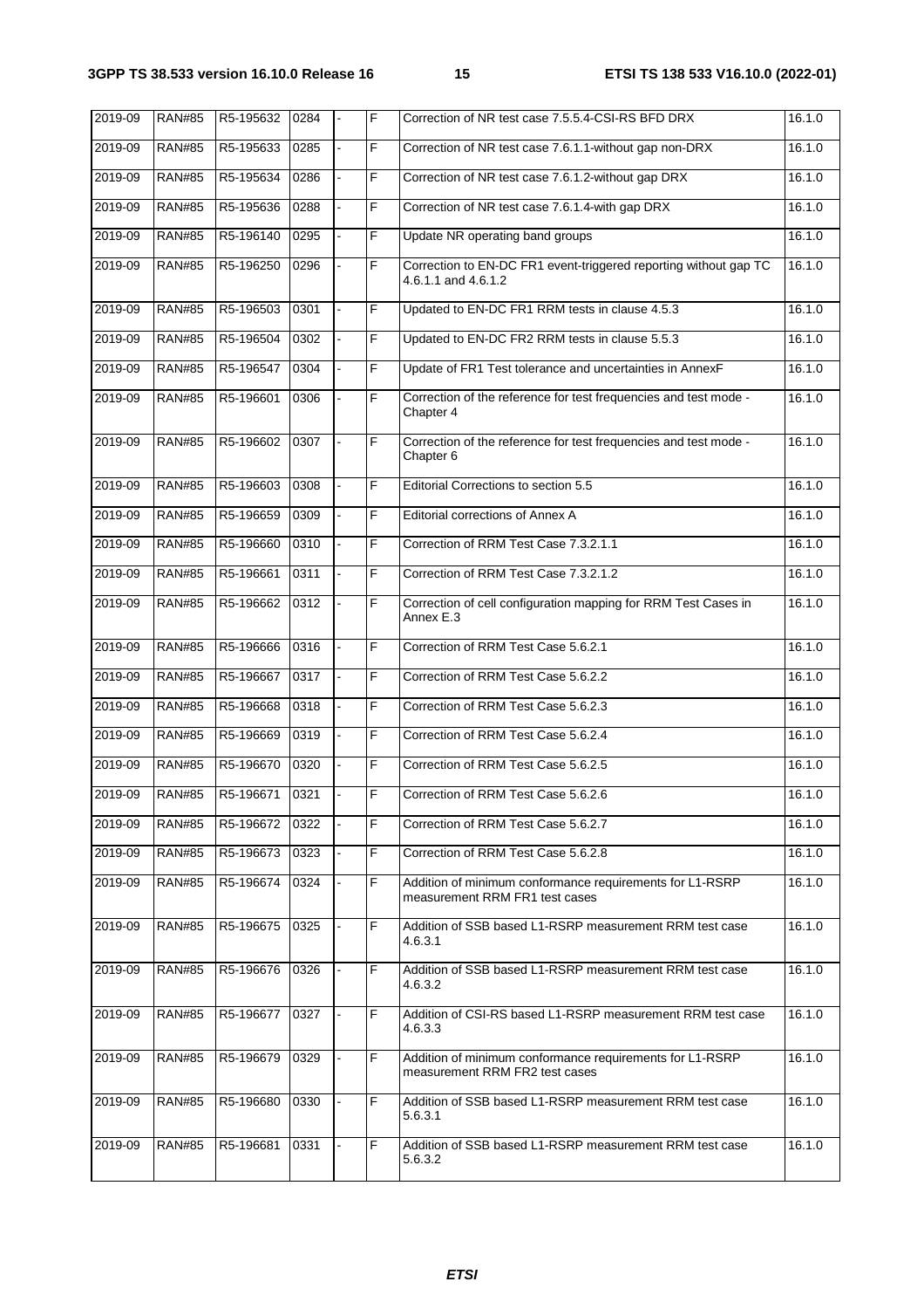| 2019-09 | RAN#85 | R5-195632 | 0284 | - | F | Correction of NR test case 7.5.5.4-CSI-RS BFD DRX | 16.1.0 |
|---|---|---|---|---|---|---|---|
| 2019-09 | RAN#85 | R5-195633 | 0285 | - | F | Correction of NR test case 7.6.1.1-without gap non-DRX | 16.1.0 |
| 2019-09 | RAN#85 | R5-195634 | 0286 | - | F | Correction of NR test case 7.6.1.2-without gap DRX | 16.1.0 |
| 2019-09 | RAN#85 | R5-195636 | 0288 | - | F | Correction of NR test case 7.6.1.4-with gap DRX | 16.1.0 |
| 2019-09 | RAN#85 | R5-196140 | 0295 | - | F | Update NR operating band groups | 16.1.0 |
| 2019-09 | RAN#85 | R5-196250 | 0296 | - | F | Correction to EN-DC FR1 event-triggered reporting without gap TC 4.6.1.1 and 4.6.1.2 | 16.1.0 |
| 2019-09 | RAN#85 | R5-196503 | 0301 | - | F | Updated to EN-DC FR1 RRM tests in clause 4.5.3 | 16.1.0 |
| 2019-09 | RAN#85 | R5-196504 | 0302 | - | F | Updated to EN-DC FR2 RRM tests in clause 5.5.3 | 16.1.0 |
| 2019-09 | RAN#85 | R5-196547 | 0304 | - | F | Update of FR1 Test tolerance and uncertainties in AnnexF | 16.1.0 |
| 2019-09 | RAN#85 | R5-196601 | 0306 | - | F | Correction of the reference for test frequencies and test mode - Chapter 4 | 16.1.0 |
| 2019-09 | RAN#85 | R5-196602 | 0307 | - | F | Correction of the reference for test frequencies and test mode - Chapter 6 | 16.1.0 |
| 2019-09 | RAN#85 | R5-196603 | 0308 | - | F | Editorial Corrections to section 5.5 | 16.1.0 |
| 2019-09 | RAN#85 | R5-196659 | 0309 | - | F | Editorial corrections of Annex A | 16.1.0 |
| 2019-09 | RAN#85 | R5-196660 | 0310 | - | F | Correction of RRM Test Case 7.3.2.1.1 | 16.1.0 |
| 2019-09 | RAN#85 | R5-196661 | 0311 | - | F | Correction of RRM Test Case 7.3.2.1.2 | 16.1.0 |
| 2019-09 | RAN#85 | R5-196662 | 0312 | - | F | Correction of cell configuration mapping for RRM Test Cases in Annex E.3 | 16.1.0 |
| 2019-09 | RAN#85 | R5-196666 | 0316 | - | F | Correction of RRM Test Case 5.6.2.1 | 16.1.0 |
| 2019-09 | RAN#85 | R5-196667 | 0317 | - | F | Correction of RRM Test Case 5.6.2.2 | 16.1.0 |
| 2019-09 | RAN#85 | R5-196668 | 0318 | - | F | Correction of RRM Test Case 5.6.2.3 | 16.1.0 |
| 2019-09 | RAN#85 | R5-196669 | 0319 | - | F | Correction of RRM Test Case 5.6.2.4 | 16.1.0 |
| 2019-09 | RAN#85 | R5-196670 | 0320 | - | F | Correction of RRM Test Case 5.6.2.5 | 16.1.0 |
| 2019-09 | RAN#85 | R5-196671 | 0321 | - | F | Correction of RRM Test Case 5.6.2.6 | 16.1.0 |
| 2019-09 | RAN#85 | R5-196672 | 0322 | - | F | Correction of RRM Test Case 5.6.2.7 | 16.1.0 |
| 2019-09 | RAN#85 | R5-196673 | 0323 | - | F | Correction of RRM Test Case 5.6.2.8 | 16.1.0 |
| 2019-09 | RAN#85 | R5-196674 | 0324 | - | F | Addition of minimum conformance requirements for L1-RSRP measurement RRM FR1 test cases | 16.1.0 |
| 2019-09 | RAN#85 | R5-196675 | 0325 | - | F | Addition of SSB based L1-RSRP measurement RRM test case 4.6.3.1 | 16.1.0 |
| 2019-09 | RAN#85 | R5-196676 | 0326 | - | F | Addition of SSB based L1-RSRP measurement RRM test case 4.6.3.2 | 16.1.0 |
| 2019-09 | RAN#85 | R5-196677 | 0327 | - | F | Addition of CSI-RS based L1-RSRP measurement RRM test case 4.6.3.3 | 16.1.0 |
| 2019-09 | RAN#85 | R5-196679 | 0329 | - | F | Addition of minimum conformance requirements for L1-RSRP measurement RRM FR2 test cases | 16.1.0 |
| 2019-09 | RAN#85 | R5-196680 | 0330 | - | F | Addition of SSB based L1-RSRP measurement RRM test case 5.6.3.1 | 16.1.0 |
| 2019-09 | RAN#85 | R5-196681 | 0331 | - | F | Addition of SSB based L1-RSRP measurement RRM test case 5.6.3.2 | 16.1.0 |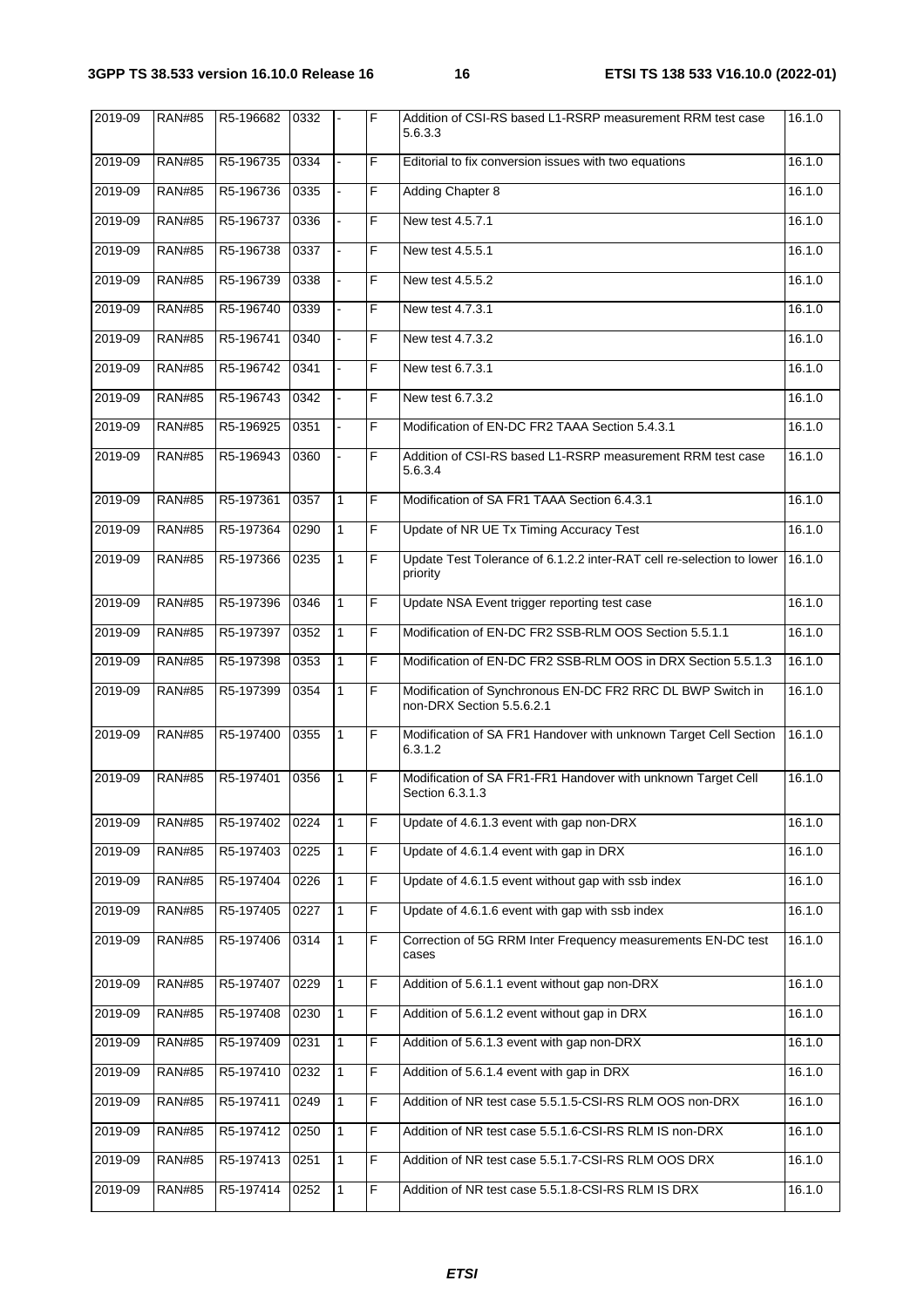| 2019-09 | RAN#85 | R5-196682 | 0332 | - | F | Addition of CSI-RS based L1-RSRP measurement RRM test case 5.6.3.3 | 16.1.0 |
|---|---|---|---|---|---|---|---|
| 2019-09 | RAN#85 | R5-196735 | 0334 | - | F | Editorial to fix conversion issues with two equations | 16.1.0 |
| 2019-09 | RAN#85 | R5-196736 | 0335 | - | F | Adding Chapter 8 | 16.1.0 |
| 2019-09 | RAN#85 | R5-196737 | 0336 | - | F | New test 4.5.7.1 | 16.1.0 |
| 2019-09 | RAN#85 | R5-196738 | 0337 | - | F | New test 4.5.5.1 | 16.1.0 |
| 2019-09 | RAN#85 | R5-196739 | 0338 | - | F | New test 4.5.5.2 | 16.1.0 |
| 2019-09 | RAN#85 | R5-196740 | 0339 | - | F | New test 4.7.3.1 | 16.1.0 |
| 2019-09 | RAN#85 | R5-196741 | 0340 | - | F | New test 4.7.3.2 | 16.1.0 |
| 2019-09 | RAN#85 | R5-196742 | 0341 | - | F | New test 6.7.3.1 | 16.1.0 |
| 2019-09 | RAN#85 | R5-196743 | 0342 | - | F | New test 6.7.3.2 | 16.1.0 |
| 2019-09 | RAN#85 | R5-196925 | 0351 | - | F | Modification of EN-DC FR2 TAAA Section 5.4.3.1 | 16.1.0 |
| 2019-09 | RAN#85 | R5-196943 | 0360 | - | F | Addition of CSI-RS based L1-RSRP measurement RRM test case 5.6.3.4 | 16.1.0 |
| 2019-09 | RAN#85 | R5-197361 | 0357 | 1 | F | Modification of SA FR1 TAAA Section 6.4.3.1 | 16.1.0 |
| 2019-09 | RAN#85 | R5-197364 | 0290 | 1 | F | Update of NR UE Tx Timing Accuracy Test | 16.1.0 |
| 2019-09 | RAN#85 | R5-197366 | 0235 | 1 | F | Update Test Tolerance of 6.1.2.2 inter-RAT cell re-selection to lower priority | 16.1.0 |
| 2019-09 | RAN#85 | R5-197396 | 0346 | 1 | F | Update NSA Event trigger reporting test case | 16.1.0 |
| 2019-09 | RAN#85 | R5-197397 | 0352 | 1 | F | Modification of EN-DC FR2 SSB-RLM OOS Section 5.5.1.1 | 16.1.0 |
| 2019-09 | RAN#85 | R5-197398 | 0353 | 1 | F | Modification of EN-DC FR2 SSB-RLM OOS in DRX Section 5.5.1.3 | 16.1.0 |
| 2019-09 | RAN#85 | R5-197399 | 0354 | 1 | F | Modification of Synchronous EN-DC FR2 RRC DL BWP Switch in non-DRX Section 5.5.6.2.1 | 16.1.0 |
| 2019-09 | RAN#85 | R5-197400 | 0355 | 1 | F | Modification of SA FR1 Handover with unknown Target Cell Section 6.3.1.2 | 16.1.0 |
| 2019-09 | RAN#85 | R5-197401 | 0356 | 1 | F | Modification of SA FR1-FR1 Handover with unknown Target Cell Section 6.3.1.3 | 16.1.0 |
| 2019-09 | RAN#85 | R5-197402 | 0224 | 1 | F | Update of 4.6.1.3 event with gap non-DRX | 16.1.0 |
| 2019-09 | RAN#85 | R5-197403 | 0225 | 1 | F | Update of 4.6.1.4 event with gap in DRX | 16.1.0 |
| 2019-09 | RAN#85 | R5-197404 | 0226 | 1 | F | Update of 4.6.1.5 event without gap with ssb index | 16.1.0 |
| 2019-09 | RAN#85 | R5-197405 | 0227 | 1 | F | Update of 4.6.1.6 event with gap with ssb index | 16.1.0 |
| 2019-09 | RAN#85 | R5-197406 | 0314 | 1 | F | Correction of 5G RRM Inter Frequency measurements EN-DC test cases | 16.1.0 |
| 2019-09 | RAN#85 | R5-197407 | 0229 | 1 | F | Addition of 5.6.1.1 event without gap non-DRX | 16.1.0 |
| 2019-09 | RAN#85 | R5-197408 | 0230 | 1 | F | Addition of 5.6.1.2 event without gap in DRX | 16.1.0 |
| 2019-09 | RAN#85 | R5-197409 | 0231 | 1 | F | Addition of 5.6.1.3 event with gap non-DRX | 16.1.0 |
| 2019-09 | RAN#85 | R5-197410 | 0232 | 1 | F | Addition of 5.6.1.4 event with gap in DRX | 16.1.0 |
| 2019-09 | RAN#85 | R5-197411 | 0249 | 1 | F | Addition of NR test case 5.5.1.5-CSI-RS RLM OOS non-DRX | 16.1.0 |
| 2019-09 | RAN#85 | R5-197412 | 0250 | 1 | F | Addition of NR test case 5.5.1.6-CSI-RS RLM IS non-DRX | 16.1.0 |
| 2019-09 | RAN#85 | R5-197413 | 0251 | 1 | F | Addition of NR test case 5.5.1.7-CSI-RS RLM OOS DRX | 16.1.0 |
| 2019-09 | RAN#85 | R5-197414 | 0252 | 1 | F | Addition of NR test case 5.5.1.8-CSI-RS RLM IS DRX | 16.1.0 |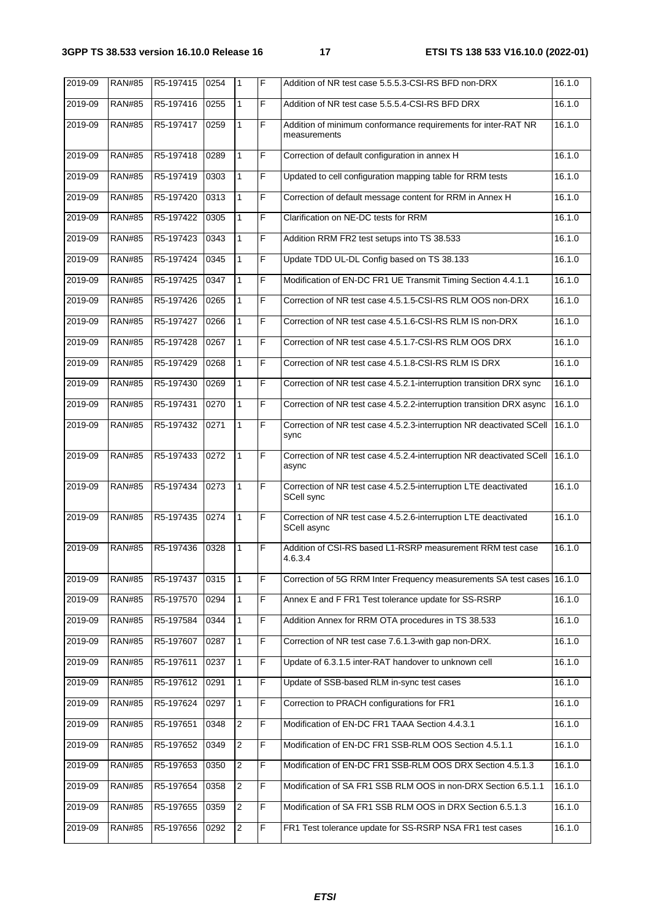| 2019-09 | RAN#85 | R5-197415 | 0254 | 1 | F | Addition of NR test case 5.5.5.3-CSI-RS BFD non-DRX | 16.1.0 |
|---|---|---|---|---|---|---|---|
| 2019-09 | RAN#85 | R5-197416 | 0255 | 1 | F | Addition of NR test case 5.5.5.4-CSI-RS BFD DRX | 16.1.0 |
| 2019-09 | RAN#85 | R5-197417 | 0259 | 1 | F | Addition of minimum conformance requirements for inter-RAT NR measurements | 16.1.0 |
| 2019-09 | RAN#85 | R5-197418 | 0289 | 1 | F | Correction of default configuration in annex H | 16.1.0 |
| 2019-09 | RAN#85 | R5-197419 | 0303 | 1 | F | Updated to cell configuration mapping table for RRM tests | 16.1.0 |
| 2019-09 | RAN#85 | R5-197420 | 0313 | 1 | F | Correction of default message content for RRM in Annex H | 16.1.0 |
| 2019-09 | RAN#85 | R5-197422 | 0305 | 1 | F | Clarification on NE-DC tests for RRM | 16.1.0 |
| 2019-09 | RAN#85 | R5-197423 | 0343 | 1 | F | Addition RRM FR2 test setups into TS 38.533 | 16.1.0 |
| 2019-09 | RAN#85 | R5-197424 | 0345 | 1 | F | Update TDD UL-DL Config based on TS 38.133 | 16.1.0 |
| 2019-09 | RAN#85 | R5-197425 | 0347 | 1 | F | Modification of EN-DC FR1 UE Transmit Timing Section 4.4.1.1 | 16.1.0 |
| 2019-09 | RAN#85 | R5-197426 | 0265 | 1 | F | Correction of NR test case 4.5.1.5-CSI-RS RLM OOS non-DRX | 16.1.0 |
| 2019-09 | RAN#85 | R5-197427 | 0266 | 1 | F | Correction of NR test case 4.5.1.6-CSI-RS RLM IS non-DRX | 16.1.0 |
| 2019-09 | RAN#85 | R5-197428 | 0267 | 1 | F | Correction of NR test case 4.5.1.7-CSI-RS RLM OOS DRX | 16.1.0 |
| 2019-09 | RAN#85 | R5-197429 | 0268 | 1 | F | Correction of NR test case 4.5.1.8-CSI-RS RLM IS DRX | 16.1.0 |
| 2019-09 | RAN#85 | R5-197430 | 0269 | 1 | F | Correction of NR test case 4.5.2.1-interruption transition DRX sync | 16.1.0 |
| 2019-09 | RAN#85 | R5-197431 | 0270 | 1 | F | Correction of NR test case 4.5.2.2-interruption transition DRX async | 16.1.0 |
| 2019-09 | RAN#85 | R5-197432 | 0271 | 1 | F | Correction of NR test case 4.5.2.3-interruption NR deactivated SCell sync | 16.1.0 |
| 2019-09 | RAN#85 | R5-197433 | 0272 | 1 | F | Correction of NR test case 4.5.2.4-interruption NR deactivated SCell async | 16.1.0 |
| 2019-09 | RAN#85 | R5-197434 | 0273 | 1 | F | Correction of NR test case 4.5.2.5-interruption LTE deactivated SCell sync | 16.1.0 |
| 2019-09 | RAN#85 | R5-197435 | 0274 | 1 | F | Correction of NR test case 4.5.2.6-interruption LTE deactivated SCell async | 16.1.0 |
| 2019-09 | RAN#85 | R5-197436 | 0328 | 1 | F | Addition of CSI-RS based L1-RSRP measurement RRM test case 4.6.3.4 | 16.1.0 |
| 2019-09 | RAN#85 | R5-197437 | 0315 | 1 | F | Correction of 5G RRM Inter Frequency measurements SA test cases | 16.1.0 |
| 2019-09 | RAN#85 | R5-197570 | 0294 | 1 | F | Annex E and F FR1 Test tolerance update for SS-RSRP | 16.1.0 |
| 2019-09 | RAN#85 | R5-197584 | 0344 | 1 | F | Addition Annex for RRM OTA procedures in TS 38.533 | 16.1.0 |
| 2019-09 | RAN#85 | R5-197607 | 0287 | 1 | F | Correction of NR test case 7.6.1.3-with gap non-DRX. | 16.1.0 |
| 2019-09 | RAN#85 | R5-197611 | 0237 | 1 | F | Update of 6.3.1.5 inter-RAT handover to unknown cell | 16.1.0 |
| 2019-09 | RAN#85 | R5-197612 | 0291 | 1 | F | Update of SSB-based RLM in-sync test cases | 16.1.0 |
| 2019-09 | RAN#85 | R5-197624 | 0297 | 1 | F | Correction to PRACH configurations for FR1 | 16.1.0 |
| 2019-09 | RAN#85 | R5-197651 | 0348 | 2 | F | Modification of EN-DC FR1 TAAA Section 4.4.3.1 | 16.1.0 |
| 2019-09 | RAN#85 | R5-197652 | 0349 | 2 | F | Modification of EN-DC FR1 SSB-RLM OOS Section 4.5.1.1 | 16.1.0 |
| 2019-09 | RAN#85 | R5-197653 | 0350 | 2 | F | Modification of EN-DC FR1 SSB-RLM OOS DRX Section 4.5.1.3 | 16.1.0 |
| 2019-09 | RAN#85 | R5-197654 | 0358 | 2 | F | Modification of SA FR1 SSB RLM OOS in non-DRX Section 6.5.1.1 | 16.1.0 |
| 2019-09 | RAN#85 | R5-197655 | 0359 | 2 | F | Modification of SA FR1 SSB RLM OOS in DRX Section 6.5.1.3 | 16.1.0 |
| 2019-09 | RAN#85 | R5-197656 | 0292 | 2 | F | FR1 Test tolerance update for SS-RSRP NSA FR1 test cases | 16.1.0 |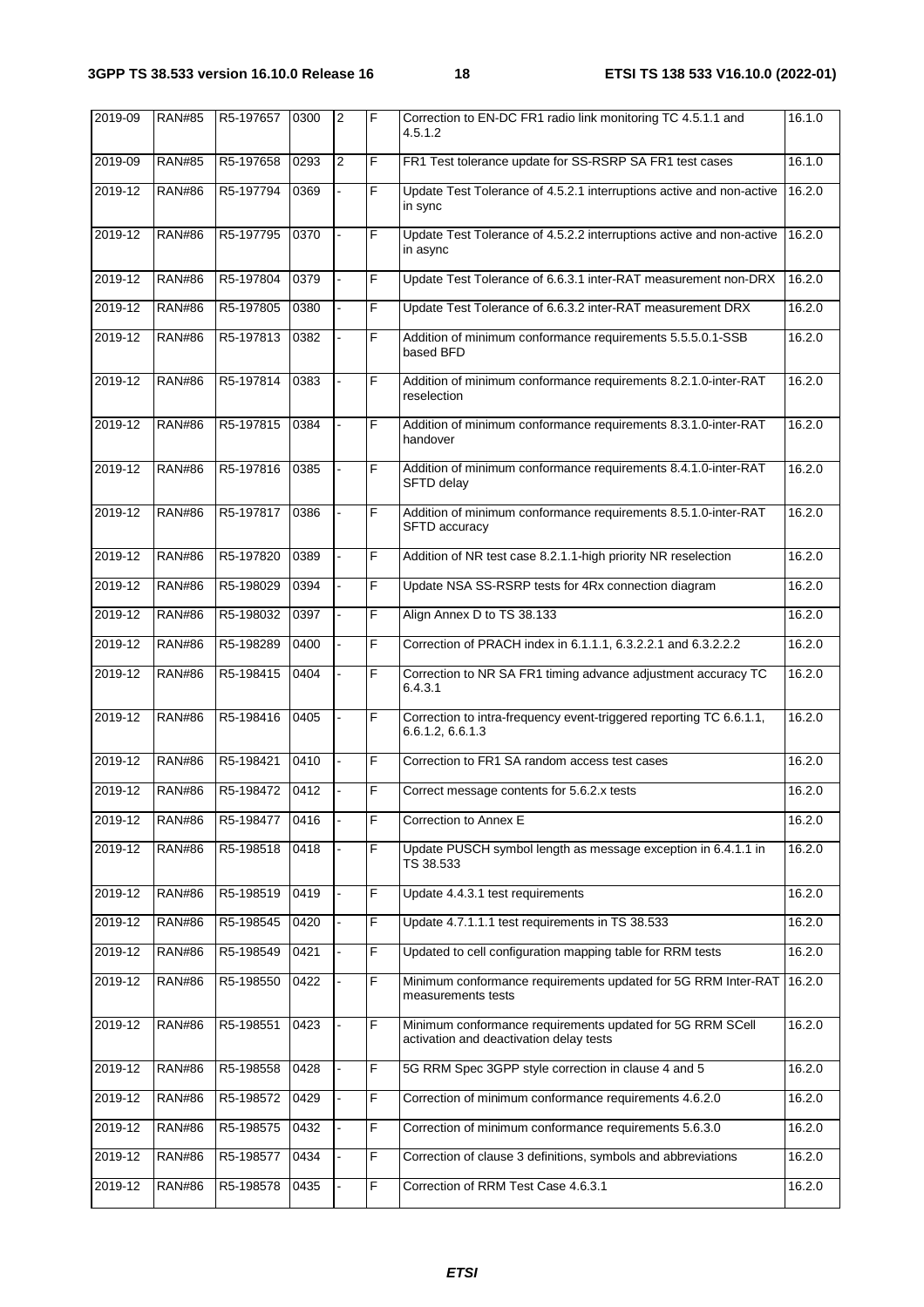| 2019-09 | RAN#85 | R5-197657 | 0300 | 2 | F | Correction to EN-DC FR1 radio link monitoring TC 4.5.1.1 and 4.5.1.2 | 16.1.0 |
|---|---|---|---|---|---|---|---|
| 2019-09 | RAN#85 | R5-197658 | 0293 | 2 | F | FR1 Test tolerance update for SS-RSRP SA FR1 test cases | 16.1.0 |
| 2019-12 | RAN#86 | R5-197794 | 0369 | - | F | Update Test Tolerance of 4.5.2.1 interruptions active and non-active in sync | 16.2.0 |
| 2019-12 | RAN#86 | R5-197795 | 0370 | - | F | Update Test Tolerance of 4.5.2.2 interruptions active and non-active in async | 16.2.0 |
| 2019-12 | RAN#86 | R5-197804 | 0379 | - | F | Update Test Tolerance of 6.6.3.1 inter-RAT measurement non-DRX | 16.2.0 |
| 2019-12 | RAN#86 | R5-197805 | 0380 | - | F | Update Test Tolerance of 6.6.3.2 inter-RAT measurement DRX | 16.2.0 |
| 2019-12 | RAN#86 | R5-197813 | 0382 | - | F | Addition of minimum conformance requirements 5.5.5.0.1-SSB based BFD | 16.2.0 |
| 2019-12 | RAN#86 | R5-197814 | 0383 | - | F | Addition of minimum conformance requirements 8.2.1.0-inter-RAT reselection | 16.2.0 |
| 2019-12 | RAN#86 | R5-197815 | 0384 | - | F | Addition of minimum conformance requirements 8.3.1.0-inter-RAT handover | 16.2.0 |
| 2019-12 | RAN#86 | R5-197816 | 0385 | - | F | Addition of minimum conformance requirements 8.4.1.0-inter-RAT SFTD delay | 16.2.0 |
| 2019-12 | RAN#86 | R5-197817 | 0386 | - | F | Addition of minimum conformance requirements 8.5.1.0-inter-RAT SFTD accuracy | 16.2.0 |
| 2019-12 | RAN#86 | R5-197820 | 0389 | - | F | Addition of NR test case 8.2.1.1-high priority NR reselection | 16.2.0 |
| 2019-12 | RAN#86 | R5-198029 | 0394 | - | F | Update NSA SS-RSRP tests for 4Rx connection diagram | 16.2.0 |
| 2019-12 | RAN#86 | R5-198032 | 0397 | - | F | Align Annex D to TS 38.133 | 16.2.0 |
| 2019-12 | RAN#86 | R5-198289 | 0400 | - | F | Correction of PRACH index in 6.1.1.1, 6.3.2.2.1 and 6.3.2.2.2 | 16.2.0 |
| 2019-12 | RAN#86 | R5-198415 | 0404 | - | F | Correction to NR SA FR1 timing advance adjustment accuracy TC 6.4.3.1 | 16.2.0 |
| 2019-12 | RAN#86 | R5-198416 | 0405 | - | F | Correction to intra-frequency event-triggered reporting TC 6.6.1.1, 6.6.1.2, 6.6.1.3 | 16.2.0 |
| 2019-12 | RAN#86 | R5-198421 | 0410 | - | F | Correction to FR1 SA random access test cases | 16.2.0 |
| 2019-12 | RAN#86 | R5-198472 | 0412 | - | F | Correct message contents for 5.6.2.x tests | 16.2.0 |
| 2019-12 | RAN#86 | R5-198477 | 0416 | - | F | Correction to Annex E | 16.2.0 |
| 2019-12 | RAN#86 | R5-198518 | 0418 | - | F | Update PUSCH symbol length as message exception in 6.4.1.1 in TS 38.533 | 16.2.0 |
| 2019-12 | RAN#86 | R5-198519 | 0419 | - | F | Update 4.4.3.1 test requirements | 16.2.0 |
| 2019-12 | RAN#86 | R5-198545 | 0420 | - | F | Update 4.7.1.1.1 test requirements in TS 38.533 | 16.2.0 |
| 2019-12 | RAN#86 | R5-198549 | 0421 | - | F | Updated to cell configuration mapping table for RRM tests | 16.2.0 |
| 2019-12 | RAN#86 | R5-198550 | 0422 | - | F | Minimum conformance requirements updated for 5G RRM Inter-RAT measurements tests | 16.2.0 |
| 2019-12 | RAN#86 | R5-198551 | 0423 | - | F | Minimum conformance requirements updated for 5G RRM SCell activation and deactivation delay tests | 16.2.0 |
| 2019-12 | RAN#86 | R5-198558 | 0428 | - | F | 5G RRM Spec 3GPP style correction in clause 4 and 5 | 16.2.0 |
| 2019-12 | RAN#86 | R5-198572 | 0429 | - | F | Correction of minimum conformance requirements 4.6.2.0 | 16.2.0 |
| 2019-12 | RAN#86 | R5-198575 | 0432 | - | F | Correction of minimum conformance requirements 5.6.3.0 | 16.2.0 |
| 2019-12 | RAN#86 | R5-198577 | 0434 | - | F | Correction of clause 3 definitions, symbols and abbreviations | 16.2.0 |
| 2019-12 | RAN#86 | R5-198578 | 0435 | - | F | Correction of RRM Test Case 4.6.3.1 | 16.2.0 |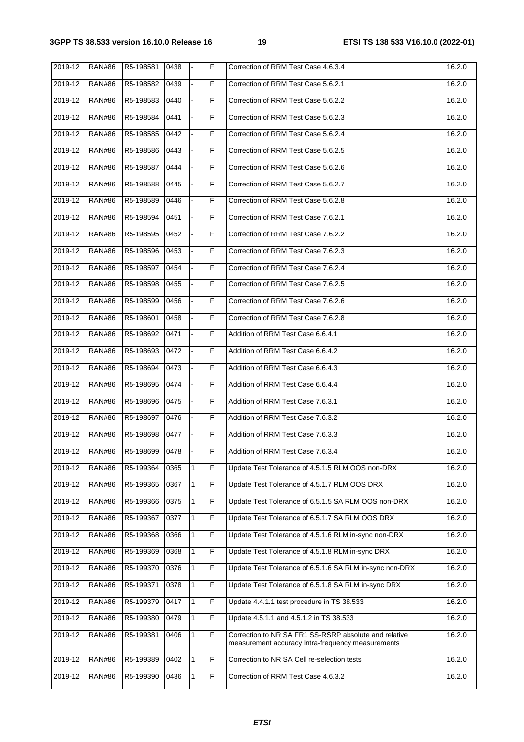| 2019-12 | RAN#86 | R5-198581 | 0438 | - | F | Correction of RRM Test Case 4.6.3.4 | 16.2.0 |
|---|---|---|---|---|---|---|---|
| 2019-12 | RAN#86 | R5-198582 | 0439 | - | F | Correction of RRM Test Case 5.6.2.1 | 16.2.0 |
| 2019-12 | RAN#86 | R5-198583 | 0440 | - | F | Correction of RRM Test Case 5.6.2.2 | 16.2.0 |
| 2019-12 | RAN#86 | R5-198584 | 0441 | - | F | Correction of RRM Test Case 5.6.2.3 | 16.2.0 |
| 2019-12 | RAN#86 | R5-198585 | 0442 | - | F | Correction of RRM Test Case 5.6.2.4 | 16.2.0 |
| 2019-12 | RAN#86 | R5-198586 | 0443 | - | F | Correction of RRM Test Case 5.6.2.5 | 16.2.0 |
| 2019-12 | RAN#86 | R5-198587 | 0444 | - | F | Correction of RRM Test Case 5.6.2.6 | 16.2.0 |
| 2019-12 | RAN#86 | R5-198588 | 0445 | - | F | Correction of RRM Test Case 5.6.2.7 | 16.2.0 |
| 2019-12 | RAN#86 | R5-198589 | 0446 | - | F | Correction of RRM Test Case 5.6.2.8 | 16.2.0 |
| 2019-12 | RAN#86 | R5-198594 | 0451 | - | F | Correction of RRM Test Case 7.6.2.1 | 16.2.0 |
| 2019-12 | RAN#86 | R5-198595 | 0452 | - | F | Correction of RRM Test Case 7.6.2.2 | 16.2.0 |
| 2019-12 | RAN#86 | R5-198596 | 0453 | - | F | Correction of RRM Test Case 7.6.2.3 | 16.2.0 |
| 2019-12 | RAN#86 | R5-198597 | 0454 | - | F | Correction of RRM Test Case 7.6.2.4 | 16.2.0 |
| 2019-12 | RAN#86 | R5-198598 | 0455 | - | F | Correction of RRM Test Case 7.6.2.5 | 16.2.0 |
| 2019-12 | RAN#86 | R5-198599 | 0456 | - | F | Correction of RRM Test Case 7.6.2.6 | 16.2.0 |
| 2019-12 | RAN#86 | R5-198601 | 0458 | - | F | Correction of RRM Test Case 7.6.2.8 | 16.2.0 |
| 2019-12 | RAN#86 | R5-198692 | 0471 | - | F | Addition of RRM Test Case 6.6.4.1 | 16.2.0 |
| 2019-12 | RAN#86 | R5-198693 | 0472 | - | F | Addition of RRM Test Case 6.6.4.2 | 16.2.0 |
| 2019-12 | RAN#86 | R5-198694 | 0473 | - | F | Addition of RRM Test Case 6.6.4.3 | 16.2.0 |
| 2019-12 | RAN#86 | R5-198695 | 0474 | - | F | Addition of RRM Test Case 6.6.4.4 | 16.2.0 |
| 2019-12 | RAN#86 | R5-198696 | 0475 | - | F | Addition of RRM Test Case 7.6.3.1 | 16.2.0 |
| 2019-12 | RAN#86 | R5-198697 | 0476 | - | F | Addition of RRM Test Case 7.6.3.2 | 16.2.0 |
| 2019-12 | RAN#86 | R5-198698 | 0477 | - | F | Addition of RRM Test Case 7.6.3.3 | 16.2.0 |
| 2019-12 | RAN#86 | R5-198699 | 0478 | - | F | Addition of RRM Test Case 7.6.3.4 | 16.2.0 |
| 2019-12 | RAN#86 | R5-199364 | 0365 | 1 | F | Update Test Tolerance of 4.5.1.5 RLM OOS non-DRX | 16.2.0 |
| 2019-12 | RAN#86 | R5-199365 | 0367 | 1 | F | Update Test Tolerance of 4.5.1.7 RLM OOS DRX | 16.2.0 |
| 2019-12 | RAN#86 | R5-199366 | 0375 | 1 | F | Update Test Tolerance of 6.5.1.5 SA RLM OOS non-DRX | 16.2.0 |
| 2019-12 | RAN#86 | R5-199367 | 0377 | 1 | F | Update Test Tolerance of 6.5.1.7 SA RLM OOS DRX | 16.2.0 |
| 2019-12 | RAN#86 | R5-199368 | 0366 | 1 | F | Update Test Tolerance of 4.5.1.6 RLM in-sync non-DRX | 16.2.0 |
| 2019-12 | RAN#86 | R5-199369 | 0368 | 1 | F | Update Test Tolerance of 4.5.1.8 RLM in-sync DRX | 16.2.0 |
| 2019-12 | RAN#86 | R5-199370 | 0376 | 1 | F | Update Test Tolerance of 6.5.1.6 SA RLM in-sync non-DRX | 16.2.0 |
| 2019-12 | RAN#86 | R5-199371 | 0378 | 1 | F | Update Test Tolerance of 6.5.1.8 SA RLM in-sync DRX | 16.2.0 |
| 2019-12 | RAN#86 | R5-199379 | 0417 | 1 | F | Update 4.4.1.1 test procedure in TS 38.533 | 16.2.0 |
| 2019-12 | RAN#86 | R5-199380 | 0479 | 1 | F | Update 4.5.1.1 and 4.5.1.2 in TS 38.533 | 16.2.0 |
| 2019-12 | RAN#86 | R5-199381 | 0406 | 1 | F | Correction to NR SA FR1 SS-RSRP absolute and relative measurement accuracy Intra-frequency measurements | 16.2.0 |
| 2019-12 | RAN#86 | R5-199389 | 0402 | 1 | F | Correction to NR SA Cell re-selection tests | 16.2.0 |
| 2019-12 | RAN#86 | R5-199390 | 0436 | 1 | F | Correction of RRM Test Case 4.6.3.2 | 16.2.0 |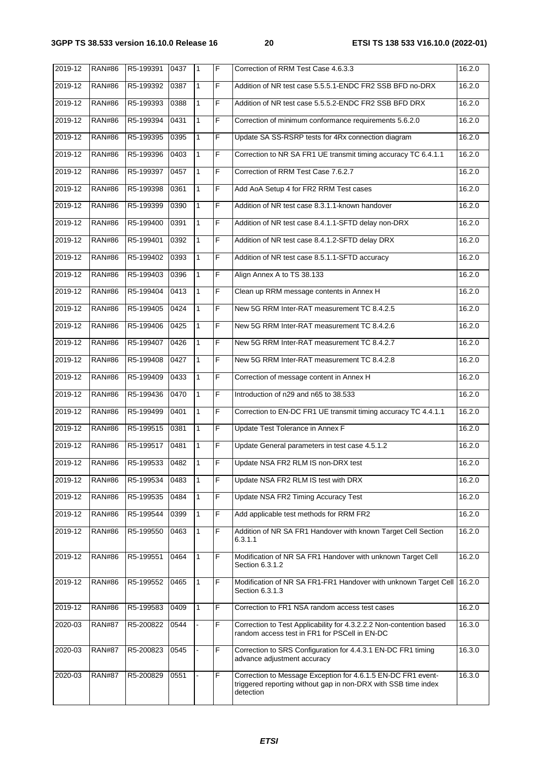| 2019-12 | RAN#86 | R5-199391 | 0437 | 1 | F | Correction of RRM Test Case 4.6.3.3 | 16.2.0 |
|---|---|---|---|---|---|---|---|
| 2019-12 | RAN#86 | R5-199392 | 0387 | 1 | F | Addition of NR test case 5.5.5.1-ENDC FR2 SSB BFD no-DRX | 16.2.0 |
| 2019-12 | RAN#86 | R5-199393 | 0388 | 1 | F | Addition of NR test case 5.5.5.2-ENDC FR2 SSB BFD DRX | 16.2.0 |
| 2019-12 | RAN#86 | R5-199394 | 0431 | 1 | F | Correction of minimum conformance requirements 5.6.2.0 | 16.2.0 |
| 2019-12 | RAN#86 | R5-199395 | 0395 | 1 | F | Update SA SS-RSRP tests for 4Rx connection diagram | 16.2.0 |
| 2019-12 | RAN#86 | R5-199396 | 0403 | 1 | F | Correction to NR SA FR1 UE transmit timing accuracy TC 6.4.1.1 | 16.2.0 |
| 2019-12 | RAN#86 | R5-199397 | 0457 | 1 | F | Correction of RRM Test Case 7.6.2.7 | 16.2.0 |
| 2019-12 | RAN#86 | R5-199398 | 0361 | 1 | F | Add AoA Setup 4 for FR2 RRM Test cases | 16.2.0 |
| 2019-12 | RAN#86 | R5-199399 | 0390 | 1 | F | Addition of NR test case 8.3.1.1-known handover | 16.2.0 |
| 2019-12 | RAN#86 | R5-199400 | 0391 | 1 | F | Addition of NR test case 8.4.1.1-SFTD delay non-DRX | 16.2.0 |
| 2019-12 | RAN#86 | R5-199401 | 0392 | 1 | F | Addition of NR test case 8.4.1.2-SFTD delay DRX | 16.2.0 |
| 2019-12 | RAN#86 | R5-199402 | 0393 | 1 | F | Addition of NR test case 8.5.1.1-SFTD accuracy | 16.2.0 |
| 2019-12 | RAN#86 | R5-199403 | 0396 | 1 | F | Align Annex A to TS 38.133 | 16.2.0 |
| 2019-12 | RAN#86 | R5-199404 | 0413 | 1 | F | Clean up RRM message contents in Annex H | 16.2.0 |
| 2019-12 | RAN#86 | R5-199405 | 0424 | 1 | F | New 5G RRM Inter-RAT measurement TC 8.4.2.5 | 16.2.0 |
| 2019-12 | RAN#86 | R5-199406 | 0425 | 1 | F | New 5G RRM Inter-RAT measurement TC 8.4.2.6 | 16.2.0 |
| 2019-12 | RAN#86 | R5-199407 | 0426 | 1 | F | New 5G RRM Inter-RAT measurement TC 8.4.2.7 | 16.2.0 |
| 2019-12 | RAN#86 | R5-199408 | 0427 | 1 | F | New 5G RRM Inter-RAT measurement TC 8.4.2.8 | 16.2.0 |
| 2019-12 | RAN#86 | R5-199409 | 0433 | 1 | F | Correction of message content in Annex H | 16.2.0 |
| 2019-12 | RAN#86 | R5-199436 | 0470 | 1 | F | Introduction of n29 and n65 to 38.533 | 16.2.0 |
| 2019-12 | RAN#86 | R5-199499 | 0401 | 1 | F | Correction to EN-DC FR1 UE transmit timing accuracy TC 4.4.1.1 | 16.2.0 |
| 2019-12 | RAN#86 | R5-199515 | 0381 | 1 | F | Update Test Tolerance in Annex F | 16.2.0 |
| 2019-12 | RAN#86 | R5-199517 | 0481 | 1 | F | Update General parameters in test case 4.5.1.2 | 16.2.0 |
| 2019-12 | RAN#86 | R5-199533 | 0482 | 1 | F | Update NSA FR2 RLM IS non-DRX test | 16.2.0 |
| 2019-12 | RAN#86 | R5-199534 | 0483 | 1 | F | Update NSA FR2 RLM IS test with DRX | 16.2.0 |
| 2019-12 | RAN#86 | R5-199535 | 0484 | 1 | F | Update NSA FR2 Timing Accuracy Test | 16.2.0 |
| 2019-12 | RAN#86 | R5-199544 | 0399 | 1 | F | Add applicable test methods for RRM FR2 | 16.2.0 |
| 2019-12 | RAN#86 | R5-199550 | 0463 | 1 | F | Addition of NR SA FR1 Handover with known Target Cell Section 6.3.1.1 | 16.2.0 |
| 2019-12 | RAN#86 | R5-199551 | 0464 | 1 | F | Modification of NR SA FR1 Handover with unknown Target Cell Section 6.3.1.2 | 16.2.0 |
| 2019-12 | RAN#86 | R5-199552 | 0465 | 1 | F | Modification of NR SA FR1-FR1 Handover with unknown Target Cell Section 6.3.1.3 | 16.2.0 |
| 2019-12 | RAN#86 | R5-199583 | 0409 | 1 | F | Correction to FR1 NSA random access test cases | 16.2.0 |
| 2020-03 | RAN#87 | R5-200822 | 0544 | - | F | Correction to Test Applicability for 4.3.2.2 Non-contention based random access test in FR1 for PSCell in EN-DC | 16.3.0 |
| 2020-03 | RAN#87 | R5-200823 | 0545 | - | F | Correction to SRS Configuration for 4.4.3.1 EN-DC FR1 timing advance adjustment accuracy | 16.3.0 |
| 2020-03 | RAN#87 | R5-200829 | 0551 | - | F | Correction to Message Exception for 4.6.1.5 EN-DC FR1 event-triggered reporting without gap in non-DRX with SSB time index detection | 16.3.0 |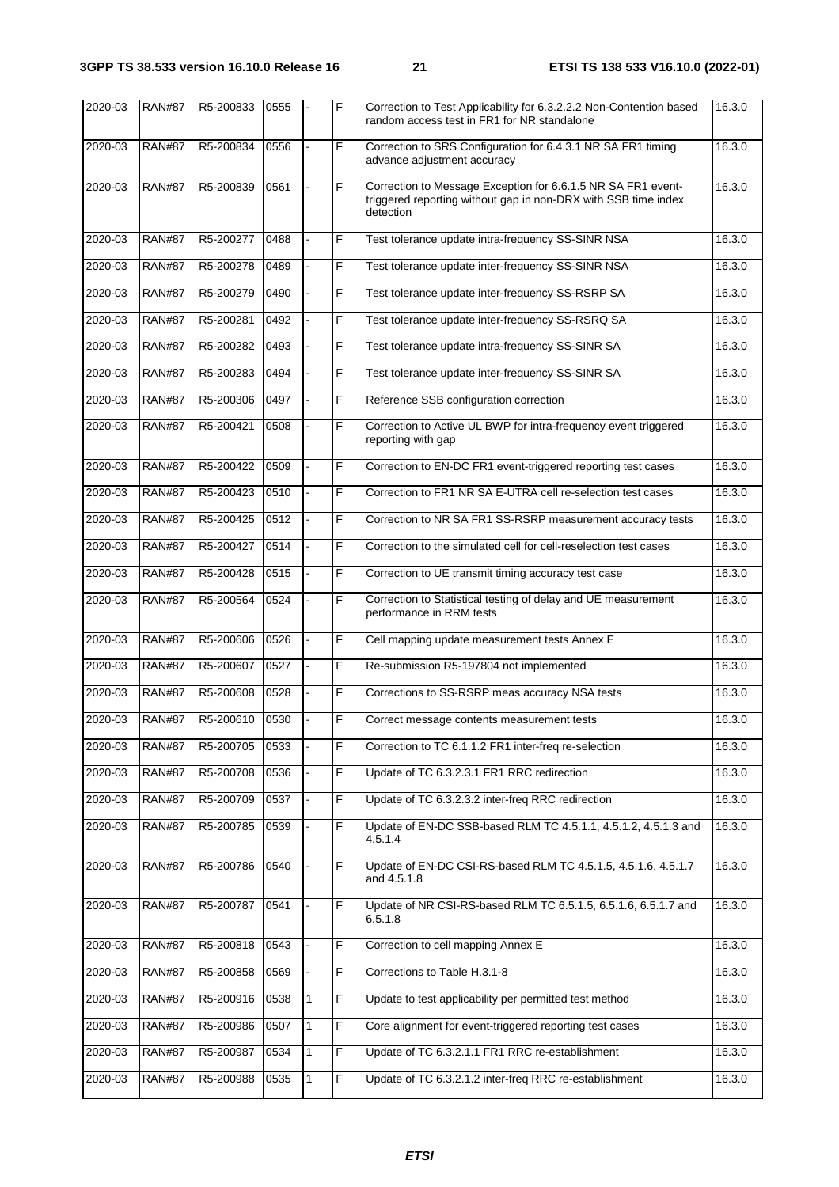| 2020-03 | RAN#87 | R5-200833 | 0555 | - | F | Correction to Test Applicability for 6.3.2.2.2 Non-Contention based random access test in FR1 for NR standalone | 16.3.0 |
|---|---|---|---|---|---|---|---|
| 2020-03 | RAN#87 | R5-200834 | 0556 | - | F | Correction to SRS Configuration for 6.4.3.1 NR SA FR1 timing advance adjustment accuracy | 16.3.0 |
| 2020-03 | RAN#87 | R5-200839 | 0561 | - | F | Correction to Message Exception for 6.6.1.5 NR SA FR1 event-triggered reporting without gap in non-DRX with SSB time index detection | 16.3.0 |
| 2020-03 | RAN#87 | R5-200277 | 0488 | - | F | Test tolerance update intra-frequency SS-SINR NSA | 16.3.0 |
| 2020-03 | RAN#87 | R5-200278 | 0489 | - | F | Test tolerance update inter-frequency SS-SINR NSA | 16.3.0 |
| 2020-03 | RAN#87 | R5-200279 | 0490 | - | F | Test tolerance update inter-frequency SS-RSRP SA | 16.3.0 |
| 2020-03 | RAN#87 | R5-200281 | 0492 | - | F | Test tolerance update inter-frequency SS-RSRQ SA | 16.3.0 |
| 2020-03 | RAN#87 | R5-200282 | 0493 | - | F | Test tolerance update intra-frequency SS-SINR SA | 16.3.0 |
| 2020-03 | RAN#87 | R5-200283 | 0494 | - | F | Test tolerance update inter-frequency SS-SINR SA | 16.3.0 |
| 2020-03 | RAN#87 | R5-200306 | 0497 | - | F | Reference SSB configuration correction | 16.3.0 |
| 2020-03 | RAN#87 | R5-200421 | 0508 | - | F | Correction to Active UL BWP for intra-frequency event triggered reporting with gap | 16.3.0 |
| 2020-03 | RAN#87 | R5-200422 | 0509 | - | F | Correction to EN-DC FR1 event-triggered reporting test cases | 16.3.0 |
| 2020-03 | RAN#87 | R5-200423 | 0510 | - | F | Correction to FR1 NR SA E-UTRA cell re-selection test cases | 16.3.0 |
| 2020-03 | RAN#87 | R5-200425 | 0512 | - | F | Correction to NR SA FR1 SS-RSRP measurement accuracy tests | 16.3.0 |
| 2020-03 | RAN#87 | R5-200427 | 0514 | - | F | Correction to the simulated cell for cell-reselection test cases | 16.3.0 |
| 2020-03 | RAN#87 | R5-200428 | 0515 | - | F | Correction to UE transmit timing accuracy test case | 16.3.0 |
| 2020-03 | RAN#87 | R5-200564 | 0524 | - | F | Correction to Statistical testing of delay and UE measurement performance in RRM tests | 16.3.0 |
| 2020-03 | RAN#87 | R5-200606 | 0526 | - | F | Cell mapping update measurement tests Annex E | 16.3.0 |
| 2020-03 | RAN#87 | R5-200607 | 0527 | - | F | Re-submission R5-197804 not implemented | 16.3.0 |
| 2020-03 | RAN#87 | R5-200608 | 0528 | - | F | Corrections to SS-RSRP meas accuracy NSA tests | 16.3.0 |
| 2020-03 | RAN#87 | R5-200610 | 0530 | - | F | Correct message contents measurement tests | 16.3.0 |
| 2020-03 | RAN#87 | R5-200705 | 0533 | - | F | Correction to TC 6.1.1.2 FR1 inter-freq re-selection | 16.3.0 |
| 2020-03 | RAN#87 | R5-200708 | 0536 | - | F | Update of TC 6.3.2.3.1 FR1 RRC redirection | 16.3.0 |
| 2020-03 | RAN#87 | R5-200709 | 0537 | - | F | Update of TC 6.3.2.3.2 inter-freq RRC redirection | 16.3.0 |
| 2020-03 | RAN#87 | R5-200785 | 0539 | - | F | Update of EN-DC SSB-based RLM TC 4.5.1.1, 4.5.1.2, 4.5.1.3 and 4.5.1.4 | 16.3.0 |
| 2020-03 | RAN#87 | R5-200786 | 0540 | - | F | Update of EN-DC CSI-RS-based RLM TC 4.5.1.5, 4.5.1.6, 4.5.1.7 and 4.5.1.8 | 16.3.0 |
| 2020-03 | RAN#87 | R5-200787 | 0541 | - | F | Update of NR CSI-RS-based RLM TC 6.5.1.5, 6.5.1.6, 6.5.1.7 and 6.5.1.8 | 16.3.0 |
| 2020-03 | RAN#87 | R5-200818 | 0543 | - | F | Correction to cell mapping Annex E | 16.3.0 |
| 2020-03 | RAN#87 | R5-200858 | 0569 | - | F | Corrections to Table H.3.1-8 | 16.3.0 |
| 2020-03 | RAN#87 | R5-200916 | 0538 | 1 | F | Update to test applicability per permitted test method | 16.3.0 |
| 2020-03 | RAN#87 | R5-200986 | 0507 | 1 | F | Core alignment for event-triggered reporting test cases | 16.3.0 |
| 2020-03 | RAN#87 | R5-200987 | 0534 | 1 | F | Update of TC 6.3.2.1.1 FR1 RRC re-establishment | 16.3.0 |
| 2020-03 | RAN#87 | R5-200988 | 0535 | 1 | F | Update of TC 6.3.2.1.2 inter-freq RRC re-establishment | 16.3.0 |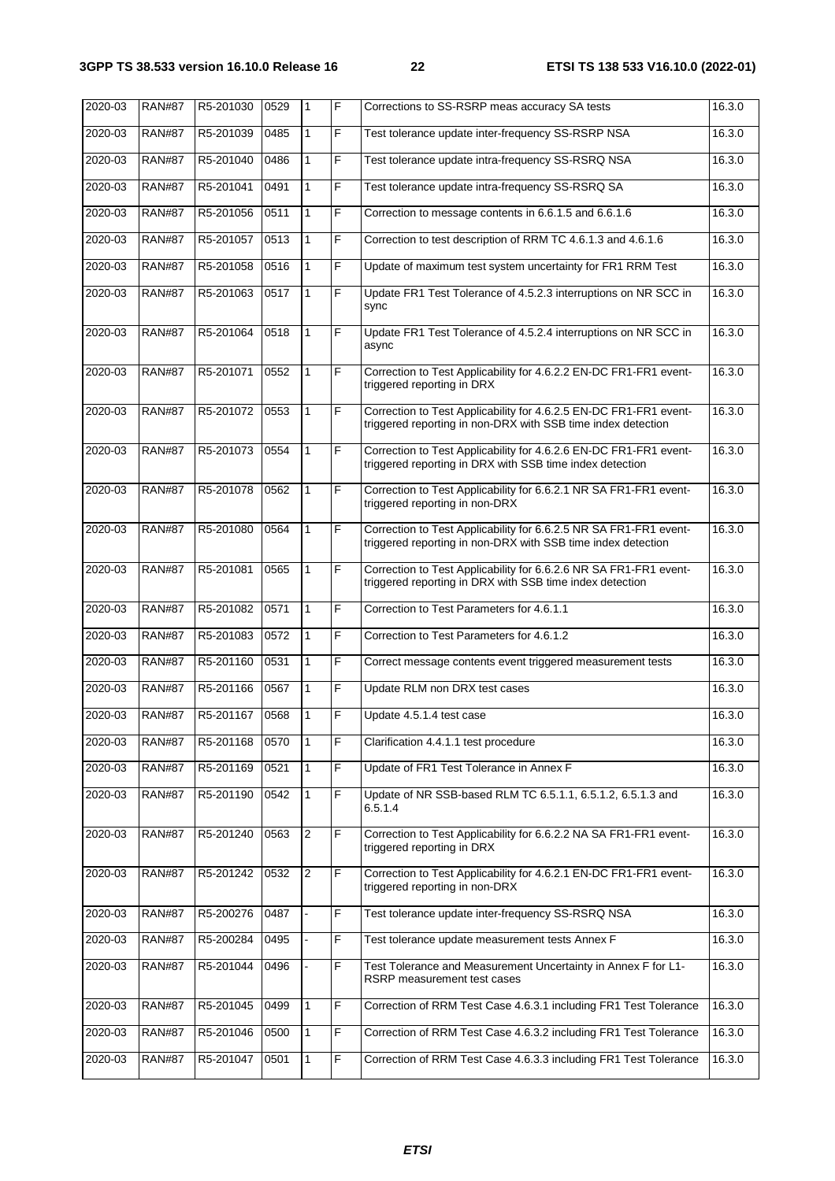| 2020-03 | RAN#87 | R5-201030 | 0529 | 1 | F | Corrections to SS-RSRP meas accuracy SA tests | 16.3.0 |
|---|---|---|---|---|---|---|---|
| 2020-03 | RAN#87 | R5-201039 | 0485 | 1 | F | Test tolerance update inter-frequency SS-RSRP NSA | 16.3.0 |
| 2020-03 | RAN#87 | R5-201040 | 0486 | 1 | F | Test tolerance update intra-frequency SS-RSRQ NSA | 16.3.0 |
| 2020-03 | RAN#87 | R5-201041 | 0491 | 1 | F | Test tolerance update intra-frequency SS-RSRQ SA | 16.3.0 |
| 2020-03 | RAN#87 | R5-201056 | 0511 | 1 | F | Correction to message contents in 6.6.1.5 and 6.6.1.6 | 16.3.0 |
| 2020-03 | RAN#87 | R5-201057 | 0513 | 1 | F | Correction to test description of RRM TC 4.6.1.3 and 4.6.1.6 | 16.3.0 |
| 2020-03 | RAN#87 | R5-201058 | 0516 | 1 | F | Update of maximum test system uncertainty for FR1 RRM Test | 16.3.0 |
| 2020-03 | RAN#87 | R5-201063 | 0517 | 1 | F | Update FR1 Test Tolerance of 4.5.2.3 interruptions on NR SCC in sync | 16.3.0 |
| 2020-03 | RAN#87 | R5-201064 | 0518 | 1 | F | Update FR1 Test Tolerance of 4.5.2.4 interruptions on NR SCC in async | 16.3.0 |
| 2020-03 | RAN#87 | R5-201071 | 0552 | 1 | F | Correction to Test Applicability for 4.6.2.2 EN-DC FR1-FR1 event-triggered reporting in DRX | 16.3.0 |
| 2020-03 | RAN#87 | R5-201072 | 0553 | 1 | F | Correction to Test Applicability for 4.6.2.5 EN-DC FR1-FR1 event-triggered reporting in non-DRX with SSB time index detection | 16.3.0 |
| 2020-03 | RAN#87 | R5-201073 | 0554 | 1 | F | Correction to Test Applicability for 4.6.2.6 EN-DC FR1-FR1 event-triggered reporting in DRX with SSB time index detection | 16.3.0 |
| 2020-03 | RAN#87 | R5-201078 | 0562 | 1 | F | Correction to Test Applicability for 6.6.2.1 NR SA FR1-FR1 event-triggered reporting in non-DRX | 16.3.0 |
| 2020-03 | RAN#87 | R5-201080 | 0564 | 1 | F | Correction to Test Applicability for 6.6.2.5 NR SA FR1-FR1 event-triggered reporting in non-DRX with SSB time index detection | 16.3.0 |
| 2020-03 | RAN#87 | R5-201081 | 0565 | 1 | F | Correction to Test Applicability for 6.6.2.6 NR SA FR1-FR1 event-triggered reporting in DRX with SSB time index detection | 16.3.0 |
| 2020-03 | RAN#87 | R5-201082 | 0571 | 1 | F | Correction to Test Parameters for 4.6.1.1 | 16.3.0 |
| 2020-03 | RAN#87 | R5-201083 | 0572 | 1 | F | Correction to Test Parameters for 4.6.1.2 | 16.3.0 |
| 2020-03 | RAN#87 | R5-201160 | 0531 | 1 | F | Correct message contents event triggered measurement tests | 16.3.0 |
| 2020-03 | RAN#87 | R5-201166 | 0567 | 1 | F | Update RLM non DRX test cases | 16.3.0 |
| 2020-03 | RAN#87 | R5-201167 | 0568 | 1 | F | Update 4.5.1.4 test case | 16.3.0 |
| 2020-03 | RAN#87 | R5-201168 | 0570 | 1 | F | Clarification 4.4.1.1 test procedure | 16.3.0 |
| 2020-03 | RAN#87 | R5-201169 | 0521 | 1 | F | Update of FR1 Test Tolerance in Annex F | 16.3.0 |
| 2020-03 | RAN#87 | R5-201190 | 0542 | 1 | F | Update of NR SSB-based RLM TC 6.5.1.1, 6.5.1.2, 6.5.1.3 and 6.5.1.4 | 16.3.0 |
| 2020-03 | RAN#87 | R5-201240 | 0563 | 2 | F | Correction to Test Applicability for 6.6.2.2 NA SA FR1-FR1 event-triggered reporting in DRX | 16.3.0 |
| 2020-03 | RAN#87 | R5-201242 | 0532 | 2 | F | Correction to Test Applicability for 4.6.2.1 EN-DC FR1-FR1 event-triggered reporting in non-DRX | 16.3.0 |
| 2020-03 | RAN#87 | R5-200276 | 0487 | - | F | Test tolerance update inter-frequency SS-RSRQ NSA | 16.3.0 |
| 2020-03 | RAN#87 | R5-200284 | 0495 | - | F | Test tolerance update measurement tests Annex F | 16.3.0 |
| 2020-03 | RAN#87 | R5-201044 | 0496 | - | F | Test Tolerance and Measurement Uncertainty in Annex F for L1-RSRP measurement test cases | 16.3.0 |
| 2020-03 | RAN#87 | R5-201045 | 0499 | 1 | F | Correction of RRM Test Case 4.6.3.1 including FR1 Test Tolerance | 16.3.0 |
| 2020-03 | RAN#87 | R5-201046 | 0500 | 1 | F | Correction of RRM Test Case 4.6.3.2 including FR1 Test Tolerance | 16.3.0 |
| 2020-03 | RAN#87 | R5-201047 | 0501 | 1 | F | Correction of RRM Test Case 4.6.3.3 including FR1 Test Tolerance | 16.3.0 |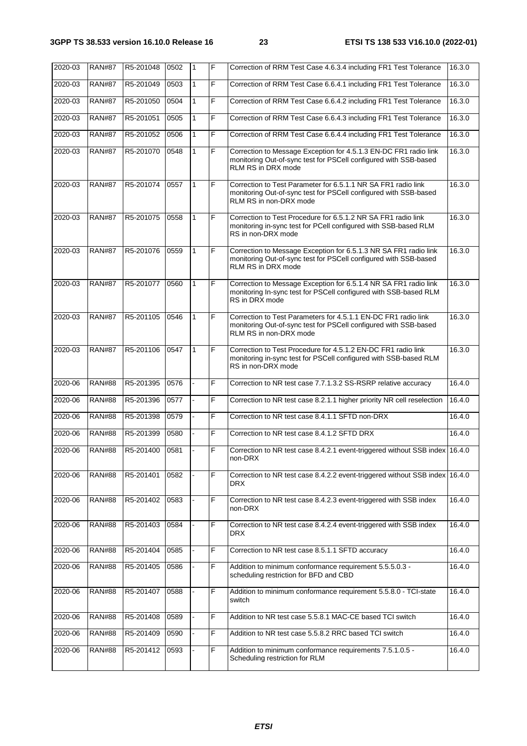| 2020-03 | RAN#87 | R5-201048 | 0502 | 1 | F | Correction of RRM Test Case 4.6.3.4 including FR1 Test Tolerance | 16.3.0 |
|---|---|---|---|---|---|---|---|
| 2020-03 | RAN#87 | R5-201049 | 0503 | 1 | F | Correction of RRM Test Case 6.6.4.1 including FR1 Test Tolerance | 16.3.0 |
| 2020-03 | RAN#87 | R5-201050 | 0504 | 1 | F | Correction of RRM Test Case 6.6.4.2 including FR1 Test Tolerance | 16.3.0 |
| 2020-03 | RAN#87 | R5-201051 | 0505 | 1 | F | Correction of RRM Test Case 6.6.4.3 including FR1 Test Tolerance | 16.3.0 |
| 2020-03 | RAN#87 | R5-201052 | 0506 | 1 | F | Correction of RRM Test Case 6.6.4.4 including FR1 Test Tolerance | 16.3.0 |
| 2020-03 | RAN#87 | R5-201070 | 0548 | 1 | F | Correction to Message Exception for 4.5.1.3 EN-DC FR1 radio link monitoring Out-of-sync test for PSCell configured with SSB-based RLM RS in DRX mode | 16.3.0 |
| 2020-03 | RAN#87 | R5-201074 | 0557 | 1 | F | Correction to Test Parameter for 6.5.1.1 NR SA FR1 radio link monitoring Out-of-sync test for PSCell configured with SSB-based RLM RS in non-DRX mode | 16.3.0 |
| 2020-03 | RAN#87 | R5-201075 | 0558 | 1 | F | Correction to Test Procedure for 6.5.1.2 NR SA FR1 radio link monitoring in-sync test for PCell configured with SSB-based RLM RS in non-DRX mode | 16.3.0 |
| 2020-03 | RAN#87 | R5-201076 | 0559 | 1 | F | Correction to Message Exception for 6.5.1.3 NR SA FR1 radio link monitoring Out-of-sync test for PSCell configured with SSB-based RLM RS in DRX mode | 16.3.0 |
| 2020-03 | RAN#87 | R5-201077 | 0560 | 1 | F | Correction to Message Exception for 6.5.1.4 NR SA FR1 radio link monitoring In-sync test for PSCell configured with SSB-based RLM RS in DRX mode | 16.3.0 |
| 2020-03 | RAN#87 | R5-201105 | 0546 | 1 | F | Correction to Test Parameters for 4.5.1.1 EN-DC FR1 radio link monitoring Out-of-sync test for PSCell configured with SSB-based RLM RS in non-DRX mode | 16.3.0 |
| 2020-03 | RAN#87 | R5-201106 | 0547 | 1 | F | Correction to Test Procedure for 4.5.1.2 EN-DC FR1 radio link monitoring in-sync test for PSCell configured with SSB-based RLM RS in non-DRX mode | 16.3.0 |
| 2020-06 | RAN#88 | R5-201395 | 0576 | - | F | Correction to NR test case 7.7.1.3.2 SS-RSRP relative accuracy | 16.4.0 |
| 2020-06 | RAN#88 | R5-201396 | 0577 | - | F | Correction to NR test case 8.2.1.1 higher priority NR cell reselection | 16.4.0 |
| 2020-06 | RAN#88 | R5-201398 | 0579 | - | F | Correction to NR test case 8.4.1.1 SFTD non-DRX | 16.4.0 |
| 2020-06 | RAN#88 | R5-201399 | 0580 | - | F | Correction to NR test case 8.4.1.2 SFTD DRX | 16.4.0 |
| 2020-06 | RAN#88 | R5-201400 | 0581 | - | F | Correction to NR test case 8.4.2.1 event-triggered without SSB index non-DRX | 16.4.0 |
| 2020-06 | RAN#88 | R5-201401 | 0582 | - | F | Correction to NR test case 8.4.2.2 event-triggered without SSB index DRX | 16.4.0 |
| 2020-06 | RAN#88 | R5-201402 | 0583 | - | F | Correction to NR test case 8.4.2.3 event-triggered with SSB index non-DRX | 16.4.0 |
| 2020-06 | RAN#88 | R5-201403 | 0584 | - | F | Correction to NR test case 8.4.2.4 event-triggered with SSB index DRX | 16.4.0 |
| 2020-06 | RAN#88 | R5-201404 | 0585 | - | F | Correction to NR test case 8.5.1.1 SFTD accuracy | 16.4.0 |
| 2020-06 | RAN#88 | R5-201405 | 0586 | - | F | Addition to minimum conformance requirement 5.5.5.0.3 - scheduling restriction for BFD and CBD | 16.4.0 |
| 2020-06 | RAN#88 | R5-201407 | 0588 | - | F | Addition to minimum conformance requirement 5.5.8.0 - TCI-state switch | 16.4.0 |
| 2020-06 | RAN#88 | R5-201408 | 0589 | - | F | Addition to NR test case 5.5.8.1 MAC-CE based TCI switch | 16.4.0 |
| 2020-06 | RAN#88 | R5-201409 | 0590 | - | F | Addition to NR test case 5.5.8.2 RRC based TCI switch | 16.4.0 |
| 2020-06 | RAN#88 | R5-201412 | 0593 | - | F | Addition to minimum conformance requirements 7.5.1.0.5 - Scheduling restriction for RLM | 16.4.0 |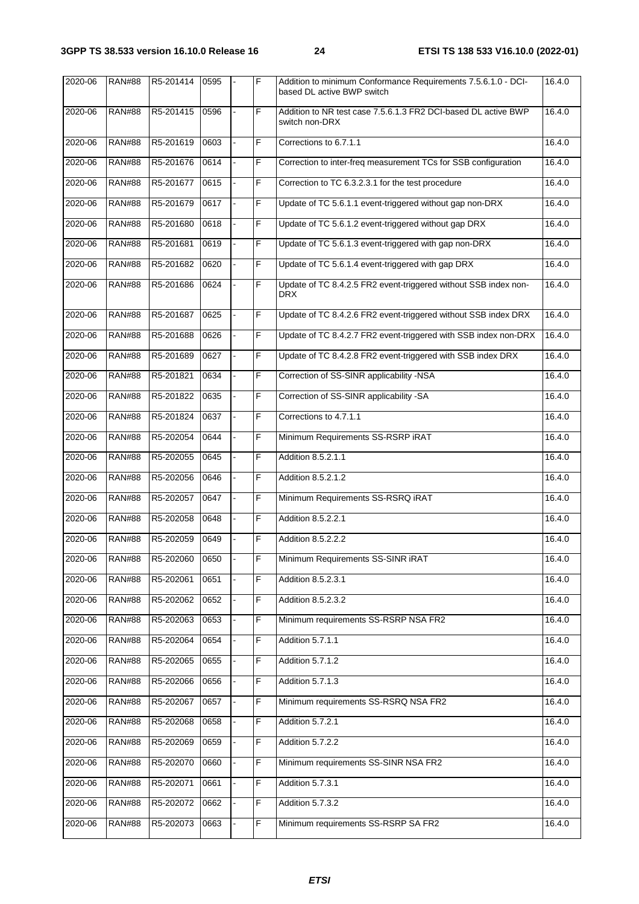| 2020-06 | RAN#88 | R5-201414 | 0595 | - | F | Addition to minimum Conformance Requirements 7.5.6.1.0 - DCI-based DL active BWP switch | 16.4.0 |
|---|---|---|---|---|---|---|---|
| 2020-06 | RAN#88 | R5-201415 | 0596 | - | F | Addition to NR test case 7.5.6.1.3 FR2 DCI-based DL active BWP switch non-DRX | 16.4.0 |
| 2020-06 | RAN#88 | R5-201619 | 0603 | - | F | Corrections to 6.7.1.1 | 16.4.0 |
| 2020-06 | RAN#88 | R5-201676 | 0614 | - | F | Correction to inter-freq measurement TCs for SSB configuration | 16.4.0 |
| 2020-06 | RAN#88 | R5-201677 | 0615 | - | F | Correction to TC 6.3.2.3.1 for the test procedure | 16.4.0 |
| 2020-06 | RAN#88 | R5-201679 | 0617 | - | F | Update of TC 5.6.1.1 event-triggered without gap non-DRX | 16.4.0 |
| 2020-06 | RAN#88 | R5-201680 | 0618 | - | F | Update of TC 5.6.1.2 event-triggered without gap DRX | 16.4.0 |
| 2020-06 | RAN#88 | R5-201681 | 0619 | - | F | Update of TC 5.6.1.3 event-triggered with gap non-DRX | 16.4.0 |
| 2020-06 | RAN#88 | R5-201682 | 0620 | - | F | Update of TC 5.6.1.4 event-triggered with gap DRX | 16.4.0 |
| 2020-06 | RAN#88 | R5-201686 | 0624 | - | F | Update of TC 8.4.2.5 FR2 event-triggered without SSB index non-DRX | 16.4.0 |
| 2020-06 | RAN#88 | R5-201687 | 0625 | - | F | Update of TC 8.4.2.6 FR2 event-triggered without SSB index DRX | 16.4.0 |
| 2020-06 | RAN#88 | R5-201688 | 0626 | - | F | Update of TC 8.4.2.7 FR2 event-triggered with SSB index non-DRX | 16.4.0 |
| 2020-06 | RAN#88 | R5-201689 | 0627 | - | F | Update of TC 8.4.2.8 FR2 event-triggered with SSB index DRX | 16.4.0 |
| 2020-06 | RAN#88 | R5-201821 | 0634 | - | F | Correction of SS-SINR applicability -NSA | 16.4.0 |
| 2020-06 | RAN#88 | R5-201822 | 0635 | - | F | Correction of SS-SINR applicability -SA | 16.4.0 |
| 2020-06 | RAN#88 | R5-201824 | 0637 | - | F | Corrections to 4.7.1.1 | 16.4.0 |
| 2020-06 | RAN#88 | R5-202054 | 0644 | - | F | Minimum Requirements SS-RSRP iRAT | 16.4.0 |
| 2020-06 | RAN#88 | R5-202055 | 0645 | - | F | Addition 8.5.2.1.1 | 16.4.0 |
| 2020-06 | RAN#88 | R5-202056 | 0646 | - | F | Addition 8.5.2.1.2 | 16.4.0 |
| 2020-06 | RAN#88 | R5-202057 | 0647 | - | F | Minimum Requirements SS-RSRQ iRAT | 16.4.0 |
| 2020-06 | RAN#88 | R5-202058 | 0648 | - | F | Addition 8.5.2.2.1 | 16.4.0 |
| 2020-06 | RAN#88 | R5-202059 | 0649 | - | F | Addition 8.5.2.2.2 | 16.4.0 |
| 2020-06 | RAN#88 | R5-202060 | 0650 | - | F | Minimum Requirements SS-SINR iRAT | 16.4.0 |
| 2020-06 | RAN#88 | R5-202061 | 0651 | - | F | Addition 8.5.2.3.1 | 16.4.0 |
| 2020-06 | RAN#88 | R5-202062 | 0652 | - | F | Addition 8.5.2.3.2 | 16.4.0 |
| 2020-06 | RAN#88 | R5-202063 | 0653 | - | F | Minimum requirements SS-RSRP NSA FR2 | 16.4.0 |
| 2020-06 | RAN#88 | R5-202064 | 0654 | - | F | Addition 5.7.1.1 | 16.4.0 |
| 2020-06 | RAN#88 | R5-202065 | 0655 | - | F | Addition 5.7.1.2 | 16.4.0 |
| 2020-06 | RAN#88 | R5-202066 | 0656 | - | F | Addition 5.7.1.3 | 16.4.0 |
| 2020-06 | RAN#88 | R5-202067 | 0657 | - | F | Minimum requirements SS-RSRQ NSA FR2 | 16.4.0 |
| 2020-06 | RAN#88 | R5-202068 | 0658 | - | F | Addition 5.7.2.1 | 16.4.0 |
| 2020-06 | RAN#88 | R5-202069 | 0659 | - | F | Addition 5.7.2.2 | 16.4.0 |
| 2020-06 | RAN#88 | R5-202070 | 0660 | - | F | Minimum requirements SS-SINR NSA FR2 | 16.4.0 |
| 2020-06 | RAN#88 | R5-202071 | 0661 | - | F | Addition 5.7.3.1 | 16.4.0 |
| 2020-06 | RAN#88 | R5-202072 | 0662 | - | F | Addition 5.7.3.2 | 16.4.0 |
| 2020-06 | RAN#88 | R5-202073 | 0663 | - | F | Minimum requirements SS-RSRP SA FR2 | 16.4.0 |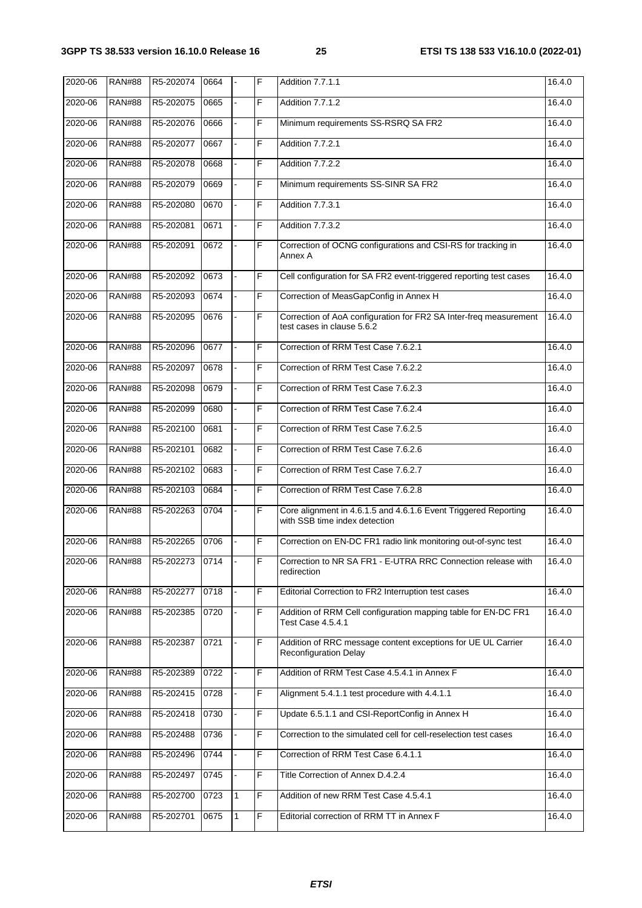| | | | | | | | |
|---|---|---|---|---|---|---|---|
| 2020-06 | RAN#88 | R5-202074 | 0664 | - | F | Addition 7.7.1.1 | 16.4.0 |
| 2020-06 | RAN#88 | R5-202075 | 0665 | - | F | Addition 7.7.1.2 | 16.4.0 |
| 2020-06 | RAN#88 | R5-202076 | 0666 | - | F | Minimum requirements SS-RSRQ SA FR2 | 16.4.0 |
| 2020-06 | RAN#88 | R5-202077 | 0667 | - | F | Addition 7.7.2.1 | 16.4.0 |
| 2020-06 | RAN#88 | R5-202078 | 0668 | - | F | Addition 7.7.2.2 | 16.4.0 |
| 2020-06 | RAN#88 | R5-202079 | 0669 | - | F | Minimum requirements SS-SINR SA FR2 | 16.4.0 |
| 2020-06 | RAN#88 | R5-202080 | 0670 | - | F | Addition 7.7.3.1 | 16.4.0 |
| 2020-06 | RAN#88 | R5-202081 | 0671 | - | F | Addition 7.7.3.2 | 16.4.0 |
| 2020-06 | RAN#88 | R5-202091 | 0672 | - | F | Correction of OCNG configurations and CSI-RS for tracking in Annex A | 16.4.0 |
| 2020-06 | RAN#88 | R5-202092 | 0673 | - | F | Cell configuration for SA FR2 event-triggered reporting test cases | 16.4.0 |
| 2020-06 | RAN#88 | R5-202093 | 0674 | - | F | Correction of MeasGapConfig in Annex H | 16.4.0 |
| 2020-06 | RAN#88 | R5-202095 | 0676 | - | F | Correction of AoA configuration for FR2 SA Inter-freq measurement test cases in clause 5.6.2 | 16.4.0 |
| 2020-06 | RAN#88 | R5-202096 | 0677 | - | F | Correction of RRM Test Case 7.6.2.1 | 16.4.0 |
| 2020-06 | RAN#88 | R5-202097 | 0678 | - | F | Correction of RRM Test Case 7.6.2.2 | 16.4.0 |
| 2020-06 | RAN#88 | R5-202098 | 0679 | - | F | Correction of RRM Test Case 7.6.2.3 | 16.4.0 |
| 2020-06 | RAN#88 | R5-202099 | 0680 | - | F | Correction of RRM Test Case 7.6.2.4 | 16.4.0 |
| 2020-06 | RAN#88 | R5-202100 | 0681 | - | F | Correction of RRM Test Case 7.6.2.5 | 16.4.0 |
| 2020-06 | RAN#88 | R5-202101 | 0682 | - | F | Correction of RRM Test Case 7.6.2.6 | 16.4.0 |
| 2020-06 | RAN#88 | R5-202102 | 0683 | - | F | Correction of RRM Test Case 7.6.2.7 | 16.4.0 |
| 2020-06 | RAN#88 | R5-202103 | 0684 | - | F | Correction of RRM Test Case 7.6.2.8 | 16.4.0 |
| 2020-06 | RAN#88 | R5-202263 | 0704 | - | F | Core alignment in 4.6.1.5 and 4.6.1.6 Event Triggered Reporting with SSB time index detection | 16.4.0 |
| 2020-06 | RAN#88 | R5-202265 | 0706 | - | F | Correction on EN-DC FR1 radio link monitoring out-of-sync test | 16.4.0 |
| 2020-06 | RAN#88 | R5-202273 | 0714 | - | F | Correction to NR SA FR1 - E-UTRA RRC Connection release with redirection | 16.4.0 |
| 2020-06 | RAN#88 | R5-202277 | 0718 | - | F | Editorial Correction to FR2 Interruption test cases | 16.4.0 |
| 2020-06 | RAN#88 | R5-202385 | 0720 | - | F | Addition of RRM Cell configuration mapping table for EN-DC FR1 Test Case 4.5.4.1 | 16.4.0 |
| 2020-06 | RAN#88 | R5-202387 | 0721 | - | F | Addition of RRC message content exceptions for UE UL Carrier Reconfiguration Delay | 16.4.0 |
| 2020-06 | RAN#88 | R5-202389 | 0722 | - | F | Addition of RRM Test Case 4.5.4.1 in Annex F | 16.4.0 |
| 2020-06 | RAN#88 | R5-202415 | 0728 | - | F | Alignment 5.4.1.1 test procedure with 4.4.1.1 | 16.4.0 |
| 2020-06 | RAN#88 | R5-202418 | 0730 | - | F | Update 6.5.1.1 and CSI-ReportConfig in Annex H | 16.4.0 |
| 2020-06 | RAN#88 | R5-202488 | 0736 | - | F | Correction to the simulated cell for cell-reselection test cases | 16.4.0 |
| 2020-06 | RAN#88 | R5-202496 | 0744 | - | F | Correction of RRM Test Case 6.4.1.1 | 16.4.0 |
| 2020-06 | RAN#88 | R5-202497 | 0745 | - | F | Title Correction of Annex D.4.2.4 | 16.4.0 |
| 2020-06 | RAN#88 | R5-202700 | 0723 | 1 | F | Addition of new RRM Test Case 4.5.4.1 | 16.4.0 |
| 2020-06 | RAN#88 | R5-202701 | 0675 | 1 | F | Editorial correction of RRM TT in Annex F | 16.4.0 |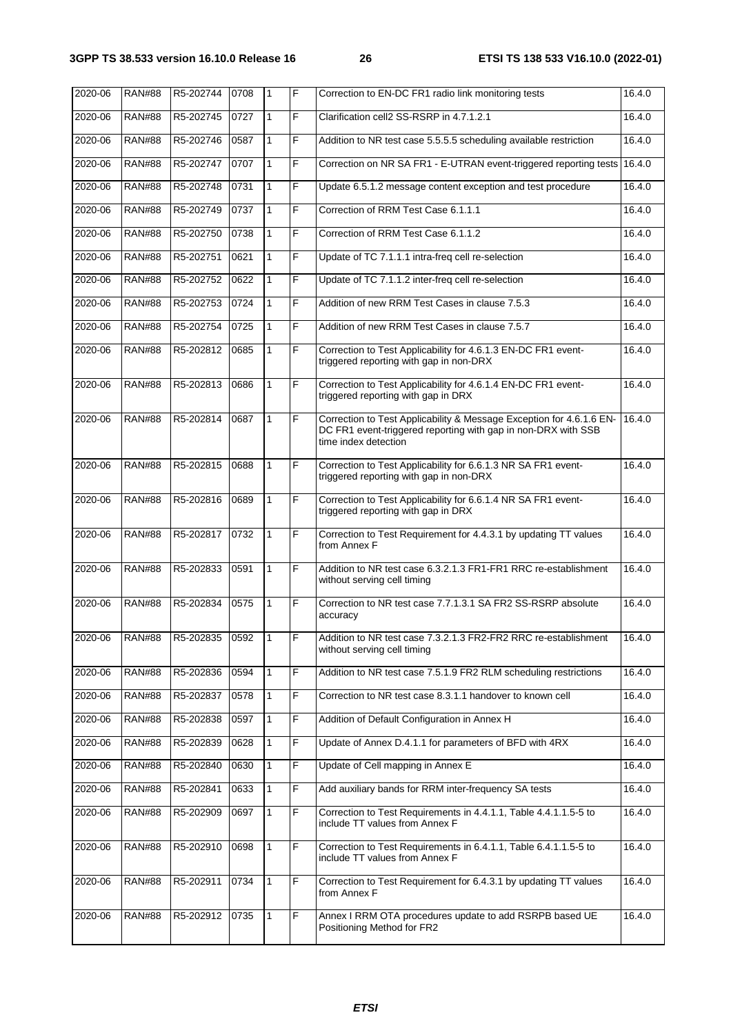| 2020-06 | RAN#88 | R5-202744 | 0708 | 1 | F | Correction to EN-DC FR1 radio link monitoring tests | 16.4.0 |
|---|---|---|---|---|---|---|---|
| 2020-06 | RAN#88 | R5-202745 | 0727 | 1 | F | Clarification cell2 SS-RSRP in 4.7.1.2.1 | 16.4.0 |
| 2020-06 | RAN#88 | R5-202746 | 0587 | 1 | F | Addition to NR test case 5.5.5.5 scheduling available restriction | 16.4.0 |
| 2020-06 | RAN#88 | R5-202747 | 0707 | 1 | F | Correction on NR SA FR1 - E-UTRAN event-triggered reporting tests | 16.4.0 |
| 2020-06 | RAN#88 | R5-202748 | 0731 | 1 | F | Update 6.5.1.2 message content exception and test procedure | 16.4.0 |
| 2020-06 | RAN#88 | R5-202749 | 0737 | 1 | F | Correction of RRM Test Case 6.1.1.1 | 16.4.0 |
| 2020-06 | RAN#88 | R5-202750 | 0738 | 1 | F | Correction of RRM Test Case 6.1.1.2 | 16.4.0 |
| 2020-06 | RAN#88 | R5-202751 | 0621 | 1 | F | Update of TC 7.1.1.1 intra-freq cell re-selection | 16.4.0 |
| 2020-06 | RAN#88 | R5-202752 | 0622 | 1 | F | Update of TC 7.1.1.2 inter-freq cell re-selection | 16.4.0 |
| 2020-06 | RAN#88 | R5-202753 | 0724 | 1 | F | Addition of new RRM Test Cases in clause 7.5.3 | 16.4.0 |
| 2020-06 | RAN#88 | R5-202754 | 0725 | 1 | F | Addition of new RRM Test Cases in clause 7.5.7 | 16.4.0 |
| 2020-06 | RAN#88 | R5-202812 | 0685 | 1 | F | Correction to Test Applicability for 4.6.1.3 EN-DC FR1 event-triggered reporting with gap in non-DRX | 16.4.0 |
| 2020-06 | RAN#88 | R5-202813 | 0686 | 1 | F | Correction to Test Applicability for 4.6.1.4 EN-DC FR1 event-triggered reporting with gap in DRX | 16.4.0 |
| 2020-06 | RAN#88 | R5-202814 | 0687 | 1 | F | Correction to Test Applicability & Message Exception for 4.6.1.6 EN-DC FR1 event-triggered reporting with gap in non-DRX with SSB time index detection | 16.4.0 |
| 2020-06 | RAN#88 | R5-202815 | 0688 | 1 | F | Correction to Test Applicability for 6.6.1.3 NR SA FR1 event-triggered reporting with gap in non-DRX | 16.4.0 |
| 2020-06 | RAN#88 | R5-202816 | 0689 | 1 | F | Correction to Test Applicability for 6.6.1.4 NR SA FR1 event-triggered reporting with gap in DRX | 16.4.0 |
| 2020-06 | RAN#88 | R5-202817 | 0732 | 1 | F | Correction to Test Requirement for 4.4.3.1 by updating TT values from Annex F | 16.4.0 |
| 2020-06 | RAN#88 | R5-202833 | 0591 | 1 | F | Addition to NR test case 6.3.2.1.3 FR1-FR1 RRC re-establishment without serving cell timing | 16.4.0 |
| 2020-06 | RAN#88 | R5-202834 | 0575 | 1 | F | Correction to NR test case 7.7.1.3.1 SA FR2 SS-RSRP absolute accuracy | 16.4.0 |
| 2020-06 | RAN#88 | R5-202835 | 0592 | 1 | F | Addition to NR test case 7.3.2.1.3 FR2-FR2 RRC re-establishment without serving cell timing | 16.4.0 |
| 2020-06 | RAN#88 | R5-202836 | 0594 | 1 | F | Addition to NR test case 7.5.1.9 FR2 RLM scheduling restrictions | 16.4.0 |
| 2020-06 | RAN#88 | R5-202837 | 0578 | 1 | F | Correction to NR test case 8.3.1.1 handover to known cell | 16.4.0 |
| 2020-06 | RAN#88 | R5-202838 | 0597 | 1 | F | Addition of Default Configuration in Annex H | 16.4.0 |
| 2020-06 | RAN#88 | R5-202839 | 0628 | 1 | F | Update of Annex D.4.1.1 for parameters of BFD with 4RX | 16.4.0 |
| 2020-06 | RAN#88 | R5-202840 | 0630 | 1 | F | Update of Cell mapping in Annex E | 16.4.0 |
| 2020-06 | RAN#88 | R5-202841 | 0633 | 1 | F | Add auxiliary bands for RRM inter-frequency SA tests | 16.4.0 |
| 2020-06 | RAN#88 | R5-202909 | 0697 | 1 | F | Correction to Test Requirements in 4.4.1.1, Table 4.4.1.1.5-5 to include TT values from Annex F | 16.4.0 |
| 2020-06 | RAN#88 | R5-202910 | 0698 | 1 | F | Correction to Test Requirements in 6.4.1.1, Table 6.4.1.1.5-5 to include TT values from Annex F | 16.4.0 |
| 2020-06 | RAN#88 | R5-202911 | 0734 | 1 | F | Correction to Test Requirement for 6.4.3.1 by updating TT values from Annex F | 16.4.0 |
| 2020-06 | RAN#88 | R5-202912 | 0735 | 1 | F | Annex I RRM OTA procedures update to add RSRPB based UE Positioning Method for FR2 | 16.4.0 |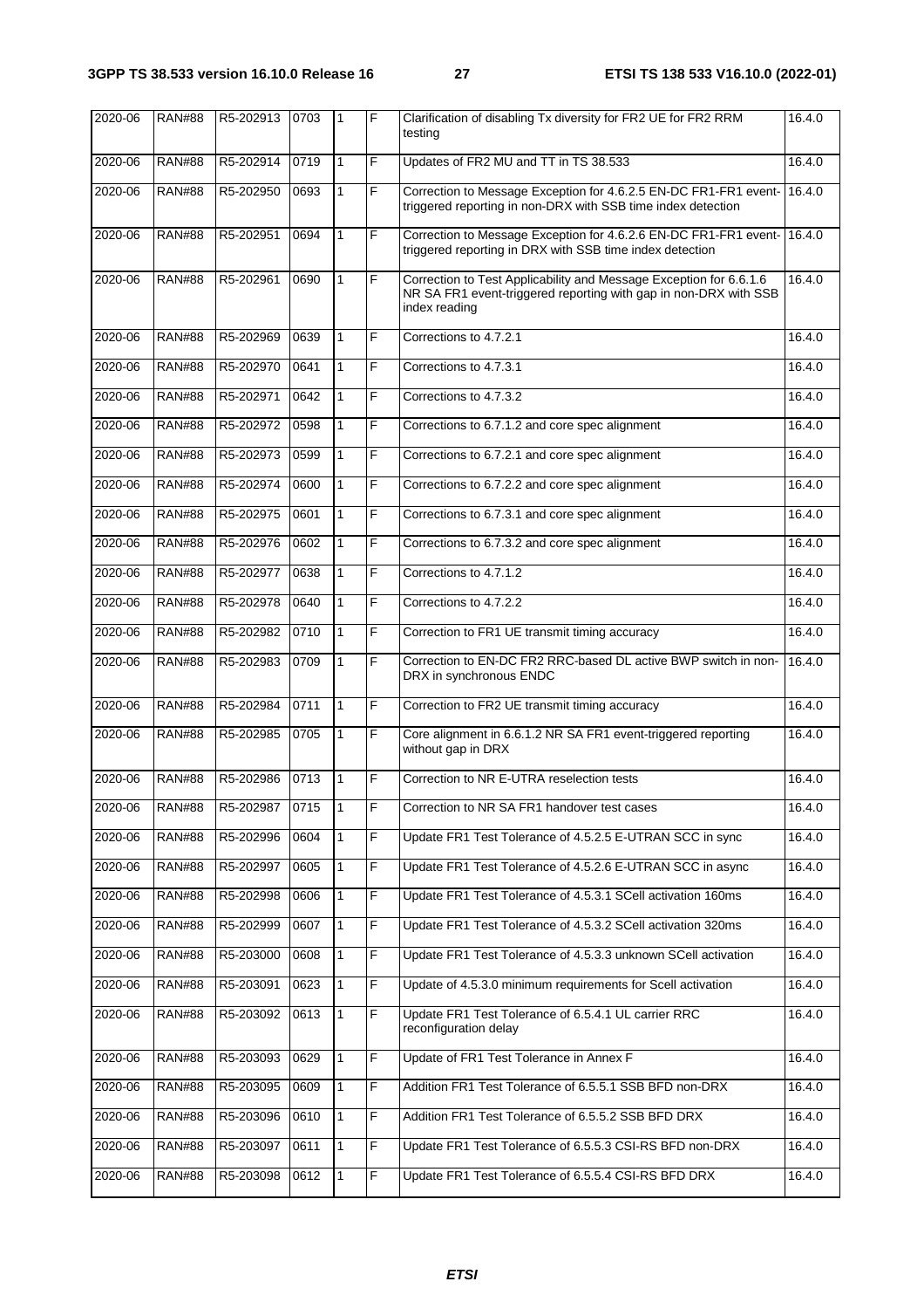| 2020-06 | RAN#88 | R5-202913 | 0703 | 1 | F | Clarification of disabling Tx diversity for FR2 UE for FR2 RRM testing | 16.4.0 |
|---|---|---|---|---|---|---|---|
| 2020-06 | RAN#88 | R5-202914 | 0719 | 1 | F | Updates of FR2 MU and TT in TS 38.533 | 16.4.0 |
| 2020-06 | RAN#88 | R5-202950 | 0693 | 1 | F | Correction to Message Exception for 4.6.2.5 EN-DC FR1-FR1 event-triggered reporting in non-DRX with SSB time index detection | 16.4.0 |
| 2020-06 | RAN#88 | R5-202951 | 0694 | 1 | F | Correction to Message Exception for 4.6.2.6 EN-DC FR1-FR1 event-triggered reporting in DRX with SSB time index detection | 16.4.0 |
| 2020-06 | RAN#88 | R5-202961 | 0690 | 1 | F | Correction to Test Applicability and Message Exception for 6.6.1.6 NR SA FR1 event-triggered reporting with gap in non-DRX with SSB index reading | 16.4.0 |
| 2020-06 | RAN#88 | R5-202969 | 0639 | 1 | F | Corrections to 4.7.2.1 | 16.4.0 |
| 2020-06 | RAN#88 | R5-202970 | 0641 | 1 | F | Corrections to 4.7.3.1 | 16.4.0 |
| 2020-06 | RAN#88 | R5-202971 | 0642 | 1 | F | Corrections to 4.7.3.2 | 16.4.0 |
| 2020-06 | RAN#88 | R5-202972 | 0598 | 1 | F | Corrections to 6.7.1.2 and core spec alignment | 16.4.0 |
| 2020-06 | RAN#88 | R5-202973 | 0599 | 1 | F | Corrections to 6.7.2.1 and core spec alignment | 16.4.0 |
| 2020-06 | RAN#88 | R5-202974 | 0600 | 1 | F | Corrections to 6.7.2.2 and core spec alignment | 16.4.0 |
| 2020-06 | RAN#88 | R5-202975 | 0601 | 1 | F | Corrections to 6.7.3.1 and core spec alignment | 16.4.0 |
| 2020-06 | RAN#88 | R5-202976 | 0602 | 1 | F | Corrections to 6.7.3.2 and core spec alignment | 16.4.0 |
| 2020-06 | RAN#88 | R5-202977 | 0638 | 1 | F | Corrections to 4.7.1.2 | 16.4.0 |
| 2020-06 | RAN#88 | R5-202978 | 0640 | 1 | F | Corrections to 4.7.2.2 | 16.4.0 |
| 2020-06 | RAN#88 | R5-202982 | 0710 | 1 | F | Correction to FR1 UE transmit timing accuracy | 16.4.0 |
| 2020-06 | RAN#88 | R5-202983 | 0709 | 1 | F | Correction to EN-DC FR2 RRC-based DL active BWP switch in non-DRX in synchronous ENDC | 16.4.0 |
| 2020-06 | RAN#88 | R5-202984 | 0711 | 1 | F | Correction to FR2 UE transmit timing accuracy | 16.4.0 |
| 2020-06 | RAN#88 | R5-202985 | 0705 | 1 | F | Core alignment in 6.6.1.2 NR SA FR1 event-triggered reporting without gap in DRX | 16.4.0 |
| 2020-06 | RAN#88 | R5-202986 | 0713 | 1 | F | Correction to NR E-UTRA reselection tests | 16.4.0 |
| 2020-06 | RAN#88 | R5-202987 | 0715 | 1 | F | Correction to NR SA FR1 handover test cases | 16.4.0 |
| 2020-06 | RAN#88 | R5-202996 | 0604 | 1 | F | Update FR1 Test Tolerance of 4.5.2.5 E-UTRAN SCC in sync | 16.4.0 |
| 2020-06 | RAN#88 | R5-202997 | 0605 | 1 | F | Update FR1 Test Tolerance of 4.5.2.6 E-UTRAN SCC in async | 16.4.0 |
| 2020-06 | RAN#88 | R5-202998 | 0606 | 1 | F | Update FR1 Test Tolerance of 4.5.3.1 SCell activation 160ms | 16.4.0 |
| 2020-06 | RAN#88 | R5-202999 | 0607 | 1 | F | Update FR1 Test Tolerance of 4.5.3.2 SCell activation 320ms | 16.4.0 |
| 2020-06 | RAN#88 | R5-203000 | 0608 | 1 | F | Update FR1 Test Tolerance of 4.5.3.3 unknown SCell activation | 16.4.0 |
| 2020-06 | RAN#88 | R5-203091 | 0623 | 1 | F | Update of 4.5.3.0 minimum requirements for Scell activation | 16.4.0 |
| 2020-06 | RAN#88 | R5-203092 | 0613 | 1 | F | Update FR1 Test Tolerance of 6.5.4.1 UL carrier RRC reconfiguration delay | 16.4.0 |
| 2020-06 | RAN#88 | R5-203093 | 0629 | 1 | F | Update of FR1 Test Tolerance in Annex F | 16.4.0 |
| 2020-06 | RAN#88 | R5-203095 | 0609 | 1 | F | Addition FR1 Test Tolerance of 6.5.5.1 SSB BFD non-DRX | 16.4.0 |
| 2020-06 | RAN#88 | R5-203096 | 0610 | 1 | F | Addition FR1 Test Tolerance of 6.5.5.2 SSB BFD DRX | 16.4.0 |
| 2020-06 | RAN#88 | R5-203097 | 0611 | 1 | F | Update FR1 Test Tolerance of 6.5.5.3 CSI-RS BFD non-DRX | 16.4.0 |
| 2020-06 | RAN#88 | R5-203098 | 0612 | 1 | F | Update FR1 Test Tolerance of 6.5.5.4 CSI-RS BFD DRX | 16.4.0 |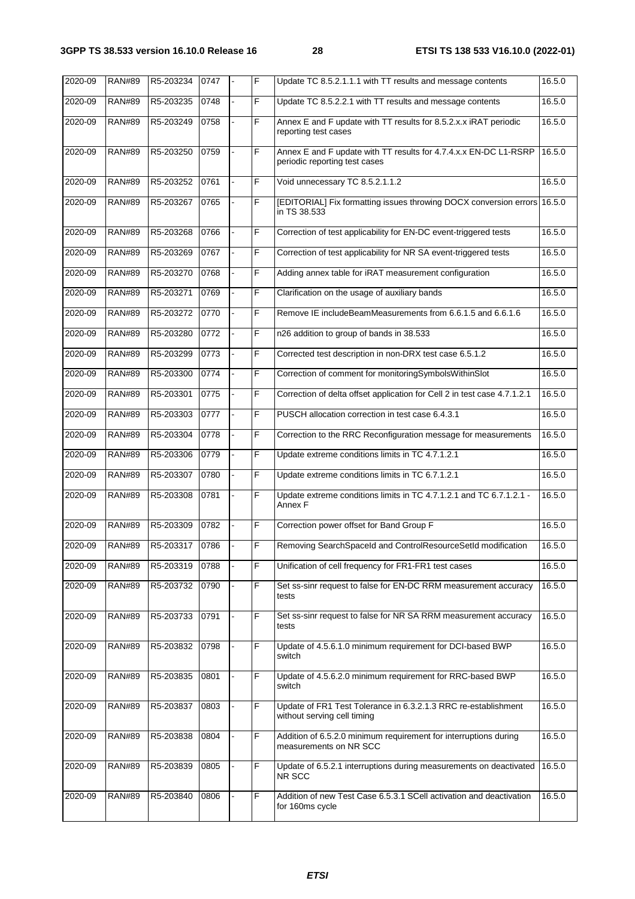| 2020-09 | RAN#89 | R5-203234 | 0747 | - | F | Update TC 8.5.2.1.1.1 with TT results and message contents | 16.5.0 |
|---|---|---|---|---|---|---|---|
| 2020-09 | RAN#89 | R5-203235 | 0748 | - | F | Update TC 8.5.2.2.1 with TT results and message contents | 16.5.0 |
| 2020-09 | RAN#89 | R5-203249 | 0758 | - | F | Annex E and F update with TT results for 8.5.2.x.x iRAT periodic reporting test cases | 16.5.0 |
| 2020-09 | RAN#89 | R5-203250 | 0759 | - | F | Annex E and F update with TT results for 4.7.4.x.x EN-DC L1-RSRP periodic reporting test cases | 16.5.0 |
| 2020-09 | RAN#89 | R5-203252 | 0761 | - | F | Void unnecessary TC 8.5.2.1.1.2 | 16.5.0 |
| 2020-09 | RAN#89 | R5-203267 | 0765 | - | F | [EDITORIAL] Fix formatting issues throwing DOCX conversion errors in TS 38.533 | 16.5.0 |
| 2020-09 | RAN#89 | R5-203268 | 0766 | - | F | Correction of test applicability for EN-DC event-triggered tests | 16.5.0 |
| 2020-09 | RAN#89 | R5-203269 | 0767 | - | F | Correction of test applicability for NR SA event-triggered tests | 16.5.0 |
| 2020-09 | RAN#89 | R5-203270 | 0768 | - | F | Adding annex table for iRAT measurement configuration | 16.5.0 |
| 2020-09 | RAN#89 | R5-203271 | 0769 | - | F | Clarification on the usage of auxiliary bands | 16.5.0 |
| 2020-09 | RAN#89 | R5-203272 | 0770 | - | F | Remove IE includeBeamMeasurements from 6.6.1.5 and 6.6.1.6 | 16.5.0 |
| 2020-09 | RAN#89 | R5-203280 | 0772 | - | F | n26 addition to group of bands in 38.533 | 16.5.0 |
| 2020-09 | RAN#89 | R5-203299 | 0773 | - | F | Corrected test description in non-DRX test case 6.5.1.2 | 16.5.0 |
| 2020-09 | RAN#89 | R5-203300 | 0774 | - | F | Correction of comment for monitoringSymbolsWithinSlot | 16.5.0 |
| 2020-09 | RAN#89 | R5-203301 | 0775 | - | F | Correction of delta offset application for Cell 2 in test case 4.7.1.2.1 | 16.5.0 |
| 2020-09 | RAN#89 | R5-203303 | 0777 | - | F | PUSCH allocation correction in test case 6.4.3.1 | 16.5.0 |
| 2020-09 | RAN#89 | R5-203304 | 0778 | - | F | Correction to the RRC Reconfiguration message for measurements | 16.5.0 |
| 2020-09 | RAN#89 | R5-203306 | 0779 | - | F | Update extreme conditions limits in TC 4.7.1.2.1 | 16.5.0 |
| 2020-09 | RAN#89 | R5-203307 | 0780 | - | F | Update extreme conditions limits in TC 6.7.1.2.1 | 16.5.0 |
| 2020-09 | RAN#89 | R5-203308 | 0781 | - | F | Update extreme conditions limits in TC 4.7.1.2.1 and TC 6.7.1.2.1 - Annex F | 16.5.0 |
| 2020-09 | RAN#89 | R5-203309 | 0782 | - | F | Correction power offset for Band Group F | 16.5.0 |
| 2020-09 | RAN#89 | R5-203317 | 0786 | - | F | Removing SearchSpaceId and ControlResourceSetId modification | 16.5.0 |
| 2020-09 | RAN#89 | R5-203319 | 0788 | - | F | Unification of cell frequency for FR1-FR1 test cases | 16.5.0 |
| 2020-09 | RAN#89 | R5-203732 | 0790 | - | F | Set ss-sinr request to false for EN-DC RRM measurement accuracy tests | 16.5.0 |
| 2020-09 | RAN#89 | R5-203733 | 0791 | - | F | Set ss-sinr request to false for NR SA RRM measurement accuracy tests | 16.5.0 |
| 2020-09 | RAN#89 | R5-203832 | 0798 | - | F | Update of 4.5.6.1.0 minimum requirement for DCI-based BWP switch | 16.5.0 |
| 2020-09 | RAN#89 | R5-203835 | 0801 | - | F | Update of 4.5.6.2.0 minimum requirement for RRC-based BWP switch | 16.5.0 |
| 2020-09 | RAN#89 | R5-203837 | 0803 | - | F | Update of FR1 Test Tolerance in 6.3.2.1.3 RRC re-establishment without serving cell timing | 16.5.0 |
| 2020-09 | RAN#89 | R5-203838 | 0804 | - | F | Addition of 6.5.2.0 minimum requirement for interruptions during measurements on NR SCC | 16.5.0 |
| 2020-09 | RAN#89 | R5-203839 | 0805 | - | F | Update of 6.5.2.1 interruptions during measurements on deactivated NR SCC | 16.5.0 |
| 2020-09 | RAN#89 | R5-203840 | 0806 | - | F | Addition of new Test Case 6.5.3.1 SCell activation and deactivation for 160ms cycle | 16.5.0 |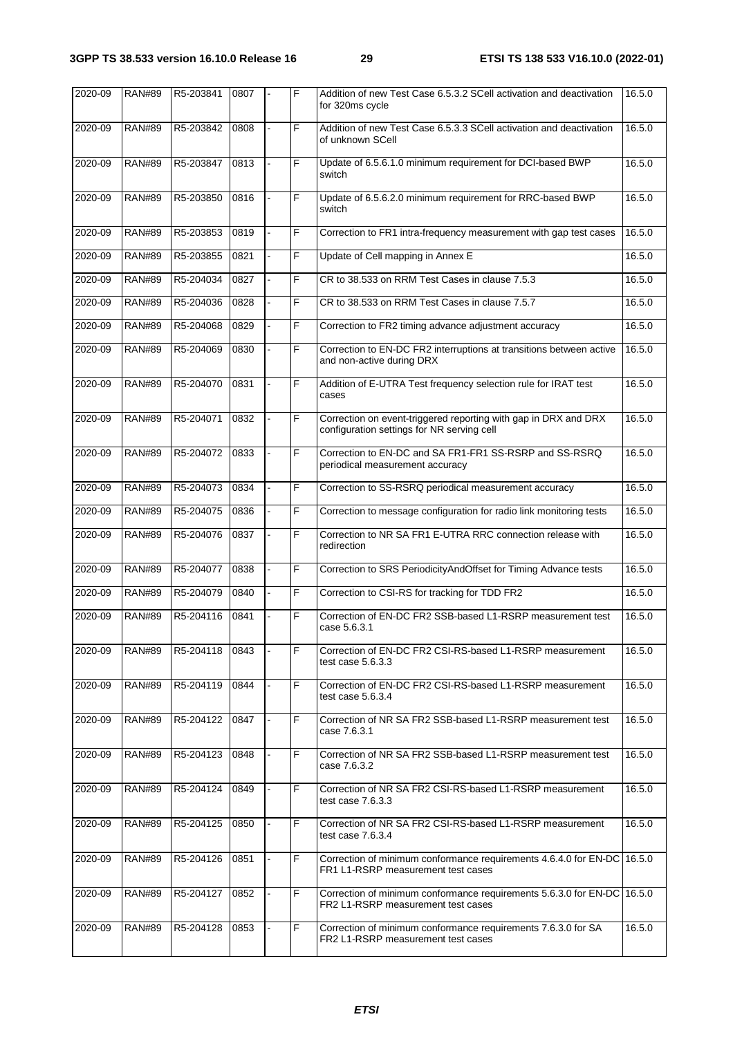| 2020-09 | RAN#89 | R5-203841 | 0807 | - | F | Addition of new Test Case 6.5.3.2 SCell activation and deactivation for 320ms cycle | 16.5.0 |
|---|---|---|---|---|---|---|---|
| 2020-09 | RAN#89 | R5-203842 | 0808 | - | F | Addition of new Test Case 6.5.3.3 SCell activation and deactivation of unknown SCell | 16.5.0 |
| 2020-09 | RAN#89 | R5-203847 | 0813 | - | F | Update of 6.5.6.1.0 minimum requirement for DCI-based BWP switch | 16.5.0 |
| 2020-09 | RAN#89 | R5-203850 | 0816 | - | F | Update of 6.5.6.2.0 minimum requirement for RRC-based BWP switch | 16.5.0 |
| 2020-09 | RAN#89 | R5-203853 | 0819 | - | F | Correction to FR1 intra-frequency measurement with gap test cases | 16.5.0 |
| 2020-09 | RAN#89 | R5-203855 | 0821 | - | F | Update of Cell mapping in Annex E | 16.5.0 |
| 2020-09 | RAN#89 | R5-204034 | 0827 | - | F | CR to 38.533 on RRM Test Cases in clause 7.5.3 | 16.5.0 |
| 2020-09 | RAN#89 | R5-204036 | 0828 | - | F | CR to 38.533 on RRM Test Cases in clause 7.5.7 | 16.5.0 |
| 2020-09 | RAN#89 | R5-204068 | 0829 | - | F | Correction to FR2 timing advance adjustment accuracy | 16.5.0 |
| 2020-09 | RAN#89 | R5-204069 | 0830 | - | F | Correction to EN-DC FR2 interruptions at transitions between active and non-active during DRX | 16.5.0 |
| 2020-09 | RAN#89 | R5-204070 | 0831 | - | F | Addition of E-UTRA Test frequency selection rule for IRAT test cases | 16.5.0 |
| 2020-09 | RAN#89 | R5-204071 | 0832 | - | F | Correction on event-triggered reporting with gap in DRX and DRX configuration settings for NR serving cell | 16.5.0 |
| 2020-09 | RAN#89 | R5-204072 | 0833 | - | F | Correction to EN-DC and SA FR1-FR1 SS-RSRP and SS-RSRQ periodical measurement accuracy | 16.5.0 |
| 2020-09 | RAN#89 | R5-204073 | 0834 | - | F | Correction to SS-RSRQ periodical measurement accuracy | 16.5.0 |
| 2020-09 | RAN#89 | R5-204075 | 0836 | - | F | Correction to message configuration for radio link monitoring tests | 16.5.0 |
| 2020-09 | RAN#89 | R5-204076 | 0837 | - | F | Correction to NR SA FR1 E-UTRA RRC connection release with redirection | 16.5.0 |
| 2020-09 | RAN#89 | R5-204077 | 0838 | - | F | Correction to SRS PeriodicityAndOffset for Timing Advance tests | 16.5.0 |
| 2020-09 | RAN#89 | R5-204079 | 0840 | - | F | Correction to CSI-RS for tracking for TDD FR2 | 16.5.0 |
| 2020-09 | RAN#89 | R5-204116 | 0841 | - | F | Correction of EN-DC FR2 SSB-based L1-RSRP measurement test case 5.6.3.1 | 16.5.0 |
| 2020-09 | RAN#89 | R5-204118 | 0843 | - | F | Correction of EN-DC FR2 CSI-RS-based L1-RSRP measurement test case 5.6.3.3 | 16.5.0 |
| 2020-09 | RAN#89 | R5-204119 | 0844 | - | F | Correction of EN-DC FR2 CSI-RS-based L1-RSRP measurement test case 5.6.3.4 | 16.5.0 |
| 2020-09 | RAN#89 | R5-204122 | 0847 | - | F | Correction of NR SA FR2 SSB-based L1-RSRP measurement test case 7.6.3.1 | 16.5.0 |
| 2020-09 | RAN#89 | R5-204123 | 0848 | - | F | Correction of NR SA FR2 SSB-based L1-RSRP measurement test case 7.6.3.2 | 16.5.0 |
| 2020-09 | RAN#89 | R5-204124 | 0849 | - | F | Correction of NR SA FR2 CSI-RS-based L1-RSRP measurement test case 7.6.3.3 | 16.5.0 |
| 2020-09 | RAN#89 | R5-204125 | 0850 | - | F | Correction of NR SA FR2 CSI-RS-based L1-RSRP measurement test case 7.6.3.4 | 16.5.0 |
| 2020-09 | RAN#89 | R5-204126 | 0851 | - | F | Correction of minimum conformance requirements 4.6.4.0 for EN-DC FR1 L1-RSRP measurement test cases | 16.5.0 |
| 2020-09 | RAN#89 | R5-204127 | 0852 | - | F | Correction of minimum conformance requirements 5.6.3.0 for EN-DC FR2 L1-RSRP measurement test cases | 16.5.0 |
| 2020-09 | RAN#89 | R5-204128 | 0853 | - | F | Correction of minimum conformance requirements 7.6.3.0 for SA FR2 L1-RSRP measurement test cases | 16.5.0 |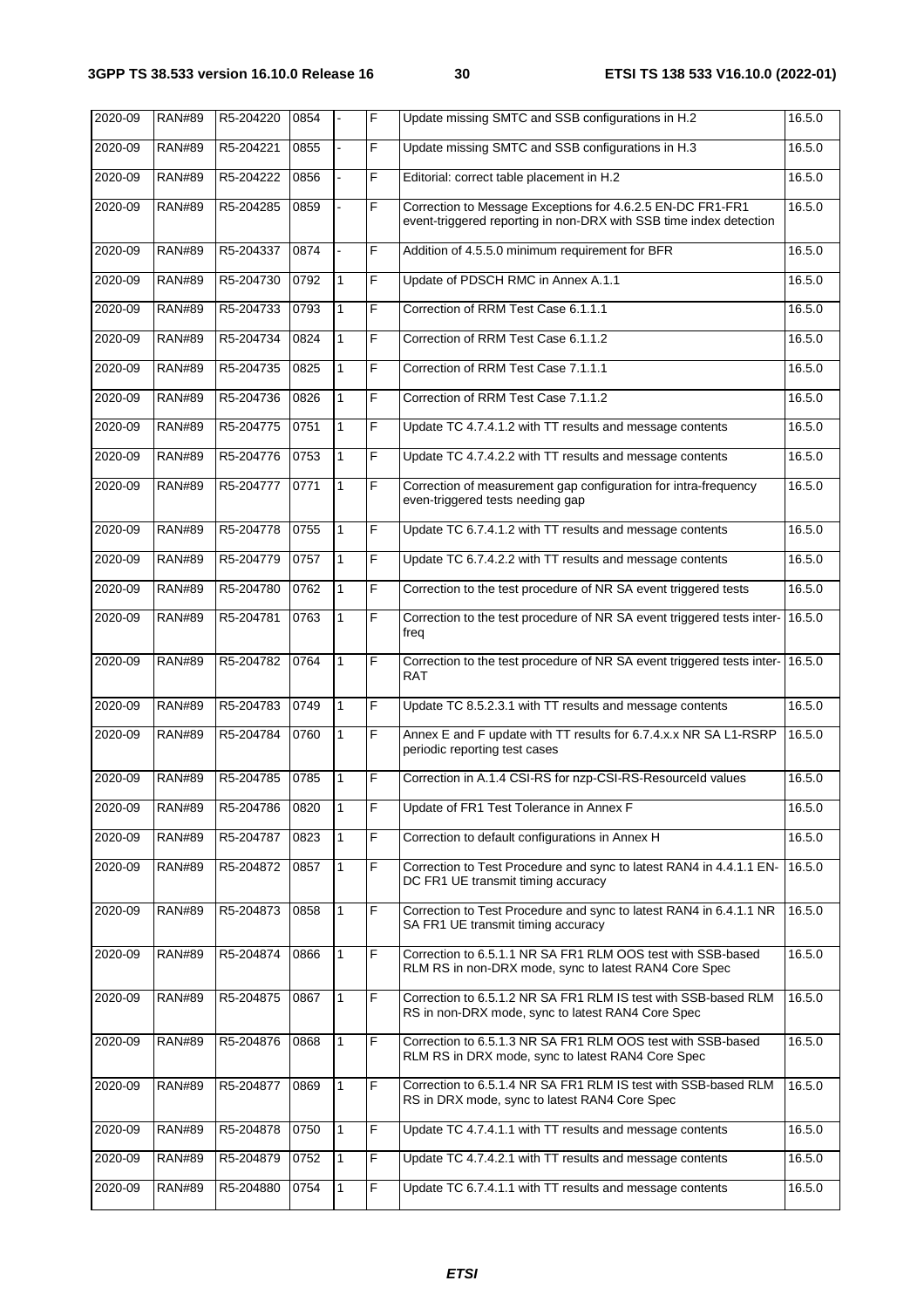| 2020-09 | RAN#89 | R5-204220 | 0854 | - | F | Update missing SMTC and SSB configurations in H.2 | 16.5.0 |
|---|---|---|---|---|---|---|---|
| 2020-09 | RAN#89 | R5-204221 | 0855 | - | F | Update missing SMTC and SSB configurations in H.3 | 16.5.0 |
| 2020-09 | RAN#89 | R5-204222 | 0856 | - | F | Editorial: correct table placement in H.2 | 16.5.0 |
| 2020-09 | RAN#89 | R5-204285 | 0859 | - | F | Correction to Message Exceptions for 4.6.2.5 EN-DC FR1-FR1 event-triggered reporting in non-DRX with SSB time index detection | 16.5.0 |
| 2020-09 | RAN#89 | R5-204337 | 0874 | - | F | Addition of 4.5.5.0 minimum requirement for BFR | 16.5.0 |
| 2020-09 | RAN#89 | R5-204730 | 0792 | 1 | F | Update of PDSCH RMC in Annex A.1.1 | 16.5.0 |
| 2020-09 | RAN#89 | R5-204733 | 0793 | 1 | F | Correction of RRM Test Case 6.1.1.1 | 16.5.0 |
| 2020-09 | RAN#89 | R5-204734 | 0824 | 1 | F | Correction of RRM Test Case 6.1.1.2 | 16.5.0 |
| 2020-09 | RAN#89 | R5-204735 | 0825 | 1 | F | Correction of RRM Test Case 7.1.1.1 | 16.5.0 |
| 2020-09 | RAN#89 | R5-204736 | 0826 | 1 | F | Correction of RRM Test Case 7.1.1.2 | 16.5.0 |
| 2020-09 | RAN#89 | R5-204775 | 0751 | 1 | F | Update TC 4.7.4.1.2 with TT results and message contents | 16.5.0 |
| 2020-09 | RAN#89 | R5-204776 | 0753 | 1 | F | Update TC 4.7.4.2.2 with TT results and message contents | 16.5.0 |
| 2020-09 | RAN#89 | R5-204777 | 0771 | 1 | F | Correction of measurement gap configuration for intra-frequency even-triggered tests needing gap | 16.5.0 |
| 2020-09 | RAN#89 | R5-204778 | 0755 | 1 | F | Update TC 6.7.4.1.2 with TT results and message contents | 16.5.0 |
| 2020-09 | RAN#89 | R5-204779 | 0757 | 1 | F | Update TC 6.7.4.2.2 with TT results and message contents | 16.5.0 |
| 2020-09 | RAN#89 | R5-204780 | 0762 | 1 | F | Correction to the test procedure of NR SA event triggered tests | 16.5.0 |
| 2020-09 | RAN#89 | R5-204781 | 0763 | 1 | F | Correction to the test procedure of NR SA event triggered tests inter-freq | 16.5.0 |
| 2020-09 | RAN#89 | R5-204782 | 0764 | 1 | F | Correction to the test procedure of NR SA event triggered tests inter-RAT | 16.5.0 |
| 2020-09 | RAN#89 | R5-204783 | 0749 | 1 | F | Update TC 8.5.2.3.1 with TT results and message contents | 16.5.0 |
| 2020-09 | RAN#89 | R5-204784 | 0760 | 1 | F | Annex E and F update with TT results for 6.7.4.x.x NR SA L1-RSRP periodic reporting test cases | 16.5.0 |
| 2020-09 | RAN#89 | R5-204785 | 0785 | 1 | F | Correction in A.1.4 CSI-RS for nzp-CSI-RS-ResourceId values | 16.5.0 |
| 2020-09 | RAN#89 | R5-204786 | 0820 | 1 | F | Update of FR1 Test Tolerance in Annex F | 16.5.0 |
| 2020-09 | RAN#89 | R5-204787 | 0823 | 1 | F | Correction to default configurations in Annex H | 16.5.0 |
| 2020-09 | RAN#89 | R5-204872 | 0857 | 1 | F | Correction to Test Procedure and sync to latest RAN4 in 4.4.1.1 EN-DC FR1 UE transmit timing accuracy | 16.5.0 |
| 2020-09 | RAN#89 | R5-204873 | 0858 | 1 | F | Correction to Test Procedure and sync to latest RAN4 in 6.4.1.1 NR SA FR1 UE transmit timing accuracy | 16.5.0 |
| 2020-09 | RAN#89 | R5-204874 | 0866 | 1 | F | Correction to 6.5.1.1 NR SA FR1 RLM OOS test with SSB-based RLM RS in non-DRX mode, sync to latest RAN4 Core Spec | 16.5.0 |
| 2020-09 | RAN#89 | R5-204875 | 0867 | 1 | F | Correction to 6.5.1.2 NR SA FR1 RLM IS test with SSB-based RLM RS in non-DRX mode, sync to latest RAN4 Core Spec | 16.5.0 |
| 2020-09 | RAN#89 | R5-204876 | 0868 | 1 | F | Correction to 6.5.1.3 NR SA FR1 RLM OOS test with SSB-based RLM RS in DRX mode, sync to latest RAN4 Core Spec | 16.5.0 |
| 2020-09 | RAN#89 | R5-204877 | 0869 | 1 | F | Correction to 6.5.1.4 NR SA FR1 RLM IS test with SSB-based RLM RS in DRX mode, sync to latest RAN4 Core Spec | 16.5.0 |
| 2020-09 | RAN#89 | R5-204878 | 0750 | 1 | F | Update TC 4.7.4.1.1 with TT results and message contents | 16.5.0 |
| 2020-09 | RAN#89 | R5-204879 | 0752 | 1 | F | Update TC 4.7.4.2.1 with TT results and message contents | 16.5.0 |
| 2020-09 | RAN#89 | R5-204880 | 0754 | 1 | F | Update TC 6.7.4.1.1 with TT results and message contents | 16.5.0 |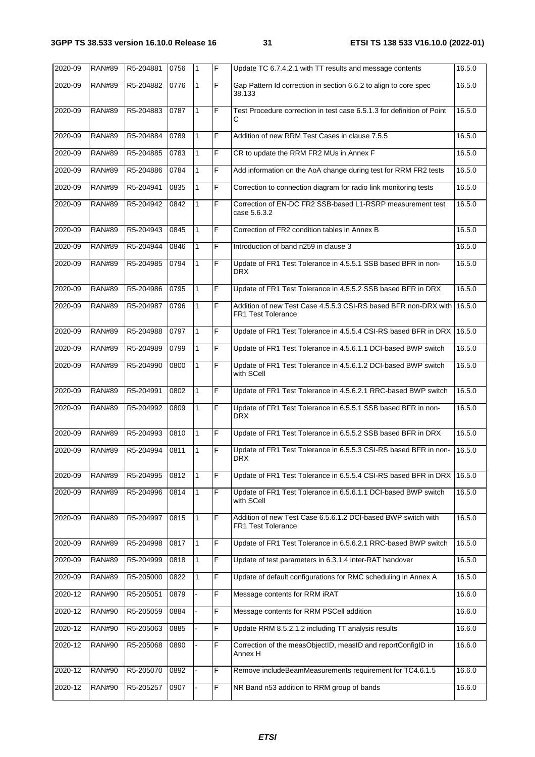| 2020-09 | RAN#89 | R5-204881 | 0756 | 1 | F | Update TC 6.7.4.2.1 with TT results and message contents | 16.5.0 |
|---|---|---|---|---|---|---|---|
| 2020-09 | RAN#89 | R5-204882 | 0776 | 1 | F | Gap Pattern Id correction in section 6.6.2 to align to core spec 38.133 | 16.5.0 |
| 2020-09 | RAN#89 | R5-204883 | 0787 | 1 | F | Test Procedure correction in test case 6.5.1.3 for definition of Point C | 16.5.0 |
| 2020-09 | RAN#89 | R5-204884 | 0789 | 1 | F | Addition of new RRM Test Cases in clause 7.5.5 | 16.5.0 |
| 2020-09 | RAN#89 | R5-204885 | 0783 | 1 | F | CR to update the RRM FR2 MUs in Annex F | 16.5.0 |
| 2020-09 | RAN#89 | R5-204886 | 0784 | 1 | F | Add information on the AoA change during test for RRM FR2 tests | 16.5.0 |
| 2020-09 | RAN#89 | R5-204941 | 0835 | 1 | F | Correction to connection diagram for radio link monitoring tests | 16.5.0 |
| 2020-09 | RAN#89 | R5-204942 | 0842 | 1 | F | Correction of EN-DC FR2 SSB-based L1-RSRP measurement test case 5.6.3.2 | 16.5.0 |
| 2020-09 | RAN#89 | R5-204943 | 0845 | 1 | F | Correction of FR2 condition tables in Annex B | 16.5.0 |
| 2020-09 | RAN#89 | R5-204944 | 0846 | 1 | F | Introduction of band n259 in clause 3 | 16.5.0 |
| 2020-09 | RAN#89 | R5-204985 | 0794 | 1 | F | Update of FR1 Test Tolerance in 4.5.5.1 SSB based BFR in non-DRX | 16.5.0 |
| 2020-09 | RAN#89 | R5-204986 | 0795 | 1 | F | Update of FR1 Test Tolerance in 4.5.5.2 SSB based BFR in DRX | 16.5.0 |
| 2020-09 | RAN#89 | R5-204987 | 0796 | 1 | F | Addition of new Test Case 4.5.5.3 CSI-RS based BFR non-DRX with FR1 Test Tolerance | 16.5.0 |
| 2020-09 | RAN#89 | R5-204988 | 0797 | 1 | F | Update of FR1 Test Tolerance in 4.5.5.4 CSI-RS based BFR in DRX | 16.5.0 |
| 2020-09 | RAN#89 | R5-204989 | 0799 | 1 | F | Update of FR1 Test Tolerance in 4.5.6.1.1 DCI-based BWP switch | 16.5.0 |
| 2020-09 | RAN#89 | R5-204990 | 0800 | 1 | F | Update of FR1 Test Tolerance in 4.5.6.1.2 DCI-based BWP switch with SCell | 16.5.0 |
| 2020-09 | RAN#89 | R5-204991 | 0802 | 1 | F | Update of FR1 Test Tolerance in 4.5.6.2.1 RRC-based BWP switch | 16.5.0 |
| 2020-09 | RAN#89 | R5-204992 | 0809 | 1 | F | Update of FR1 Test Tolerance in 6.5.5.1 SSB based BFR in non-DRX | 16.5.0 |
| 2020-09 | RAN#89 | R5-204993 | 0810 | 1 | F | Update of FR1 Test Tolerance in 6.5.5.2 SSB based BFR in DRX | 16.5.0 |
| 2020-09 | RAN#89 | R5-204994 | 0811 | 1 | F | Update of FR1 Test Tolerance in 6.5.5.3 CSI-RS based BFR in non-DRX | 16.5.0 |
| 2020-09 | RAN#89 | R5-204995 | 0812 | 1 | F | Update of FR1 Test Tolerance in 6.5.5.4 CSI-RS based BFR in DRX | 16.5.0 |
| 2020-09 | RAN#89 | R5-204996 | 0814 | 1 | F | Update of FR1 Test Tolerance in 6.5.6.1.1 DCI-based BWP switch with SCell | 16.5.0 |
| 2020-09 | RAN#89 | R5-204997 | 0815 | 1 | F | Addition of new Test Case 6.5.6.1.2 DCI-based BWP switch with FR1 Test Tolerance | 16.5.0 |
| 2020-09 | RAN#89 | R5-204998 | 0817 | 1 | F | Update of FR1 Test Tolerance in 6.5.6.2.1 RRC-based BWP switch | 16.5.0 |
| 2020-09 | RAN#89 | R5-204999 | 0818 | 1 | F | Update of test parameters in 6.3.1.4 inter-RAT handover | 16.5.0 |
| 2020-09 | RAN#89 | R5-205000 | 0822 | 1 | F | Update of default configurations for RMC scheduling in Annex A | 16.5.0 |
| 2020-12 | RAN#90 | R5-205051 | 0879 | - | F | Message contents for RRM iRAT | 16.6.0 |
| 2020-12 | RAN#90 | R5-205059 | 0884 | - | F | Message contents for RRM PSCell addition | 16.6.0 |
| 2020-12 | RAN#90 | R5-205063 | 0885 | - | F | Update RRM 8.5.2.1.2 including TT analysis results | 16.6.0 |
| 2020-12 | RAN#90 | R5-205068 | 0890 | - | F | Correction of the measObjectID, measID and reportConfigID in Annex H | 16.6.0 |
| 2020-12 | RAN#90 | R5-205070 | 0892 | - | F | Remove includeBeamMeasurements requirement for TC4.6.1.5 | 16.6.0 |
| 2020-12 | RAN#90 | R5-205257 | 0907 | - | F | NR Band n53 addition to RRM group of bands | 16.6.0 |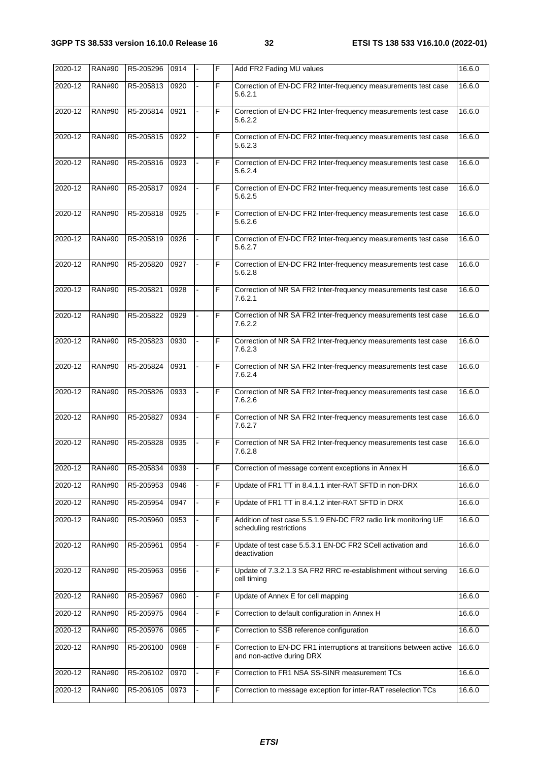| | | | | | | | |
|---|---|---|---|---|---|---|---|
| 2020-12 | RAN#90 | R5-205296 | 0914 | - | F | Add FR2 Fading MU values | 16.6.0 |
| 2020-12 | RAN#90 | R5-205813 | 0920 | - | F | Correction of EN-DC FR2 Inter-frequency measurements test case 5.6.2.1 | 16.6.0 |
| 2020-12 | RAN#90 | R5-205814 | 0921 | - | F | Correction of EN-DC FR2 Inter-frequency measurements test case 5.6.2.2 | 16.6.0 |
| 2020-12 | RAN#90 | R5-205815 | 0922 | - | F | Correction of EN-DC FR2 Inter-frequency measurements test case 5.6.2.3 | 16.6.0 |
| 2020-12 | RAN#90 | R5-205816 | 0923 | - | F | Correction of EN-DC FR2 Inter-frequency measurements test case 5.6.2.4 | 16.6.0 |
| 2020-12 | RAN#90 | R5-205817 | 0924 | - | F | Correction of EN-DC FR2 Inter-frequency measurements test case 5.6.2.5 | 16.6.0 |
| 2020-12 | RAN#90 | R5-205818 | 0925 | - | F | Correction of EN-DC FR2 Inter-frequency measurements test case 5.6.2.6 | 16.6.0 |
| 2020-12 | RAN#90 | R5-205819 | 0926 | - | F | Correction of EN-DC FR2 Inter-frequency measurements test case 5.6.2.7 | 16.6.0 |
| 2020-12 | RAN#90 | R5-205820 | 0927 | - | F | Correction of EN-DC FR2 Inter-frequency measurements test case 5.6.2.8 | 16.6.0 |
| 2020-12 | RAN#90 | R5-205821 | 0928 | - | F | Correction of NR SA FR2 Inter-frequency measurements test case 7.6.2.1 | 16.6.0 |
| 2020-12 | RAN#90 | R5-205822 | 0929 | - | F | Correction of NR SA FR2 Inter-frequency measurements test case 7.6.2.2 | 16.6.0 |
| 2020-12 | RAN#90 | R5-205823 | 0930 | - | F | Correction of NR SA FR2 Inter-frequency measurements test case 7.6.2.3 | 16.6.0 |
| 2020-12 | RAN#90 | R5-205824 | 0931 | - | F | Correction of NR SA FR2 Inter-frequency measurements test case 7.6.2.4 | 16.6.0 |
| 2020-12 | RAN#90 | R5-205826 | 0933 | - | F | Correction of NR SA FR2 Inter-frequency measurements test case 7.6.2.6 | 16.6.0 |
| 2020-12 | RAN#90 | R5-205827 | 0934 | - | F | Correction of NR SA FR2 Inter-frequency measurements test case 7.6.2.7 | 16.6.0 |
| 2020-12 | RAN#90 | R5-205828 | 0935 | - | F | Correction of NR SA FR2 Inter-frequency measurements test case 7.6.2.8 | 16.6.0 |
| 2020-12 | RAN#90 | R5-205834 | 0939 | - | F | Correction of message content exceptions in Annex H | 16.6.0 |
| 2020-12 | RAN#90 | R5-205953 | 0946 | - | F | Update of FR1 TT in 8.4.1.1 inter-RAT SFTD in non-DRX | 16.6.0 |
| 2020-12 | RAN#90 | R5-205954 | 0947 | - | F | Update of FR1 TT in 8.4.1.2 inter-RAT SFTD in DRX | 16.6.0 |
| 2020-12 | RAN#90 | R5-205960 | 0953 | - | F | Addition of test case 5.5.1.9 EN-DC FR2 radio link monitoring UE scheduling restrictions | 16.6.0 |
| 2020-12 | RAN#90 | R5-205961 | 0954 | - | F | Update of test case 5.5.3.1 EN-DC FR2 SCell activation and deactivation | 16.6.0 |
| 2020-12 | RAN#90 | R5-205963 | 0956 | - | F | Update of 7.3.2.1.3 SA FR2 RRC re-establishment without serving cell timing | 16.6.0 |
| 2020-12 | RAN#90 | R5-205967 | 0960 | - | F | Update of Annex E for cell mapping | 16.6.0 |
| 2020-12 | RAN#90 | R5-205975 | 0964 | - | F | Correction to default configuration in Annex H | 16.6.0 |
| 2020-12 | RAN#90 | R5-205976 | 0965 | - | F | Correction to SSB reference configuration | 16.6.0 |
| 2020-12 | RAN#90 | R5-206100 | 0968 | - | F | Correction to EN-DC FR1 interruptions at transitions between active and non-active during DRX | 16.6.0 |
| 2020-12 | RAN#90 | R5-206102 | 0970 | - | F | Correction to FR1 NSA SS-SINR measurement TCs | 16.6.0 |
| 2020-12 | RAN#90 | R5-206105 | 0973 | - | F | Correction to message exception for inter-RAT reselection TCs | 16.6.0 |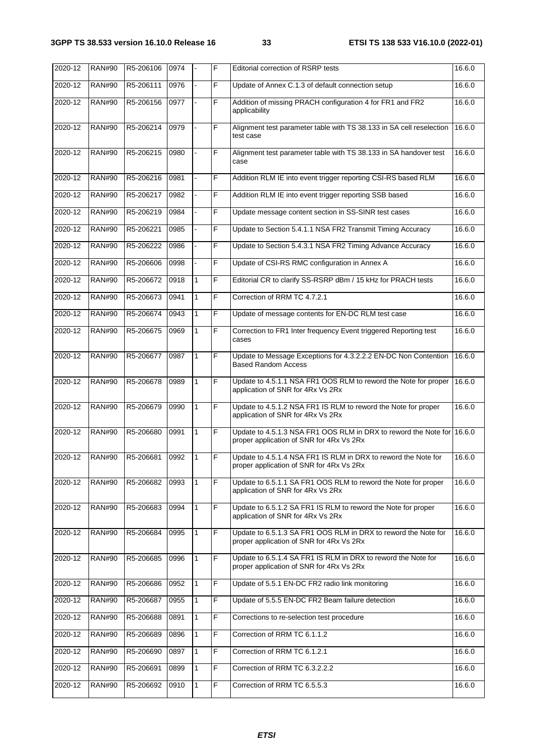| 2020-12 | RAN#90 | R5-206106 | 0974 | - | F | Editorial correction of RSRP tests | 16.6.0 |
|---|---|---|---|---|---|---|---|
| 2020-12 | RAN#90 | R5-206111 | 0976 | - | F | Update of Annex C.1.3 of default connection setup | 16.6.0 |
| 2020-12 | RAN#90 | R5-206156 | 0977 | - | F | Addition of missing PRACH configuration 4 for FR1 and FR2 applicability | 16.6.0 |
| 2020-12 | RAN#90 | R5-206214 | 0979 | - | F | Alignment test parameter table with TS 38.133 in SA cell reselection test case | 16.6.0 |
| 2020-12 | RAN#90 | R5-206215 | 0980 | - | F | Alignment test parameter table with TS 38.133 in SA handover test case | 16.6.0 |
| 2020-12 | RAN#90 | R5-206216 | 0981 | - | F | Addition RLM IE into event trigger reporting CSI-RS based RLM | 16.6.0 |
| 2020-12 | RAN#90 | R5-206217 | 0982 | - | F | Addition RLM IE into event trigger reporting SSB based | 16.6.0 |
| 2020-12 | RAN#90 | R5-206219 | 0984 | - | F | Update message content section in SS-SINR test cases | 16.6.0 |
| 2020-12 | RAN#90 | R5-206221 | 0985 | - | F | Update to Section 5.4.1.1 NSA FR2 Transmit Timing Accuracy | 16.6.0 |
| 2020-12 | RAN#90 | R5-206222 | 0986 | - | F | Update to Section 5.4.3.1 NSA FR2 Timing Advance Accuracy | 16.6.0 |
| 2020-12 | RAN#90 | R5-206606 | 0998 | - | F | Update of CSI-RS RMC configuration in Annex A | 16.6.0 |
| 2020-12 | RAN#90 | R5-206672 | 0918 | 1 | F | Editorial CR to clarify SS-RSRP dBm / 15 kHz for PRACH tests | 16.6.0 |
| 2020-12 | RAN#90 | R5-206673 | 0941 | 1 | F | Correction of RRM TC 4.7.2.1 | 16.6.0 |
| 2020-12 | RAN#90 | R5-206674 | 0943 | 1 | F | Update of message contents for EN-DC RLM test case | 16.6.0 |
| 2020-12 | RAN#90 | R5-206675 | 0969 | 1 | F | Correction to FR1 Inter frequency Event triggered Reporting test cases | 16.6.0 |
| 2020-12 | RAN#90 | R5-206677 | 0987 | 1 | F | Update to Message Exceptions for 4.3.2.2.2 EN-DC Non Contention Based Random Access | 16.6.0 |
| 2020-12 | RAN#90 | R5-206678 | 0989 | 1 | F | Update to 4.5.1.1 NSA FR1 OOS RLM to reword the Note for proper application of SNR for 4Rx Vs 2Rx | 16.6.0 |
| 2020-12 | RAN#90 | R5-206679 | 0990 | 1 | F | Update to 4.5.1.2 NSA FR1 IS RLM to reword the Note for proper application of SNR for 4Rx Vs 2Rx | 16.6.0 |
| 2020-12 | RAN#90 | R5-206680 | 0991 | 1 | F | Update to 4.5.1.3 NSA FR1 OOS RLM in DRX to reword the Note for proper application of SNR for 4Rx Vs 2Rx | 16.6.0 |
| 2020-12 | RAN#90 | R5-206681 | 0992 | 1 | F | Update to 4.5.1.4 NSA FR1 IS RLM in DRX to reword the Note for proper application of SNR for 4Rx Vs 2Rx | 16.6.0 |
| 2020-12 | RAN#90 | R5-206682 | 0993 | 1 | F | Update to 6.5.1.1 SA FR1 OOS RLM to reword the Note for proper application of SNR for 4Rx Vs 2Rx | 16.6.0 |
| 2020-12 | RAN#90 | R5-206683 | 0994 | 1 | F | Update to 6.5.1.2 SA FR1 IS RLM to reword the Note for proper application of SNR for 4Rx Vs 2Rx | 16.6.0 |
| 2020-12 | RAN#90 | R5-206684 | 0995 | 1 | F | Update to 6.5.1.3 SA FR1 OOS RLM in DRX to reword the Note for proper application of SNR for 4Rx Vs 2Rx | 16.6.0 |
| 2020-12 | RAN#90 | R5-206685 | 0996 | 1 | F | Update to 6.5.1.4 SA FR1 IS RLM in DRX to reword the Note for proper application of SNR for 4Rx Vs 2Rx | 16.6.0 |
| 2020-12 | RAN#90 | R5-206686 | 0952 | 1 | F | Update of 5.5.1 EN-DC FR2 radio link monitoring | 16.6.0 |
| 2020-12 | RAN#90 | R5-206687 | 0955 | 1 | F | Update of 5.5.5 EN-DC FR2 Beam failure detection | 16.6.0 |
| 2020-12 | RAN#90 | R5-206688 | 0891 | 1 | F | Corrections to re-selection test procedure | 16.6.0 |
| 2020-12 | RAN#90 | R5-206689 | 0896 | 1 | F | Correction of RRM TC 6.1.1.2 | 16.6.0 |
| 2020-12 | RAN#90 | R5-206690 | 0897 | 1 | F | Correction of RRM TC 6.1.2.1 | 16.6.0 |
| 2020-12 | RAN#90 | R5-206691 | 0899 | 1 | F | Correction of RRM TC 6.3.2.2.2 | 16.6.0 |
| 2020-12 | RAN#90 | R5-206692 | 0910 | 1 | F | Correction of RRM TC 6.5.5.3 | 16.6.0 |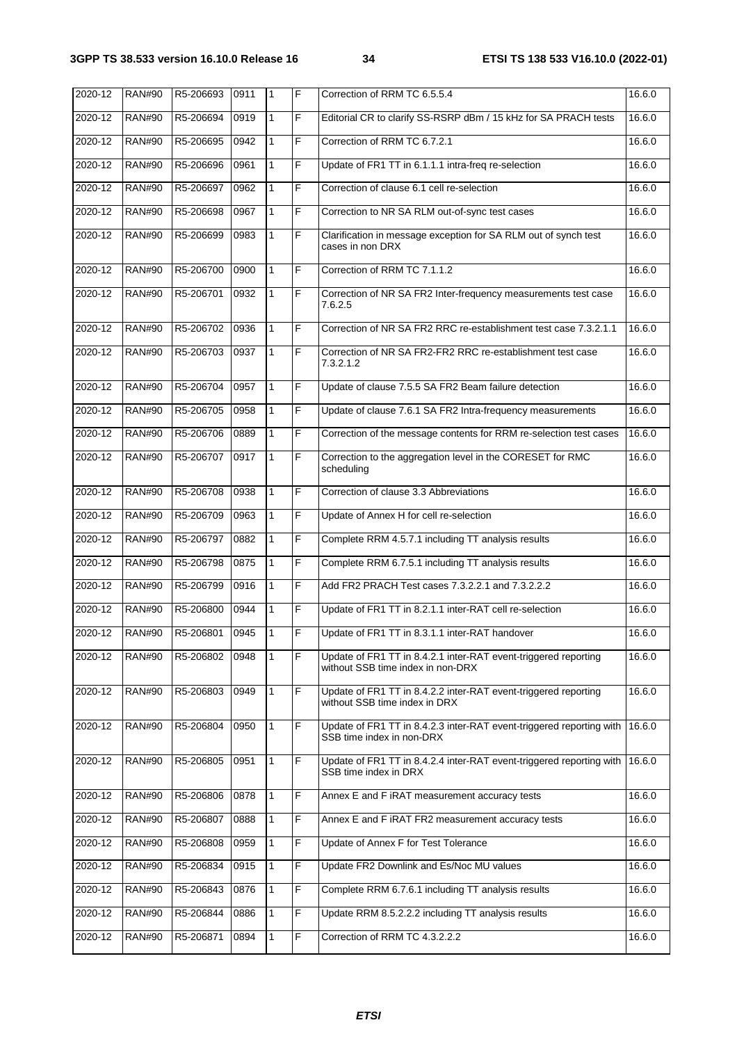| 2020-12 | RAN#90 | R5-206693 | 0911 | 1 | F | Correction of RRM TC 6.5.5.4 | 16.6.0 |
|---|---|---|---|---|---|---|---|
| 2020-12 | RAN#90 | R5-206694 | 0919 | 1 | F | Editorial CR to clarify SS-RSRP dBm / 15 kHz for SA PRACH tests | 16.6.0 |
| 2020-12 | RAN#90 | R5-206695 | 0942 | 1 | F | Correction of RRM TC 6.7.2.1 | 16.6.0 |
| 2020-12 | RAN#90 | R5-206696 | 0961 | 1 | F | Update of FR1 TT in 6.1.1.1 intra-freq re-selection | 16.6.0 |
| 2020-12 | RAN#90 | R5-206697 | 0962 | 1 | F | Correction of clause 6.1 cell re-selection | 16.6.0 |
| 2020-12 | RAN#90 | R5-206698 | 0967 | 1 | F | Correction to NR SA RLM out-of-sync test cases | 16.6.0 |
| 2020-12 | RAN#90 | R5-206699 | 0983 | 1 | F | Clarification in message exception for SA RLM out of synch test cases in non DRX | 16.6.0 |
| 2020-12 | RAN#90 | R5-206700 | 0900 | 1 | F | Correction of RRM TC 7.1.1.2 | 16.6.0 |
| 2020-12 | RAN#90 | R5-206701 | 0932 | 1 | F | Correction of NR SA FR2 Inter-frequency measurements test case 7.6.2.5 | 16.6.0 |
| 2020-12 | RAN#90 | R5-206702 | 0936 | 1 | F | Correction of NR SA FR2 RRC re-establishment test case 7.3.2.1.1 | 16.6.0 |
| 2020-12 | RAN#90 | R5-206703 | 0937 | 1 | F | Correction of NR SA FR2-FR2 RRC re-establishment test case 7.3.2.1.2 | 16.6.0 |
| 2020-12 | RAN#90 | R5-206704 | 0957 | 1 | F | Update of clause 7.5.5 SA FR2 Beam failure detection | 16.6.0 |
| 2020-12 | RAN#90 | R5-206705 | 0958 | 1 | F | Update of clause 7.6.1 SA FR2 Intra-frequency measurements | 16.6.0 |
| 2020-12 | RAN#90 | R5-206706 | 0889 | 1 | F | Correction of the message contents for RRM re-selection test cases | 16.6.0 |
| 2020-12 | RAN#90 | R5-206707 | 0917 | 1 | F | Correction to the aggregation level in the CORESET for RMC scheduling | 16.6.0 |
| 2020-12 | RAN#90 | R5-206708 | 0938 | 1 | F | Correction of clause 3.3 Abbreviations | 16.6.0 |
| 2020-12 | RAN#90 | R5-206709 | 0963 | 1 | F | Update of Annex H for cell re-selection | 16.6.0 |
| 2020-12 | RAN#90 | R5-206797 | 0882 | 1 | F | Complete RRM 4.5.7.1 including TT analysis results | 16.6.0 |
| 2020-12 | RAN#90 | R5-206798 | 0875 | 1 | F | Complete RRM 6.7.5.1 including TT analysis results | 16.6.0 |
| 2020-12 | RAN#90 | R5-206799 | 0916 | 1 | F | Add FR2 PRACH Test cases 7.3.2.2.1 and 7.3.2.2.2 | 16.6.0 |
| 2020-12 | RAN#90 | R5-206800 | 0944 | 1 | F | Update of FR1 TT in 8.2.1.1 inter-RAT cell re-selection | 16.6.0 |
| 2020-12 | RAN#90 | R5-206801 | 0945 | 1 | F | Update of FR1 TT in 8.3.1.1 inter-RAT handover | 16.6.0 |
| 2020-12 | RAN#90 | R5-206802 | 0948 | 1 | F | Update of FR1 TT in 8.4.2.1 inter-RAT event-triggered reporting without SSB time index in non-DRX | 16.6.0 |
| 2020-12 | RAN#90 | R5-206803 | 0949 | 1 | F | Update of FR1 TT in 8.4.2.2 inter-RAT event-triggered reporting without SSB time index in DRX | 16.6.0 |
| 2020-12 | RAN#90 | R5-206804 | 0950 | 1 | F | Update of FR1 TT in 8.4.2.3 inter-RAT event-triggered reporting with SSB time index in non-DRX | 16.6.0 |
| 2020-12 | RAN#90 | R5-206805 | 0951 | 1 | F | Update of FR1 TT in 8.4.2.4 inter-RAT event-triggered reporting with SSB time index in DRX | 16.6.0 |
| 2020-12 | RAN#90 | R5-206806 | 0878 | 1 | F | Annex E and F iRAT measurement accuracy tests | 16.6.0 |
| 2020-12 | RAN#90 | R5-206807 | 0888 | 1 | F | Annex E and F iRAT FR2 measurement accuracy tests | 16.6.0 |
| 2020-12 | RAN#90 | R5-206808 | 0959 | 1 | F | Update of Annex F for Test Tolerance | 16.6.0 |
| 2020-12 | RAN#90 | R5-206834 | 0915 | 1 | F | Update FR2 Downlink and Es/Noc MU values | 16.6.0 |
| 2020-12 | RAN#90 | R5-206843 | 0876 | 1 | F | Complete RRM 6.7.6.1 including TT analysis results | 16.6.0 |
| 2020-12 | RAN#90 | R5-206844 | 0886 | 1 | F | Update RRM 8.5.2.2.2 including TT analysis results | 16.6.0 |
| 2020-12 | RAN#90 | R5-206871 | 0894 | 1 | F | Correction of RRM TC 4.3.2.2.2 | 16.6.0 |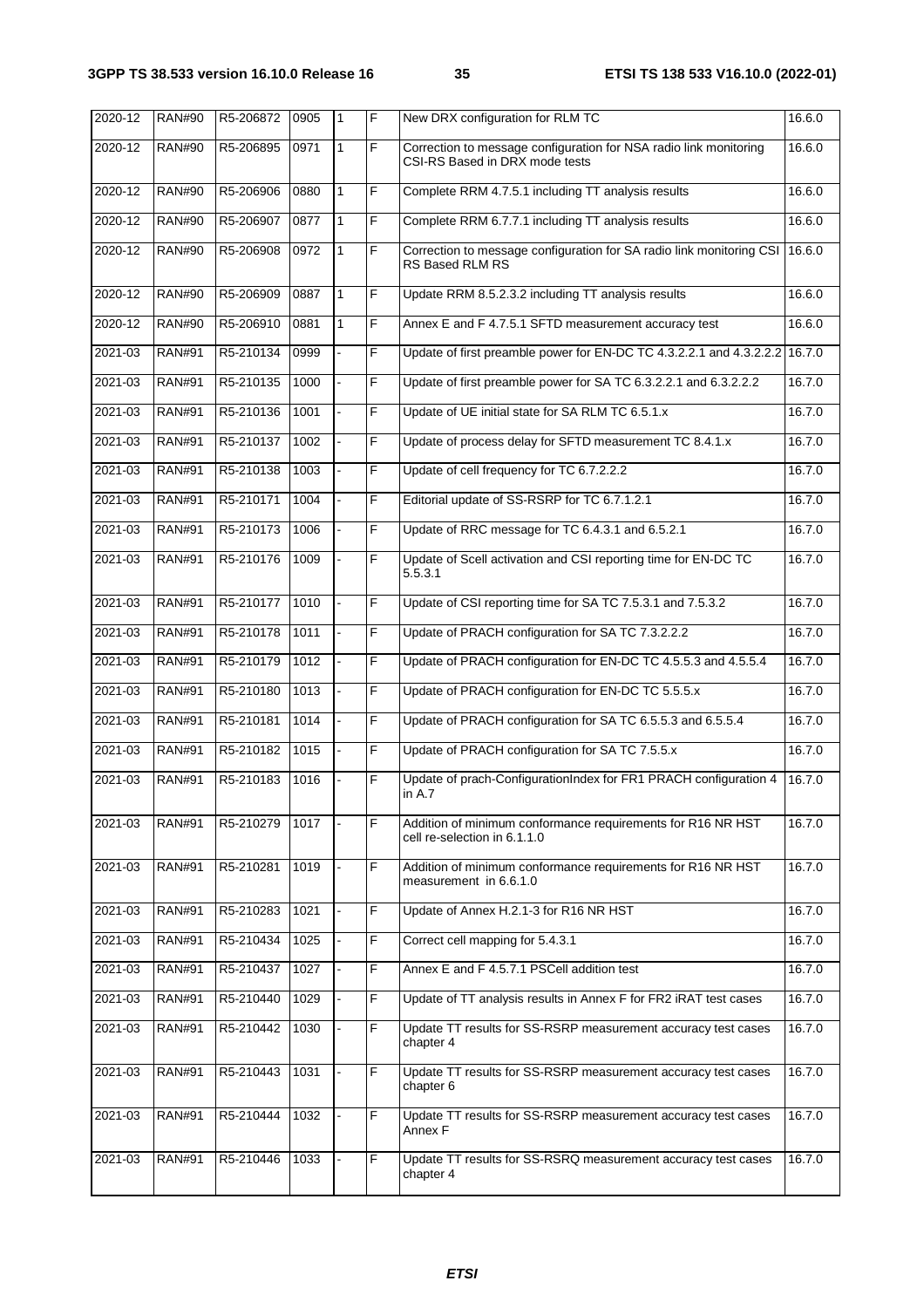| 2020-12 | RAN#90 | R5-206872 | 0905 | 1 | F | New DRX configuration for RLM TC | 16.6.0 |
|---|---|---|---|---|---|---|---|
| 2020-12 | RAN#90 | R5-206895 | 0971 | 1 | F | Correction to message configuration for NSA radio link monitoring CSI-RS Based in DRX mode tests | 16.6.0 |
| 2020-12 | RAN#90 | R5-206906 | 0880 | 1 | F | Complete RRM 4.7.5.1 including TT analysis results | 16.6.0 |
| 2020-12 | RAN#90 | R5-206907 | 0877 | 1 | F | Complete RRM 6.7.7.1 including TT analysis results | 16.6.0 |
| 2020-12 | RAN#90 | R5-206908 | 0972 | 1 | F | Correction to message configuration for SA radio link monitoring CSI RS Based RLM RS | 16.6.0 |
| 2020-12 | RAN#90 | R5-206909 | 0887 | 1 | F | Update RRM 8.5.2.3.2 including TT analysis results | 16.6.0 |
| 2020-12 | RAN#90 | R5-206910 | 0881 | 1 | F | Annex E and F 4.7.5.1 SFTD measurement accuracy test | 16.6.0 |
| 2021-03 | RAN#91 | R5-210134 | 0999 | - | F | Update of first preamble power for EN-DC TC 4.3.2.2.1 and 4.3.2.2.2 | 16.7.0 |
| 2021-03 | RAN#91 | R5-210135 | 1000 | - | F | Update of first preamble power for SA TC 6.3.2.2.1 and 6.3.2.2.2 | 16.7.0 |
| 2021-03 | RAN#91 | R5-210136 | 1001 | - | F | Update of UE initial state for SA RLM TC 6.5.1.x | 16.7.0 |
| 2021-03 | RAN#91 | R5-210137 | 1002 | - | F | Update of process delay for SFTD measurement TC 8.4.1.x | 16.7.0 |
| 2021-03 | RAN#91 | R5-210138 | 1003 | - | F | Update of cell frequency for TC 6.7.2.2.2 | 16.7.0 |
| 2021-03 | RAN#91 | R5-210171 | 1004 | - | F | Editorial update of SS-RSRP for TC 6.7.1.2.1 | 16.7.0 |
| 2021-03 | RAN#91 | R5-210173 | 1006 | - | F | Update of RRC message for TC 6.4.3.1 and 6.5.2.1 | 16.7.0 |
| 2021-03 | RAN#91 | R5-210176 | 1009 | - | F | Update of Scell activation and CSI reporting time for EN-DC TC 5.5.3.1 | 16.7.0 |
| 2021-03 | RAN#91 | R5-210177 | 1010 | - | F | Update of CSI reporting time for SA TC 7.5.3.1 and 7.5.3.2 | 16.7.0 |
| 2021-03 | RAN#91 | R5-210178 | 1011 | - | F | Update of PRACH configuration for SA TC 7.3.2.2.2 | 16.7.0 |
| 2021-03 | RAN#91 | R5-210179 | 1012 | - | F | Update of PRACH configuration for EN-DC TC 4.5.5.3 and 4.5.5.4 | 16.7.0 |
| 2021-03 | RAN#91 | R5-210180 | 1013 | - | F | Update of PRACH configuration for EN-DC TC 5.5.5.x | 16.7.0 |
| 2021-03 | RAN#91 | R5-210181 | 1014 | - | F | Update of PRACH configuration for SA TC 6.5.5.3 and 6.5.5.4 | 16.7.0 |
| 2021-03 | RAN#91 | R5-210182 | 1015 | - | F | Update of PRACH configuration for SA TC 7.5.5.x | 16.7.0 |
| 2021-03 | RAN#91 | R5-210183 | 1016 | - | F | Update of prach-ConfigurationIndex for FR1 PRACH configuration 4 in A.7 | 16.7.0 |
| 2021-03 | RAN#91 | R5-210279 | 1017 | - | F | Addition of minimum conformance requirements for R16 NR HST cell re-selection in 6.1.1.0 | 16.7.0 |
| 2021-03 | RAN#91 | R5-210281 | 1019 | - | F | Addition of minimum conformance requirements for R16 NR HST measurement in 6.6.1.0 | 16.7.0 |
| 2021-03 | RAN#91 | R5-210283 | 1021 | - | F | Update of Annex H.2.1-3 for R16 NR HST | 16.7.0 |
| 2021-03 | RAN#91 | R5-210434 | 1025 | - | F | Correct cell mapping for 5.4.3.1 | 16.7.0 |
| 2021-03 | RAN#91 | R5-210437 | 1027 | - | F | Annex E and F 4.5.7.1 PSCell addition test | 16.7.0 |
| 2021-03 | RAN#91 | R5-210440 | 1029 | - | F | Update of TT analysis results in Annex F for FR2 iRAT test cases | 16.7.0 |
| 2021-03 | RAN#91 | R5-210442 | 1030 | - | F | Update TT results for SS-RSRP measurement accuracy test cases chapter 4 | 16.7.0 |
| 2021-03 | RAN#91 | R5-210443 | 1031 | - | F | Update TT results for SS-RSRP measurement accuracy test cases chapter 6 | 16.7.0 |
| 2021-03 | RAN#91 | R5-210444 | 1032 | - | F | Update TT results for SS-RSRP measurement accuracy test cases Annex F | 16.7.0 |
| 2021-03 | RAN#91 | R5-210446 | 1033 | - | F | Update TT results for SS-RSRQ measurement accuracy test cases chapter 4 | 16.7.0 |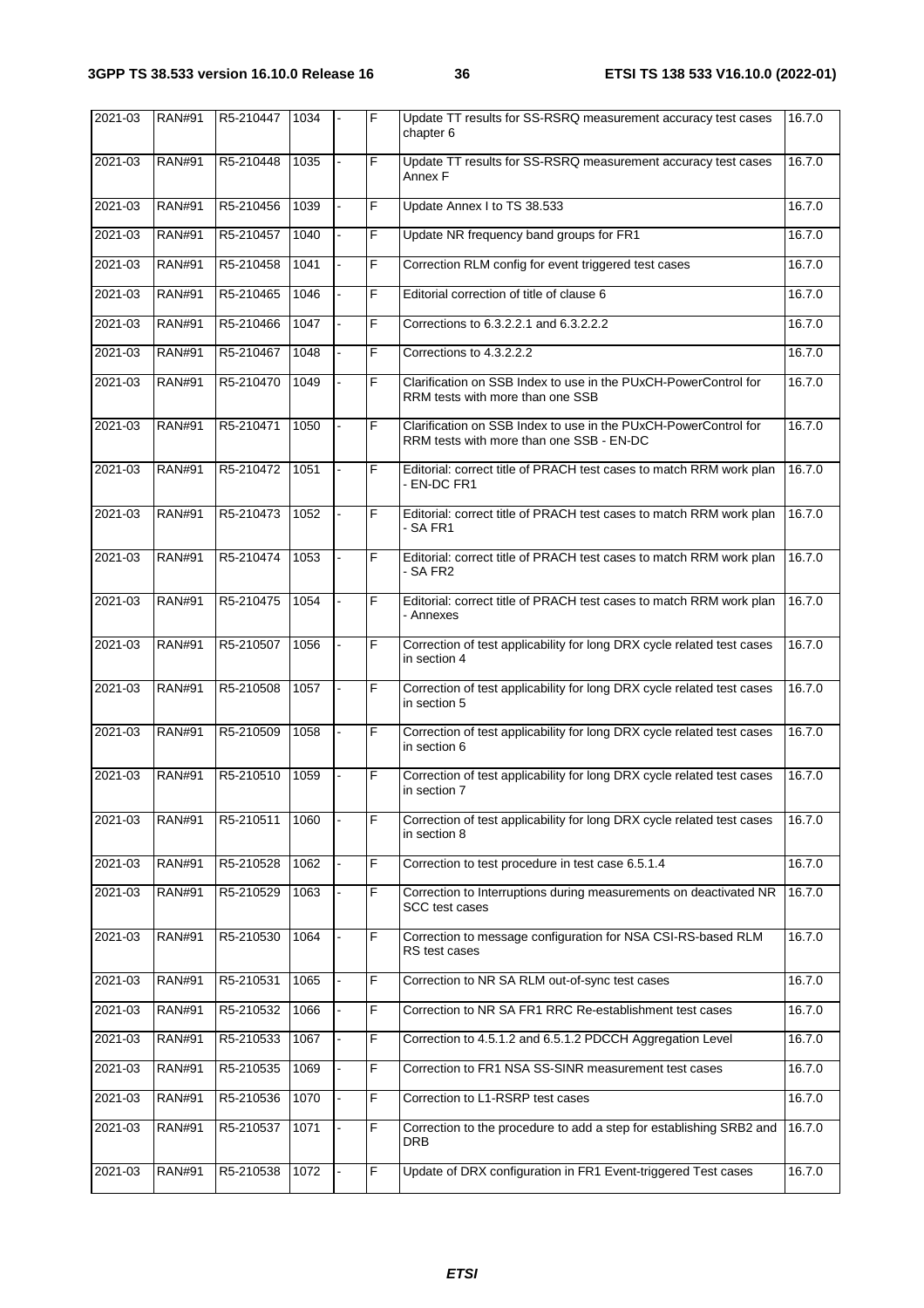| 2021-03 | RAN#91 | R5-210447 | 1034 | - | F | Update TT results for SS-RSRQ measurement accuracy test cases chapter 6 | 16.7.0 |
|---|---|---|---|---|---|---|---|
| 2021-03 | RAN#91 | R5-210448 | 1035 | - | F | Update TT results for SS-RSRQ measurement accuracy test cases Annex F | 16.7.0 |
| 2021-03 | RAN#91 | R5-210456 | 1039 | - | F | Update Annex I to TS 38.533 | 16.7.0 |
| 2021-03 | RAN#91 | R5-210457 | 1040 | - | F | Update NR frequency band groups for FR1 | 16.7.0 |
| 2021-03 | RAN#91 | R5-210458 | 1041 | - | F | Correction RLM config for event triggered test cases | 16.7.0 |
| 2021-03 | RAN#91 | R5-210465 | 1046 | - | F | Editorial correction of title of clause 6 | 16.7.0 |
| 2021-03 | RAN#91 | R5-210466 | 1047 | - | F | Corrections to 6.3.2.2.1 and 6.3.2.2.2 | 16.7.0 |
| 2021-03 | RAN#91 | R5-210467 | 1048 | - | F | Corrections to 4.3.2.2.2 | 16.7.0 |
| 2021-03 | RAN#91 | R5-210470 | 1049 | - | F | Clarification on SSB Index to use in the PUxCH-PowerControl for RRM tests with more than one SSB | 16.7.0 |
| 2021-03 | RAN#91 | R5-210471 | 1050 | - | F | Clarification on SSB Index to use in the PUxCH-PowerControl for RRM tests with more than one SSB - EN-DC | 16.7.0 |
| 2021-03 | RAN#91 | R5-210472 | 1051 | - | F | Editorial: correct title of PRACH test cases to match RRM work plan - EN-DC FR1 | 16.7.0 |
| 2021-03 | RAN#91 | R5-210473 | 1052 | - | F | Editorial: correct title of PRACH test cases to match RRM work plan - SA FR1 | 16.7.0 |
| 2021-03 | RAN#91 | R5-210474 | 1053 | - | F | Editorial: correct title of PRACH test cases to match RRM work plan - SA FR2 | 16.7.0 |
| 2021-03 | RAN#91 | R5-210475 | 1054 | - | F | Editorial: correct title of PRACH test cases to match RRM work plan - Annexes | 16.7.0 |
| 2021-03 | RAN#91 | R5-210507 | 1056 | - | F | Correction of test applicability for long DRX cycle related test cases in section 4 | 16.7.0 |
| 2021-03 | RAN#91 | R5-210508 | 1057 | - | F | Correction of test applicability for long DRX cycle related test cases in section 5 | 16.7.0 |
| 2021-03 | RAN#91 | R5-210509 | 1058 | - | F | Correction of test applicability for long DRX cycle related test cases in section 6 | 16.7.0 |
| 2021-03 | RAN#91 | R5-210510 | 1059 | - | F | Correction of test applicability for long DRX cycle related test cases in section 7 | 16.7.0 |
| 2021-03 | RAN#91 | R5-210511 | 1060 | - | F | Correction of test applicability for long DRX cycle related test cases in section 8 | 16.7.0 |
| 2021-03 | RAN#91 | R5-210528 | 1062 | - | F | Correction to test procedure in test case 6.5.1.4 | 16.7.0 |
| 2021-03 | RAN#91 | R5-210529 | 1063 | - | F | Correction to Interruptions during measurements on deactivated NR SCC test cases | 16.7.0 |
| 2021-03 | RAN#91 | R5-210530 | 1064 | - | F | Correction to message configuration for NSA CSI-RS-based RLM RS test cases | 16.7.0 |
| 2021-03 | RAN#91 | R5-210531 | 1065 | - | F | Correction to NR SA RLM out-of-sync test cases | 16.7.0 |
| 2021-03 | RAN#91 | R5-210532 | 1066 | - | F | Correction to NR SA FR1 RRC Re-establishment test cases | 16.7.0 |
| 2021-03 | RAN#91 | R5-210533 | 1067 | - | F | Correction to 4.5.1.2 and 6.5.1.2 PDCCH Aggregation Level | 16.7.0 |
| 2021-03 | RAN#91 | R5-210535 | 1069 | - | F | Correction to FR1 NSA SS-SINR measurement test cases | 16.7.0 |
| 2021-03 | RAN#91 | R5-210536 | 1070 | - | F | Correction to L1-RSRP test cases | 16.7.0 |
| 2021-03 | RAN#91 | R5-210537 | 1071 | - | F | Correction to the procedure to add a step for establishing SRB2 and DRB | 16.7.0 |
| 2021-03 | RAN#91 | R5-210538 | 1072 | - | F | Update of DRX configuration in FR1 Event-triggered Test cases | 16.7.0 |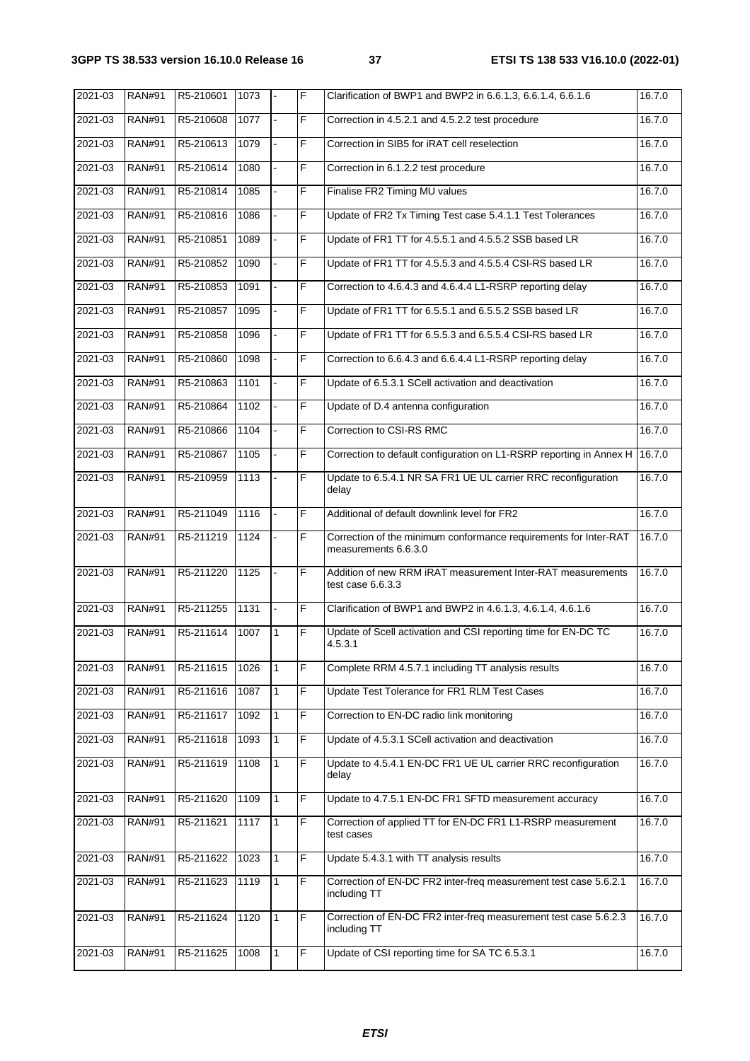| 2021-03 | RAN#91 | R5-210601 | 1073 | - | F | Clarification of BWP1 and BWP2 in 6.6.1.3, 6.6.1.4, 6.6.1.6 | 16.7.0 |
|---|---|---|---|---|---|---|---|
| 2021-03 | RAN#91 | R5-210608 | 1077 | - | F | Correction in 4.5.2.1 and 4.5.2.2 test procedure | 16.7.0 |
| 2021-03 | RAN#91 | R5-210613 | 1079 | - | F | Correction in SIB5 for iRAT cell reselection | 16.7.0 |
| 2021-03 | RAN#91 | R5-210614 | 1080 | - | F | Correction in 6.1.2.2 test procedure | 16.7.0 |
| 2021-03 | RAN#91 | R5-210814 | 1085 | - | F | Finalise FR2 Timing MU values | 16.7.0 |
| 2021-03 | RAN#91 | R5-210816 | 1086 | - | F | Update of FR2 Tx Timing Test case 5.4.1.1 Test Tolerances | 16.7.0 |
| 2021-03 | RAN#91 | R5-210851 | 1089 | - | F | Update of FR1 TT for 4.5.5.1 and 4.5.5.2 SSB based LR | 16.7.0 |
| 2021-03 | RAN#91 | R5-210852 | 1090 | - | F | Update of FR1 TT for 4.5.5.3 and 4.5.5.4 CSI-RS based LR | 16.7.0 |
| 2021-03 | RAN#91 | R5-210853 | 1091 | - | F | Correction to 4.6.4.3 and 4.6.4.4 L1-RSRP reporting delay | 16.7.0 |
| 2021-03 | RAN#91 | R5-210857 | 1095 | - | F | Update of FR1 TT for 6.5.5.1 and 6.5.5.2 SSB based LR | 16.7.0 |
| 2021-03 | RAN#91 | R5-210858 | 1096 | - | F | Update of FR1 TT for 6.5.5.3 and 6.5.5.4 CSI-RS based LR | 16.7.0 |
| 2021-03 | RAN#91 | R5-210860 | 1098 | - | F | Correction to 6.6.4.3 and 6.6.4.4 L1-RSRP reporting delay | 16.7.0 |
| 2021-03 | RAN#91 | R5-210863 | 1101 | - | F | Update of 6.5.3.1 SCell activation and deactivation | 16.7.0 |
| 2021-03 | RAN#91 | R5-210864 | 1102 | - | F | Update of D.4 antenna configuration | 16.7.0 |
| 2021-03 | RAN#91 | R5-210866 | 1104 | - | F | Correction to CSI-RS RMC | 16.7.0 |
| 2021-03 | RAN#91 | R5-210867 | 1105 | - | F | Correction to default configuration on L1-RSRP reporting in Annex H | 16.7.0 |
| 2021-03 | RAN#91 | R5-210959 | 1113 | - | F | Update to 6.5.4.1 NR SA FR1 UE UL carrier RRC reconfiguration delay | 16.7.0 |
| 2021-03 | RAN#91 | R5-211049 | 1116 | - | F | Additional of default downlink level for FR2 | 16.7.0 |
| 2021-03 | RAN#91 | R5-211219 | 1124 | - | F | Correction of the minimum conformance requirements for Inter-RAT measurements 6.6.3.0 | 16.7.0 |
| 2021-03 | RAN#91 | R5-211220 | 1125 | - | F | Addition of new RRM iRAT measurement Inter-RAT measurements test case 6.6.3.3 | 16.7.0 |
| 2021-03 | RAN#91 | R5-211255 | 1131 | - | F | Clarification of BWP1 and BWP2 in 4.6.1.3, 4.6.1.4, 4.6.1.6 | 16.7.0 |
| 2021-03 | RAN#91 | R5-211614 | 1007 | 1 | F | Update of Scell activation and CSI reporting time for EN-DC TC 4.5.3.1 | 16.7.0 |
| 2021-03 | RAN#91 | R5-211615 | 1026 | 1 | F | Complete RRM 4.5.7.1 including TT analysis results | 16.7.0 |
| 2021-03 | RAN#91 | R5-211616 | 1087 | 1 | F | Update Test Tolerance for FR1 RLM Test Cases | 16.7.0 |
| 2021-03 | RAN#91 | R5-211617 | 1092 | 1 | F | Correction to EN-DC radio link monitoring | 16.7.0 |
| 2021-03 | RAN#91 | R5-211618 | 1093 | 1 | F | Update of 4.5.3.1 SCell activation and deactivation | 16.7.0 |
| 2021-03 | RAN#91 | R5-211619 | 1108 | 1 | F | Update to 4.5.4.1 EN-DC FR1 UE UL carrier RRC reconfiguration delay | 16.7.0 |
| 2021-03 | RAN#91 | R5-211620 | 1109 | 1 | F | Update to 4.7.5.1 EN-DC FR1 SFTD measurement accuracy | 16.7.0 |
| 2021-03 | RAN#91 | R5-211621 | 1117 | 1 | F | Correction of applied TT for EN-DC FR1 L1-RSRP measurement test cases | 16.7.0 |
| 2021-03 | RAN#91 | R5-211622 | 1023 | 1 | F | Update 5.4.3.1 with TT analysis results | 16.7.0 |
| 2021-03 | RAN#91 | R5-211623 | 1119 | 1 | F | Correction of EN-DC FR2 inter-freq measurement test case 5.6.2.1 including TT | 16.7.0 |
| 2021-03 | RAN#91 | R5-211624 | 1120 | 1 | F | Correction of EN-DC FR2 inter-freq measurement test case 5.6.2.3 including TT | 16.7.0 |
| 2021-03 | RAN#91 | R5-211625 | 1008 | 1 | F | Update of CSI reporting time for SA TC 6.5.3.1 | 16.7.0 |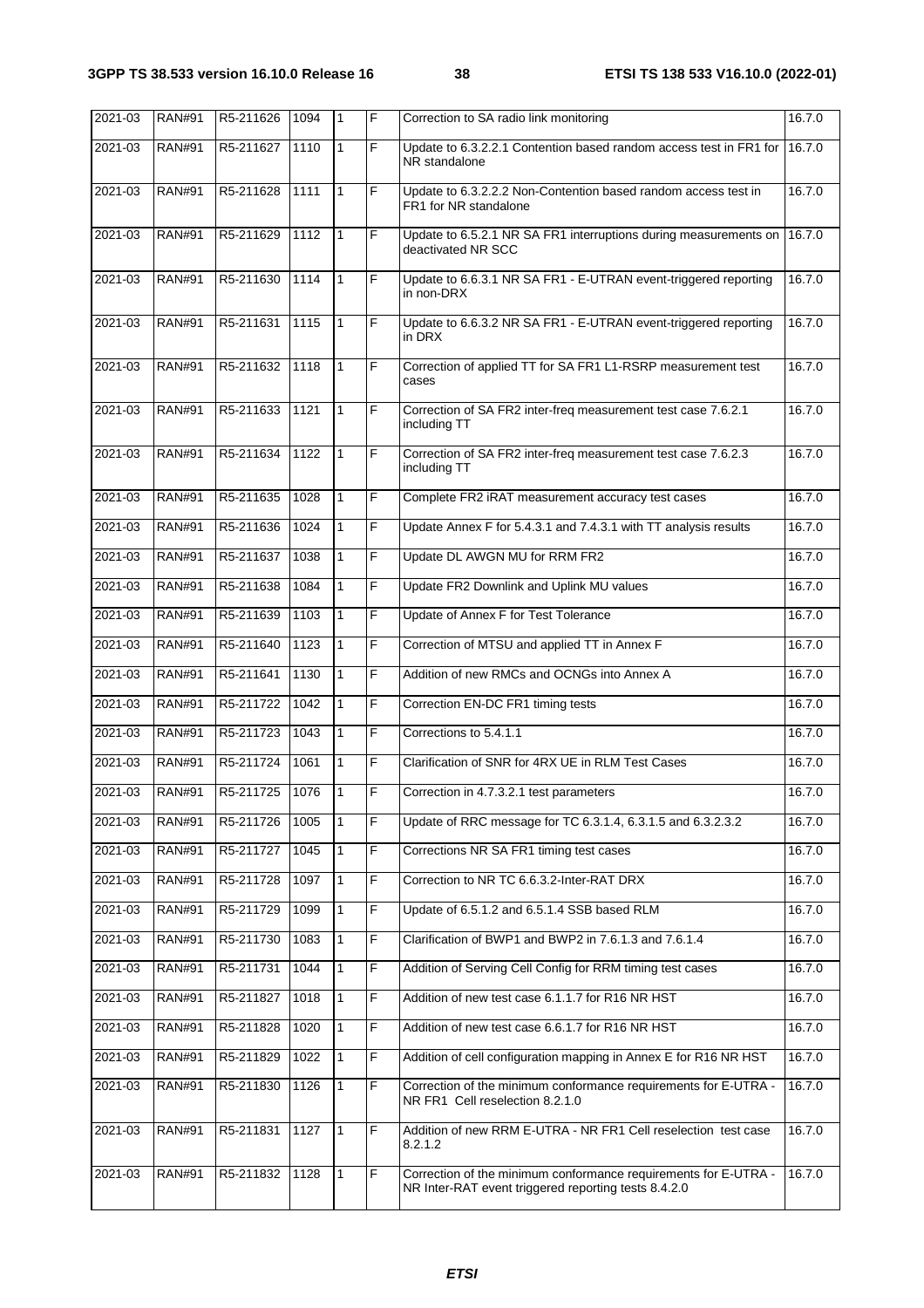| 2021-03 | RAN#91 | R5-211626 | 1094 | 1 | F | Correction to SA radio link monitoring | 16.7.0 |
|---|---|---|---|---|---|---|---|
| 2021-03 | RAN#91 | R5-211627 | 1110 | 1 | F | Update to 6.3.2.2.1 Contention based random access test in FR1 for NR standalone | 16.7.0 |
| 2021-03 | RAN#91 | R5-211628 | 1111 | 1 | F | Update to 6.3.2.2.2 Non-Contention based random access test in FR1 for NR standalone | 16.7.0 |
| 2021-03 | RAN#91 | R5-211629 | 1112 | 1 | F | Update to 6.5.2.1 NR SA FR1 interruptions during measurements on deactivated NR SCC | 16.7.0 |
| 2021-03 | RAN#91 | R5-211630 | 1114 | 1 | F | Update to 6.6.3.1 NR SA FR1 - E-UTRAN event-triggered reporting in non-DRX | 16.7.0 |
| 2021-03 | RAN#91 | R5-211631 | 1115 | 1 | F | Update to 6.6.3.2 NR SA FR1 - E-UTRAN event-triggered reporting in DRX | 16.7.0 |
| 2021-03 | RAN#91 | R5-211632 | 1118 | 1 | F | Correction of applied TT for SA FR1 L1-RSRP measurement test cases | 16.7.0 |
| 2021-03 | RAN#91 | R5-211633 | 1121 | 1 | F | Correction of SA FR2 inter-freq measurement test case 7.6.2.1 including TT | 16.7.0 |
| 2021-03 | RAN#91 | R5-211634 | 1122 | 1 | F | Correction of SA FR2 inter-freq measurement test case 7.6.2.3 including TT | 16.7.0 |
| 2021-03 | RAN#91 | R5-211635 | 1028 | 1 | F | Complete FR2 iRAT measurement accuracy test cases | 16.7.0 |
| 2021-03 | RAN#91 | R5-211636 | 1024 | 1 | F | Update Annex F for 5.4.3.1 and 7.4.3.1 with TT analysis results | 16.7.0 |
| 2021-03 | RAN#91 | R5-211637 | 1038 | 1 | F | Update DL AWGN MU for RRM FR2 | 16.7.0 |
| 2021-03 | RAN#91 | R5-211638 | 1084 | 1 | F | Update FR2 Downlink and Uplink MU values | 16.7.0 |
| 2021-03 | RAN#91 | R5-211639 | 1103 | 1 | F | Update of Annex F for Test Tolerance | 16.7.0 |
| 2021-03 | RAN#91 | R5-211640 | 1123 | 1 | F | Correction of MTSU and applied TT in Annex F | 16.7.0 |
| 2021-03 | RAN#91 | R5-211641 | 1130 | 1 | F | Addition of new RMCs and OCNGs into Annex A | 16.7.0 |
| 2021-03 | RAN#91 | R5-211722 | 1042 | 1 | F | Correction EN-DC FR1 timing tests | 16.7.0 |
| 2021-03 | RAN#91 | R5-211723 | 1043 | 1 | F | Corrections to 5.4.1.1 | 16.7.0 |
| 2021-03 | RAN#91 | R5-211724 | 1061 | 1 | F | Clarification of SNR for 4RX UE in RLM Test Cases | 16.7.0 |
| 2021-03 | RAN#91 | R5-211725 | 1076 | 1 | F | Correction in 4.7.3.2.1 test parameters | 16.7.0 |
| 2021-03 | RAN#91 | R5-211726 | 1005 | 1 | F | Update of RRC message for TC 6.3.1.4, 6.3.1.5 and 6.3.2.3.2 | 16.7.0 |
| 2021-03 | RAN#91 | R5-211727 | 1045 | 1 | F | Corrections NR SA FR1 timing test cases | 16.7.0 |
| 2021-03 | RAN#91 | R5-211728 | 1097 | 1 | F | Correction to NR TC 6.6.3.2-Inter-RAT DRX | 16.7.0 |
| 2021-03 | RAN#91 | R5-211729 | 1099 | 1 | F | Update of 6.5.1.2 and 6.5.1.4 SSB based RLM | 16.7.0 |
| 2021-03 | RAN#91 | R5-211730 | 1083 | 1 | F | Clarification of BWP1 and BWP2 in 7.6.1.3 and 7.6.1.4 | 16.7.0 |
| 2021-03 | RAN#91 | R5-211731 | 1044 | 1 | F | Addition of Serving Cell Config for RRM timing test cases | 16.7.0 |
| 2021-03 | RAN#91 | R5-211827 | 1018 | 1 | F | Addition of new test case 6.1.1.7 for R16 NR HST | 16.7.0 |
| 2021-03 | RAN#91 | R5-211828 | 1020 | 1 | F | Addition of new test case 6.6.1.7 for R16 NR HST | 16.7.0 |
| 2021-03 | RAN#91 | R5-211829 | 1022 | 1 | F | Addition of cell configuration mapping in Annex E for R16 NR HST | 16.7.0 |
| 2021-03 | RAN#91 | R5-211830 | 1126 | 1 | F | Correction of the minimum conformance requirements for E-UTRA - NR FR1 Cell reselection 8.2.1.0 | 16.7.0 |
| 2021-03 | RAN#91 | R5-211831 | 1127 | 1 | F | Addition of new RRM E-UTRA - NR FR1 Cell reselection test case 8.2.1.2 | 16.7.0 |
| 2021-03 | RAN#91 | R5-211832 | 1128 | 1 | F | Correction of the minimum conformance requirements for E-UTRA - NR Inter-RAT event triggered reporting tests 8.4.2.0 | 16.7.0 |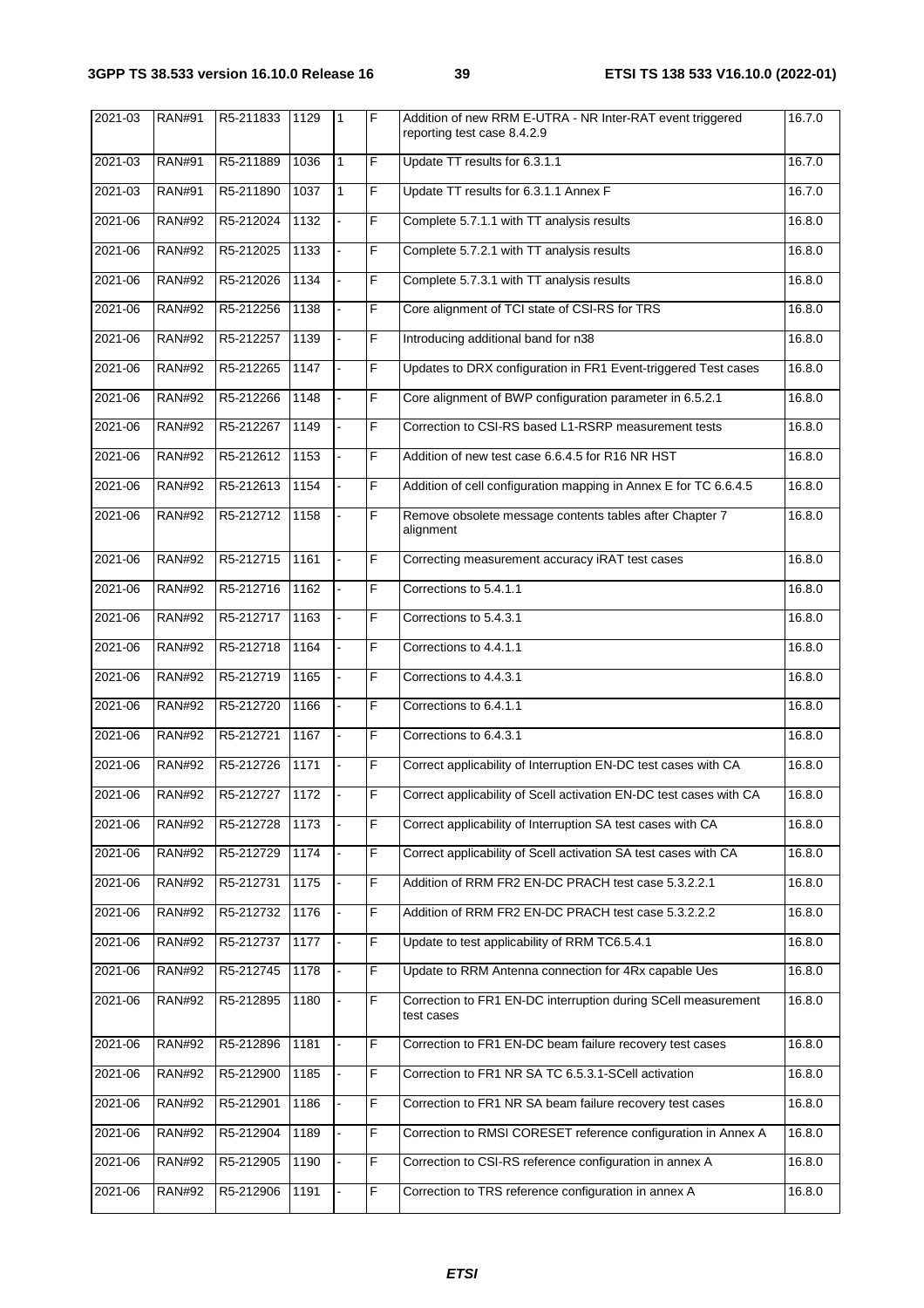| 2021-03 | RAN#91 | R5-211833 | 1129 | 1 | F | Addition of new RRM E-UTRA - NR Inter-RAT event triggered reporting test case 8.4.2.9 | 16.7.0 |
|---|---|---|---|---|---|---|---|
| 2021-03 | RAN#91 | R5-211889 | 1036 | 1 | F | Update TT results for 6.3.1.1 | 16.7.0 |
| 2021-03 | RAN#91 | R5-211890 | 1037 | 1 | F | Update TT results for 6.3.1.1 Annex F | 16.7.0 |
| 2021-06 | RAN#92 | R5-212024 | 1132 | - | F | Complete 5.7.1.1 with TT analysis results | 16.8.0 |
| 2021-06 | RAN#92 | R5-212025 | 1133 | - | F | Complete 5.7.2.1 with TT analysis results | 16.8.0 |
| 2021-06 | RAN#92 | R5-212026 | 1134 | - | F | Complete 5.7.3.1 with TT analysis results | 16.8.0 |
| 2021-06 | RAN#92 | R5-212256 | 1138 | - | F | Core alignment of TCI state of CSI-RS for TRS | 16.8.0 |
| 2021-06 | RAN#92 | R5-212257 | 1139 | - | F | Introducing additional band for n38 | 16.8.0 |
| 2021-06 | RAN#92 | R5-212265 | 1147 | - | F | Updates to DRX configuration in FR1 Event-triggered Test cases | 16.8.0 |
| 2021-06 | RAN#92 | R5-212266 | 1148 | - | F | Core alignment of BWP configuration parameter in 6.5.2.1 | 16.8.0 |
| 2021-06 | RAN#92 | R5-212267 | 1149 | - | F | Correction to CSI-RS based L1-RSRP measurement tests | 16.8.0 |
| 2021-06 | RAN#92 | R5-212612 | 1153 | - | F | Addition of new test case 6.6.4.5 for R16 NR HST | 16.8.0 |
| 2021-06 | RAN#92 | R5-212613 | 1154 | - | F | Addition of cell configuration mapping in Annex E for TC 6.6.4.5 | 16.8.0 |
| 2021-06 | RAN#92 | R5-212712 | 1158 | - | F | Remove obsolete message contents tables after Chapter 7 alignment | 16.8.0 |
| 2021-06 | RAN#92 | R5-212715 | 1161 | - | F | Correcting measurement accuracy iRAT test cases | 16.8.0 |
| 2021-06 | RAN#92 | R5-212716 | 1162 | - | F | Corrections to 5.4.1.1 | 16.8.0 |
| 2021-06 | RAN#92 | R5-212717 | 1163 | - | F | Corrections to 5.4.3.1 | 16.8.0 |
| 2021-06 | RAN#92 | R5-212718 | 1164 | - | F | Corrections to 4.4.1.1 | 16.8.0 |
| 2021-06 | RAN#92 | R5-212719 | 1165 | - | F | Corrections to 4.4.3.1 | 16.8.0 |
| 2021-06 | RAN#92 | R5-212720 | 1166 | - | F | Corrections to 6.4.1.1 | 16.8.0 |
| 2021-06 | RAN#92 | R5-212721 | 1167 | - | F | Corrections to 6.4.3.1 | 16.8.0 |
| 2021-06 | RAN#92 | R5-212726 | 1171 | - | F | Correct applicability of Interruption EN-DC test cases with CA | 16.8.0 |
| 2021-06 | RAN#92 | R5-212727 | 1172 | - | F | Correct applicability of Scell activation EN-DC test cases with CA | 16.8.0 |
| 2021-06 | RAN#92 | R5-212728 | 1173 | - | F | Correct applicability of Interruption SA test cases with CA | 16.8.0 |
| 2021-06 | RAN#92 | R5-212729 | 1174 | - | F | Correct applicability of Scell activation SA test cases with CA | 16.8.0 |
| 2021-06 | RAN#92 | R5-212731 | 1175 | - | F | Addition of RRM FR2 EN-DC PRACH test case 5.3.2.2.1 | 16.8.0 |
| 2021-06 | RAN#92 | R5-212732 | 1176 | - | F | Addition of RRM FR2 EN-DC PRACH test case 5.3.2.2.2 | 16.8.0 |
| 2021-06 | RAN#92 | R5-212737 | 1177 | - | F | Update to test applicability of RRM TC6.5.4.1 | 16.8.0 |
| 2021-06 | RAN#92 | R5-212745 | 1178 | - | F | Update to RRM Antenna connection for 4Rx capable Ues | 16.8.0 |
| 2021-06 | RAN#92 | R5-212895 | 1180 | - | F | Correction to FR1 EN-DC interruption during SCell measurement test cases | 16.8.0 |
| 2021-06 | RAN#92 | R5-212896 | 1181 | - | F | Correction to FR1 EN-DC beam failure recovery test cases | 16.8.0 |
| 2021-06 | RAN#92 | R5-212900 | 1185 | - | F | Correction to FR1 NR SA TC 6.5.3.1-SCell activation | 16.8.0 |
| 2021-06 | RAN#92 | R5-212901 | 1186 | - | F | Correction to FR1 NR SA beam failure recovery test cases | 16.8.0 |
| 2021-06 | RAN#92 | R5-212904 | 1189 | - | F | Correction to RMSI CORESET reference configuration in Annex A | 16.8.0 |
| 2021-06 | RAN#92 | R5-212905 | 1190 | - | F | Correction to CSI-RS reference configuration in annex A | 16.8.0 |
| 2021-06 | RAN#92 | R5-212906 | 1191 | - | F | Correction to TRS reference configuration in annex A | 16.8.0 |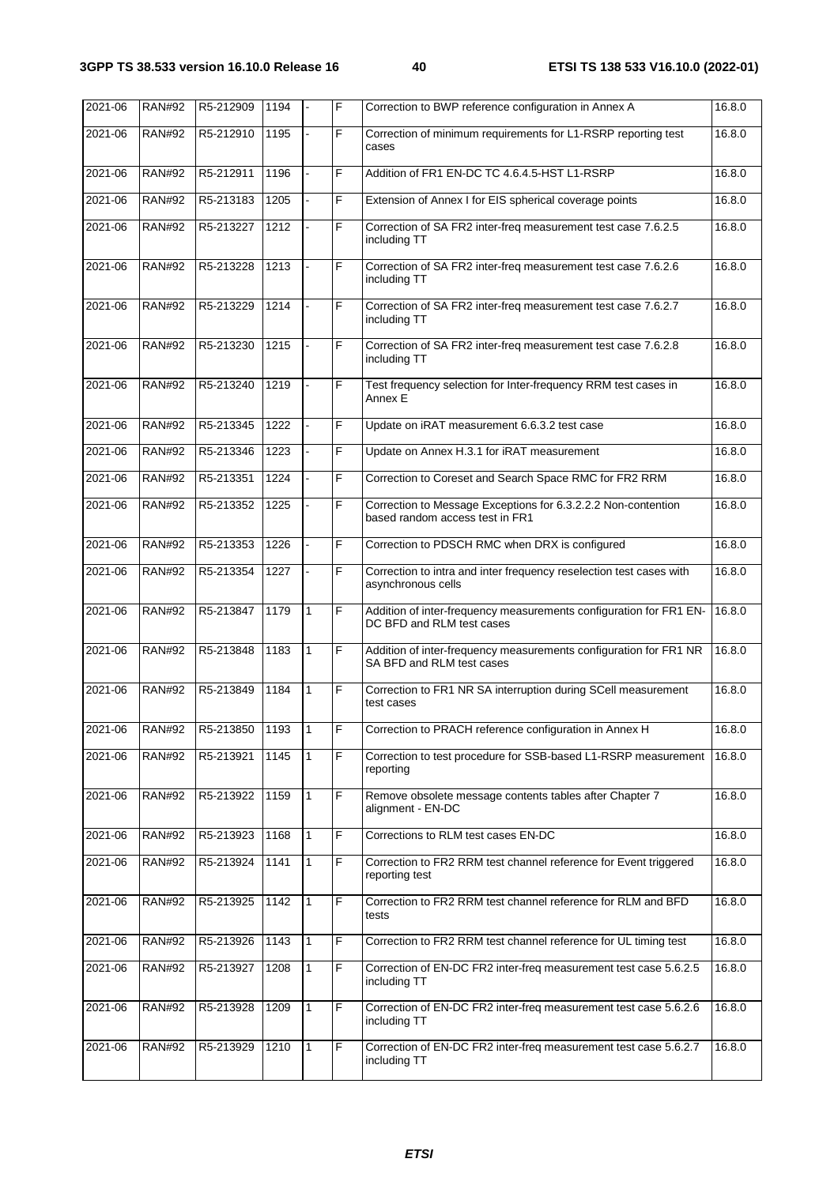| 2021-06 | RAN#92 | R5-212909 | 1194 | - | F | Correction to BWP reference configuration in Annex A | 16.8.0 |
|---|---|---|---|---|---|---|---|
| 2021-06 | RAN#92 | R5-212910 | 1195 | - | F | Correction of minimum requirements for L1-RSRP reporting test cases | 16.8.0 |
| 2021-06 | RAN#92 | R5-212911 | 1196 | - | F | Addition of FR1 EN-DC TC 4.6.4.5-HST L1-RSRP | 16.8.0 |
| 2021-06 | RAN#92 | R5-213183 | 1205 | - | F | Extension of Annex I for EIS spherical coverage points | 16.8.0 |
| 2021-06 | RAN#92 | R5-213227 | 1212 | - | F | Correction of SA FR2 inter-freq measurement test case 7.6.2.5 including TT | 16.8.0 |
| 2021-06 | RAN#92 | R5-213228 | 1213 | - | F | Correction of SA FR2 inter-freq measurement test case 7.6.2.6 including TT | 16.8.0 |
| 2021-06 | RAN#92 | R5-213229 | 1214 | - | F | Correction of SA FR2 inter-freq measurement test case 7.6.2.7 including TT | 16.8.0 |
| 2021-06 | RAN#92 | R5-213230 | 1215 | - | F | Correction of SA FR2 inter-freq measurement test case 7.6.2.8 including TT | 16.8.0 |
| 2021-06 | RAN#92 | R5-213240 | 1219 | - | F | Test frequency selection for Inter-frequency RRM test cases in Annex E | 16.8.0 |
| 2021-06 | RAN#92 | R5-213345 | 1222 | - | F | Update on iRAT measurement 6.6.3.2 test case | 16.8.0 |
| 2021-06 | RAN#92 | R5-213346 | 1223 | - | F | Update on Annex H.3.1 for iRAT measurement | 16.8.0 |
| 2021-06 | RAN#92 | R5-213351 | 1224 | - | F | Correction to Coreset and Search Space RMC for FR2 RRM | 16.8.0 |
| 2021-06 | RAN#92 | R5-213352 | 1225 | - | F | Correction to Message Exceptions for 6.3.2.2.2 Non-contention based random access test in FR1 | 16.8.0 |
| 2021-06 | RAN#92 | R5-213353 | 1226 | - | F | Correction to PDSCH RMC when DRX is configured | 16.8.0 |
| 2021-06 | RAN#92 | R5-213354 | 1227 | - | F | Correction to intra and inter frequency reselection test cases with asynchronous cells | 16.8.0 |
| 2021-06 | RAN#92 | R5-213847 | 1179 | 1 | F | Addition of inter-frequency measurements configuration for FR1 EN-DC BFD and RLM test cases | 16.8.0 |
| 2021-06 | RAN#92 | R5-213848 | 1183 | 1 | F | Addition of inter-frequency measurements configuration for FR1 NR SA BFD and RLM test cases | 16.8.0 |
| 2021-06 | RAN#92 | R5-213849 | 1184 | 1 | F | Correction to FR1 NR SA interruption during SCell measurement test cases | 16.8.0 |
| 2021-06 | RAN#92 | R5-213850 | 1193 | 1 | F | Correction to PRACH reference configuration in Annex H | 16.8.0 |
| 2021-06 | RAN#92 | R5-213921 | 1145 | 1 | F | Correction to test procedure for SSB-based L1-RSRP measurement reporting | 16.8.0 |
| 2021-06 | RAN#92 | R5-213922 | 1159 | 1 | F | Remove obsolete message contents tables after Chapter 7 alignment - EN-DC | 16.8.0 |
| 2021-06 | RAN#92 | R5-213923 | 1168 | 1 | F | Corrections to RLM test cases EN-DC | 16.8.0 |
| 2021-06 | RAN#92 | R5-213924 | 1141 | 1 | F | Correction to FR2 RRM test channel reference for Event triggered reporting test | 16.8.0 |
| 2021-06 | RAN#92 | R5-213925 | 1142 | 1 | F | Correction to FR2 RRM test channel reference for RLM and BFD tests | 16.8.0 |
| 2021-06 | RAN#92 | R5-213926 | 1143 | 1 | F | Correction to FR2 RRM test channel reference for UL timing test | 16.8.0 |
| 2021-06 | RAN#92 | R5-213927 | 1208 | 1 | F | Correction of EN-DC FR2 inter-freq measurement test case 5.6.2.5 including TT | 16.8.0 |
| 2021-06 | RAN#92 | R5-213928 | 1209 | 1 | F | Correction of EN-DC FR2 inter-freq measurement test case 5.6.2.6 including TT | 16.8.0 |
| 2021-06 | RAN#92 | R5-213929 | 1210 | 1 | F | Correction of EN-DC FR2 inter-freq measurement test case 5.6.2.7 including TT | 16.8.0 |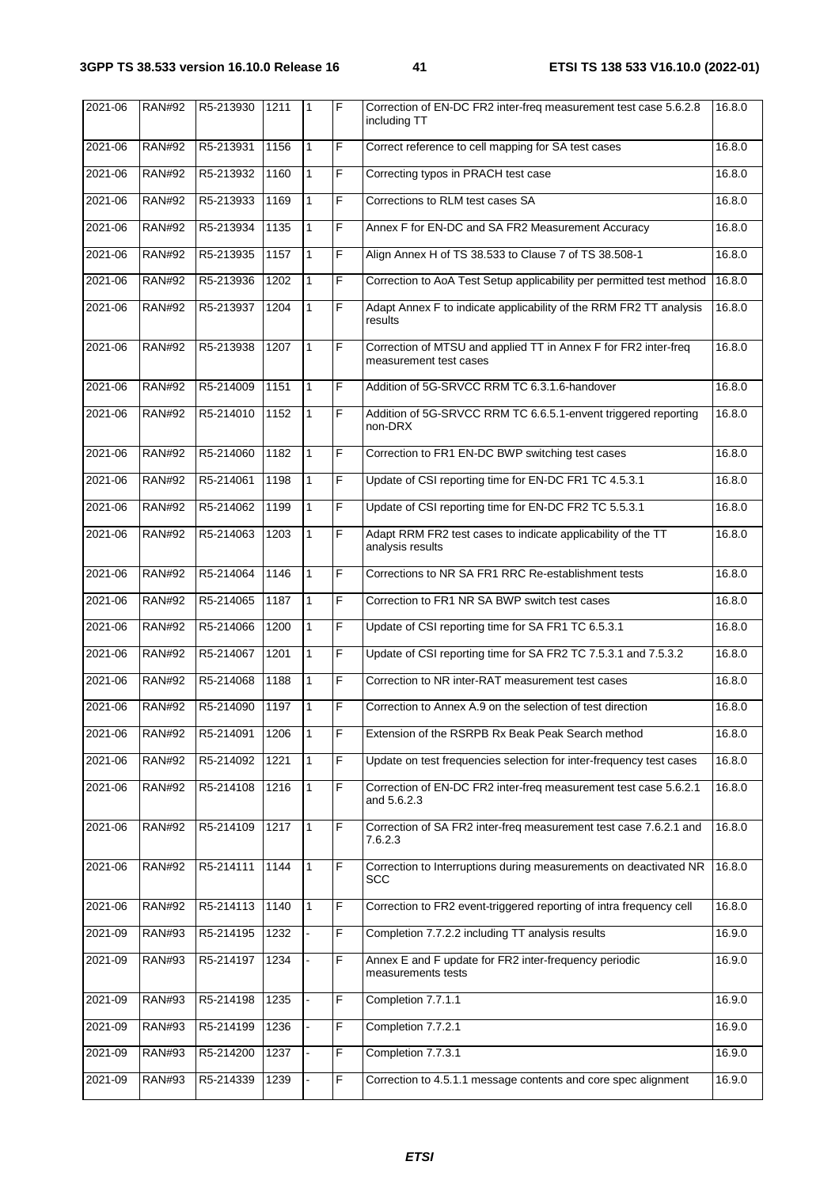| 2021-06 | RAN#92 | R5-213930 | 1211 | 1 | F | Correction of EN-DC FR2 inter-freq measurement test case 5.6.2.8 including TT | 16.8.0 |
|---|---|---|---|---|---|---|---|
| 2021-06 | RAN#92 | R5-213931 | 1156 | 1 | F | Correct reference to cell mapping for SA test cases | 16.8.0 |
| 2021-06 | RAN#92 | R5-213932 | 1160 | 1 | F | Correcting typos in PRACH test case | 16.8.0 |
| 2021-06 | RAN#92 | R5-213933 | 1169 | 1 | F | Corrections to RLM test cases SA | 16.8.0 |
| 2021-06 | RAN#92 | R5-213934 | 1135 | 1 | F | Annex F for EN-DC and SA FR2 Measurement Accuracy | 16.8.0 |
| 2021-06 | RAN#92 | R5-213935 | 1157 | 1 | F | Align Annex H of TS 38.533 to Clause 7 of TS 38.508-1 | 16.8.0 |
| 2021-06 | RAN#92 | R5-213936 | 1202 | 1 | F | Correction to AoA Test Setup applicability per permitted test method | 16.8.0 |
| 2021-06 | RAN#92 | R5-213937 | 1204 | 1 | F | Adapt Annex F to indicate applicability of the RRM FR2 TT analysis results | 16.8.0 |
| 2021-06 | RAN#92 | R5-213938 | 1207 | 1 | F | Correction of MTSU and applied TT in Annex F for FR2 inter-freq measurement test cases | 16.8.0 |
| 2021-06 | RAN#92 | R5-214009 | 1151 | 1 | F | Addition of 5G-SRVCC RRM TC 6.3.1.6-handover | 16.8.0 |
| 2021-06 | RAN#92 | R5-214010 | 1152 | 1 | F | Addition of 5G-SRVCC RRM TC 6.6.5.1-envent triggered reporting non-DRX | 16.8.0 |
| 2021-06 | RAN#92 | R5-214060 | 1182 | 1 | F | Correction to FR1 EN-DC BWP switching test cases | 16.8.0 |
| 2021-06 | RAN#92 | R5-214061 | 1198 | 1 | F | Update of CSI reporting time for EN-DC FR1 TC 4.5.3.1 | 16.8.0 |
| 2021-06 | RAN#92 | R5-214062 | 1199 | 1 | F | Update of CSI reporting time for EN-DC FR2 TC 5.5.3.1 | 16.8.0 |
| 2021-06 | RAN#92 | R5-214063 | 1203 | 1 | F | Adapt RRM FR2 test cases to indicate applicability of the TT analysis results | 16.8.0 |
| 2021-06 | RAN#92 | R5-214064 | 1146 | 1 | F | Corrections to NR SA FR1 RRC Re-establishment tests | 16.8.0 |
| 2021-06 | RAN#92 | R5-214065 | 1187 | 1 | F | Correction to FR1 NR SA BWP switch test cases | 16.8.0 |
| 2021-06 | RAN#92 | R5-214066 | 1200 | 1 | F | Update of CSI reporting time for SA FR1 TC 6.5.3.1 | 16.8.0 |
| 2021-06 | RAN#92 | R5-214067 | 1201 | 1 | F | Update of CSI reporting time for SA FR2 TC 7.5.3.1 and 7.5.3.2 | 16.8.0 |
| 2021-06 | RAN#92 | R5-214068 | 1188 | 1 | F | Correction to NR inter-RAT measurement test cases | 16.8.0 |
| 2021-06 | RAN#92 | R5-214090 | 1197 | 1 | F | Correction to Annex A.9 on the selection of test direction | 16.8.0 |
| 2021-06 | RAN#92 | R5-214091 | 1206 | 1 | F | Extension of the RSRPB Rx Beak Peak Search method | 16.8.0 |
| 2021-06 | RAN#92 | R5-214092 | 1221 | 1 | F | Update on test frequencies selection for inter-frequency test cases | 16.8.0 |
| 2021-06 | RAN#92 | R5-214108 | 1216 | 1 | F | Correction of EN-DC FR2 inter-freq measurement test case 5.6.2.1 and 5.6.2.3 | 16.8.0 |
| 2021-06 | RAN#92 | R5-214109 | 1217 | 1 | F | Correction of SA FR2 inter-freq measurement test case 7.6.2.1 and 7.6.2.3 | 16.8.0 |
| 2021-06 | RAN#92 | R5-214111 | 1144 | 1 | F | Correction to Interruptions during measurements on deactivated NR SCC | 16.8.0 |
| 2021-06 | RAN#92 | R5-214113 | 1140 | 1 | F | Correction to FR2 event-triggered reporting of intra frequency cell | 16.8.0 |
| 2021-09 | RAN#93 | R5-214195 | 1232 | - | F | Completion 7.7.2.2 including TT analysis results | 16.9.0 |
| 2021-09 | RAN#93 | R5-214197 | 1234 | - | F | Annex E and F update for FR2 inter-frequency periodic measurements tests | 16.9.0 |
| 2021-09 | RAN#93 | R5-214198 | 1235 | - | F | Completion 7.7.1.1 | 16.9.0 |
| 2021-09 | RAN#93 | R5-214199 | 1236 | - | F | Completion 7.7.2.1 | 16.9.0 |
| 2021-09 | RAN#93 | R5-214200 | 1237 | - | F | Completion 7.7.3.1 | 16.9.0 |
| 2021-09 | RAN#93 | R5-214339 | 1239 | - | F | Correction to 4.5.1.1 message contents and core spec alignment | 16.9.0 |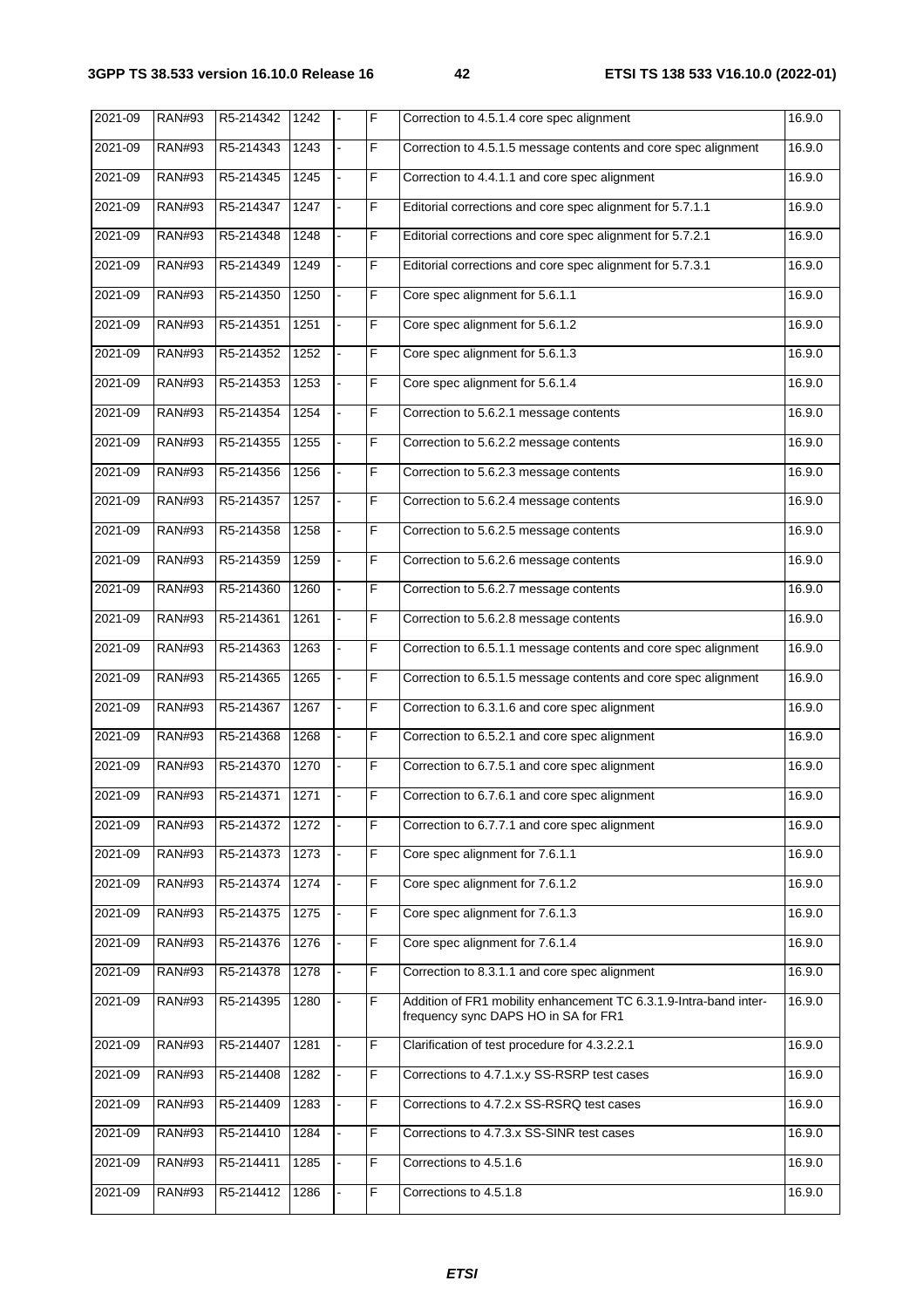| 2021-09 | RAN#93 | R5-214342 | 1242 | - | F | Correction to 4.5.1.4 core spec alignment | 16.9.0 |
|---|---|---|---|---|---|---|---|
| 2021-09 | RAN#93 | R5-214343 | 1243 | - | F | Correction to 4.5.1.5 message contents and core spec alignment | 16.9.0 |
| 2021-09 | RAN#93 | R5-214345 | 1245 | - | F | Correction to 4.4.1.1 and core spec alignment | 16.9.0 |
| 2021-09 | RAN#93 | R5-214347 | 1247 | - | F | Editorial corrections and core spec alignment for 5.7.1.1 | 16.9.0 |
| 2021-09 | RAN#93 | R5-214348 | 1248 | - | F | Editorial corrections and core spec alignment for 5.7.2.1 | 16.9.0 |
| 2021-09 | RAN#93 | R5-214349 | 1249 | - | F | Editorial corrections and core spec alignment for 5.7.3.1 | 16.9.0 |
| 2021-09 | RAN#93 | R5-214350 | 1250 | - | F | Core spec alignment for 5.6.1.1 | 16.9.0 |
| 2021-09 | RAN#93 | R5-214351 | 1251 | - | F | Core spec alignment for 5.6.1.2 | 16.9.0 |
| 2021-09 | RAN#93 | R5-214352 | 1252 | - | F | Core spec alignment for 5.6.1.3 | 16.9.0 |
| 2021-09 | RAN#93 | R5-214353 | 1253 | - | F | Core spec alignment for 5.6.1.4 | 16.9.0 |
| 2021-09 | RAN#93 | R5-214354 | 1254 | - | F | Correction to 5.6.2.1 message contents | 16.9.0 |
| 2021-09 | RAN#93 | R5-214355 | 1255 | - | F | Correction to 5.6.2.2 message contents | 16.9.0 |
| 2021-09 | RAN#93 | R5-214356 | 1256 | - | F | Correction to 5.6.2.3 message contents | 16.9.0 |
| 2021-09 | RAN#93 | R5-214357 | 1257 | - | F | Correction to 5.6.2.4 message contents | 16.9.0 |
| 2021-09 | RAN#93 | R5-214358 | 1258 | - | F | Correction to 5.6.2.5 message contents | 16.9.0 |
| 2021-09 | RAN#93 | R5-214359 | 1259 | - | F | Correction to 5.6.2.6 message contents | 16.9.0 |
| 2021-09 | RAN#93 | R5-214360 | 1260 | - | F | Correction to 5.6.2.7 message contents | 16.9.0 |
| 2021-09 | RAN#93 | R5-214361 | 1261 | - | F | Correction to 5.6.2.8 message contents | 16.9.0 |
| 2021-09 | RAN#93 | R5-214363 | 1263 | - | F | Correction to 6.5.1.1 message contents and core spec alignment | 16.9.0 |
| 2021-09 | RAN#93 | R5-214365 | 1265 | - | F | Correction to 6.5.1.5 message contents and core spec alignment | 16.9.0 |
| 2021-09 | RAN#93 | R5-214367 | 1267 | - | F | Correction to 6.3.1.6 and core spec alignment | 16.9.0 |
| 2021-09 | RAN#93 | R5-214368 | 1268 | - | F | Correction to 6.5.2.1 and core spec alignment | 16.9.0 |
| 2021-09 | RAN#93 | R5-214370 | 1270 | - | F | Correction to 6.7.5.1 and core spec alignment | 16.9.0 |
| 2021-09 | RAN#93 | R5-214371 | 1271 | - | F | Correction to 6.7.6.1 and core spec alignment | 16.9.0 |
| 2021-09 | RAN#93 | R5-214372 | 1272 | - | F | Correction to 6.7.7.1 and core spec alignment | 16.9.0 |
| 2021-09 | RAN#93 | R5-214373 | 1273 | - | F | Core spec alignment for 7.6.1.1 | 16.9.0 |
| 2021-09 | RAN#93 | R5-214374 | 1274 | - | F | Core spec alignment for 7.6.1.2 | 16.9.0 |
| 2021-09 | RAN#93 | R5-214375 | 1275 | - | F | Core spec alignment for 7.6.1.3 | 16.9.0 |
| 2021-09 | RAN#93 | R5-214376 | 1276 | - | F | Core spec alignment for 7.6.1.4 | 16.9.0 |
| 2021-09 | RAN#93 | R5-214378 | 1278 | - | F | Correction to 8.3.1.1 and core spec alignment | 16.9.0 |
| 2021-09 | RAN#93 | R5-214395 | 1280 | - | F | Addition of FR1 mobility enhancement TC 6.3.1.9-Intra-band inter-frequency sync DAPS HO in SA for FR1 | 16.9.0 |
| 2021-09 | RAN#93 | R5-214407 | 1281 | - | F | Clarification of test procedure for 4.3.2.2.1 | 16.9.0 |
| 2021-09 | RAN#93 | R5-214408 | 1282 | - | F | Corrections to 4.7.1.x.y SS-RSRP test cases | 16.9.0 |
| 2021-09 | RAN#93 | R5-214409 | 1283 | - | F | Corrections to 4.7.2.x SS-RSRQ test cases | 16.9.0 |
| 2021-09 | RAN#93 | R5-214410 | 1284 | - | F | Corrections to 4.7.3.x SS-SINR test cases | 16.9.0 |
| 2021-09 | RAN#93 | R5-214411 | 1285 | - | F | Corrections to 4.5.1.6 | 16.9.0 |
| 2021-09 | RAN#93 | R5-214412 | 1286 | - | F | Corrections to 4.5.1.8 | 16.9.0 |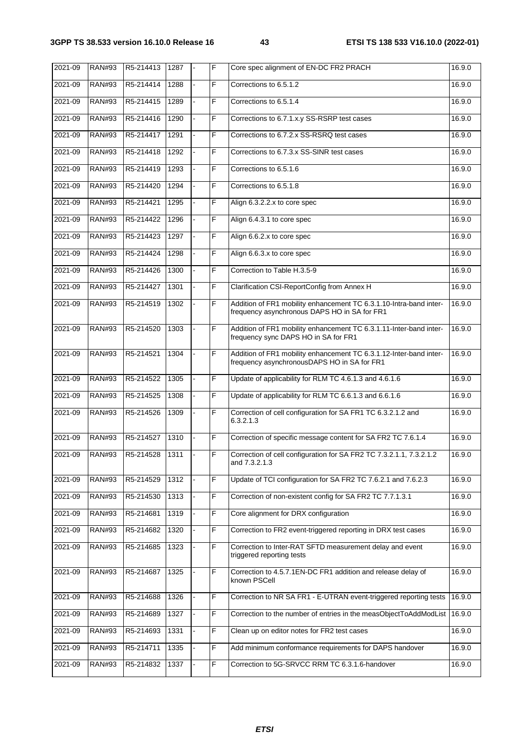| 2021-09 | RAN#93 | R5-214413 | 1287 | - | F | Core spec alignment of EN-DC FR2 PRACH | 16.9.0 |
|---|---|---|---|---|---|---|---|
| 2021-09 | RAN#93 | R5-214414 | 1288 | - | F | Corrections to 6.5.1.2 | 16.9.0 |
| 2021-09 | RAN#93 | R5-214415 | 1289 | - | F | Corrections to 6.5.1.4 | 16.9.0 |
| 2021-09 | RAN#93 | R5-214416 | 1290 | - | F | Corrections to 6.7.1.x.y SS-RSRP test cases | 16.9.0 |
| 2021-09 | RAN#93 | R5-214417 | 1291 | - | F | Corrections to 6.7.2.x SS-RSRQ test cases | 16.9.0 |
| 2021-09 | RAN#93 | R5-214418 | 1292 | - | F | Corrections to 6.7.3.x SS-SINR test cases | 16.9.0 |
| 2021-09 | RAN#93 | R5-214419 | 1293 | - | F | Corrections to 6.5.1.6 | 16.9.0 |
| 2021-09 | RAN#93 | R5-214420 | 1294 | - | F | Corrections to 6.5.1.8 | 16.9.0 |
| 2021-09 | RAN#93 | R5-214421 | 1295 | - | F | Align 6.3.2.2.x to core spec | 16.9.0 |
| 2021-09 | RAN#93 | R5-214422 | 1296 | - | F | Align 6.4.3.1 to core spec | 16.9.0 |
| 2021-09 | RAN#93 | R5-214423 | 1297 | - | F | Align 6.6.2.x to core spec | 16.9.0 |
| 2021-09 | RAN#93 | R5-214424 | 1298 | - | F | Align 6.6.3.x to core spec | 16.9.0 |
| 2021-09 | RAN#93 | R5-214426 | 1300 | - | F | Correction to Table H.3.5-9 | 16.9.0 |
| 2021-09 | RAN#93 | R5-214427 | 1301 | - | F | Clarification CSI-ReportConfig from Annex H | 16.9.0 |
| 2021-09 | RAN#93 | R5-214519 | 1302 | - | F | Addition of FR1 mobility enhancement TC 6.3.1.10-Intra-band inter-frequency asynchronous DAPS HO in SA for FR1 | 16.9.0 |
| 2021-09 | RAN#93 | R5-214520 | 1303 | - | F | Addition of FR1 mobility enhancement TC 6.3.1.11-Inter-band inter-frequency sync DAPS HO in SA for FR1 | 16.9.0 |
| 2021-09 | RAN#93 | R5-214521 | 1304 | - | F | Addition of FR1 mobility enhancement TC 6.3.1.12-Inter-band inter-frequency asynchronousDAPS HO in SA for FR1 | 16.9.0 |
| 2021-09 | RAN#93 | R5-214522 | 1305 | - | F | Update of applicability for RLM TC 4.6.1.3 and 4.6.1.6 | 16.9.0 |
| 2021-09 | RAN#93 | R5-214525 | 1308 | - | F | Update of applicability for RLM TC 6.6.1.3 and 6.6.1.6 | 16.9.0 |
| 2021-09 | RAN#93 | R5-214526 | 1309 | - | F | Correction of cell configuration for SA FR1 TC 6.3.2.1.2 and 6.3.2.1.3 | 16.9.0 |
| 2021-09 | RAN#93 | R5-214527 | 1310 | - | F | Correction of specific message content for SA FR2 TC 7.6.1.4 | 16.9.0 |
| 2021-09 | RAN#93 | R5-214528 | 1311 | - | F | Correction of cell configuration for SA FR2 TC 7.3.2.1.1, 7.3.2.1.2 and 7.3.2.1.3 | 16.9.0 |
| 2021-09 | RAN#93 | R5-214529 | 1312 | - | F | Update of TCI configuration for SA FR2 TC 7.6.2.1 and 7.6.2.3 | 16.9.0 |
| 2021-09 | RAN#93 | R5-214530 | 1313 | - | F | Correction of non-existent config for SA FR2 TC 7.7.1.3.1 | 16.9.0 |
| 2021-09 | RAN#93 | R5-214681 | 1319 | - | F | Core alignment for DRX configuration | 16.9.0 |
| 2021-09 | RAN#93 | R5-214682 | 1320 | - | F | Correction to FR2 event-triggered reporting in DRX test cases | 16.9.0 |
| 2021-09 | RAN#93 | R5-214685 | 1323 | - | F | Correction to Inter-RAT SFTD measurement delay and event triggered reporting tests | 16.9.0 |
| 2021-09 | RAN#93 | R5-214687 | 1325 | - | F | Correction to 4.5.7.1EN-DC FR1 addition and release delay of known PSCell | 16.9.0 |
| 2021-09 | RAN#93 | R5-214688 | 1326 | - | F | Correction to NR SA FR1 - E-UTRAN event-triggered reporting tests | 16.9.0 |
| 2021-09 | RAN#93 | R5-214689 | 1327 | - | F | Correction to the number of entries in the measObjectToAddModList | 16.9.0 |
| 2021-09 | RAN#93 | R5-214693 | 1331 | - | F | Clean up on editor notes for FR2 test cases | 16.9.0 |
| 2021-09 | RAN#93 | R5-214711 | 1335 | - | F | Add minimum conformance requirements for DAPS handover | 16.9.0 |
| 2021-09 | RAN#93 | R5-214832 | 1337 | - | F | Correction to 5G-SRVCC RRM TC 6.3.1.6-handover | 16.9.0 |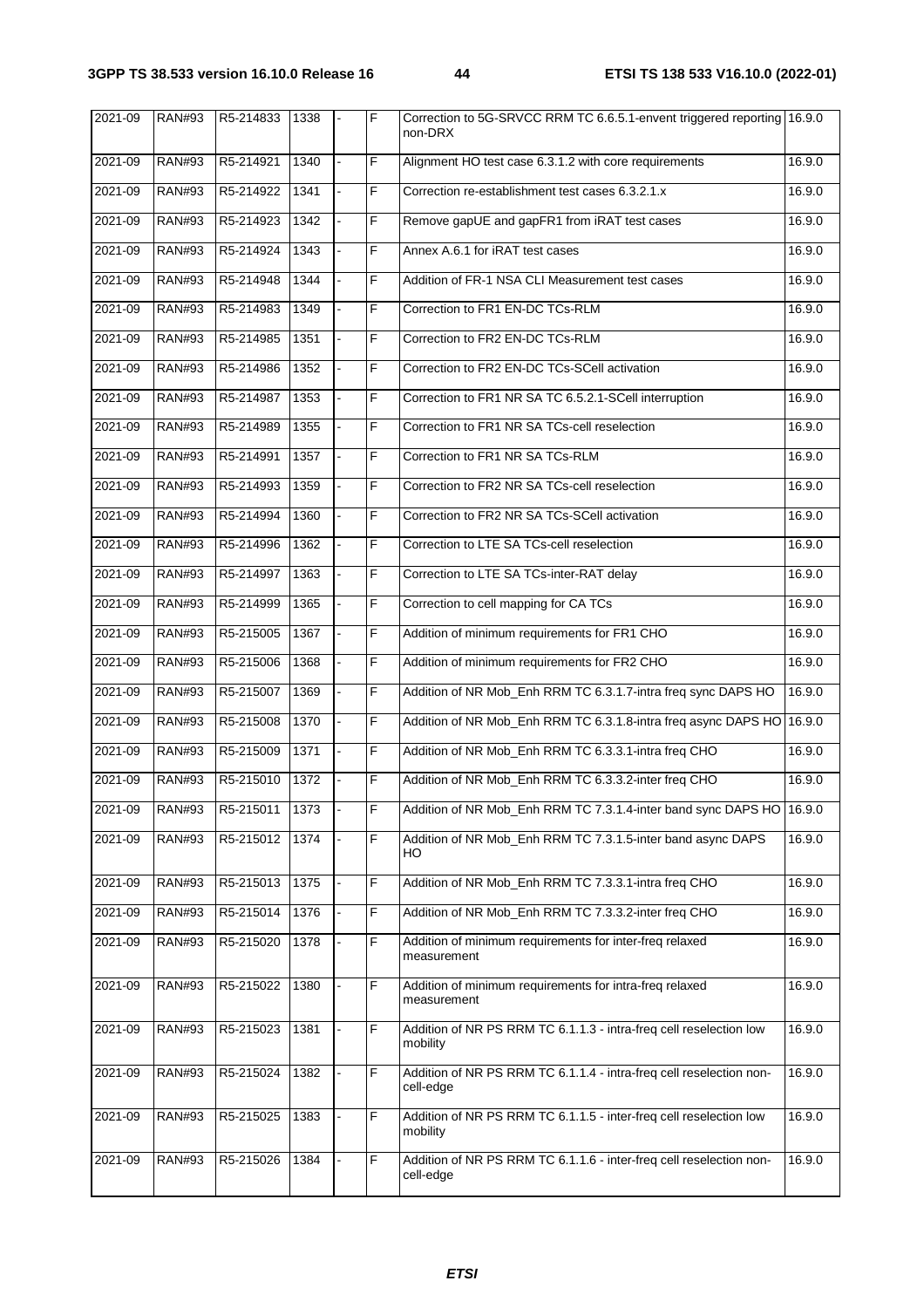| 2021-09 | RAN#93 | R5-214833 | 1338 | - | F | Correction to 5G-SRVCC RRM TC 6.6.5.1-envent triggered reporting non-DRX | 16.9.0 |
|---|---|---|---|---|---|---|---|
| 2021-09 | RAN#93 | R5-214921 | 1340 | - | F | Alignment HO test case 6.3.1.2 with core requirements | 16.9.0 |
| 2021-09 | RAN#93 | R5-214922 | 1341 | - | F | Correction re-establishment test cases 6.3.2.1.x | 16.9.0 |
| 2021-09 | RAN#93 | R5-214923 | 1342 | - | F | Remove gapUE and gapFR1 from iRAT test cases | 16.9.0 |
| 2021-09 | RAN#93 | R5-214924 | 1343 | - | F | Annex A.6.1 for iRAT test cases | 16.9.0 |
| 2021-09 | RAN#93 | R5-214948 | 1344 | - | F | Addition of FR-1 NSA CLI Measurement test cases | 16.9.0 |
| 2021-09 | RAN#93 | R5-214983 | 1349 | - | F | Correction to FR1 EN-DC TCs-RLM | 16.9.0 |
| 2021-09 | RAN#93 | R5-214985 | 1351 | - | F | Correction to FR2 EN-DC TCs-RLM | 16.9.0 |
| 2021-09 | RAN#93 | R5-214986 | 1352 | - | F | Correction to FR2 EN-DC TCs-SCell activation | 16.9.0 |
| 2021-09 | RAN#93 | R5-214987 | 1353 | - | F | Correction to FR1 NR SA TC 6.5.2.1-SCell interruption | 16.9.0 |
| 2021-09 | RAN#93 | R5-214989 | 1355 | - | F | Correction to FR1 NR SA TCs-cell reselection | 16.9.0 |
| 2021-09 | RAN#93 | R5-214991 | 1357 | - | F | Correction to FR1 NR SA TCs-RLM | 16.9.0 |
| 2021-09 | RAN#93 | R5-214993 | 1359 | - | F | Correction to FR2 NR SA TCs-cell reselection | 16.9.0 |
| 2021-09 | RAN#93 | R5-214994 | 1360 | - | F | Correction to FR2 NR SA TCs-SCell activation | 16.9.0 |
| 2021-09 | RAN#93 | R5-214996 | 1362 | - | F | Correction to LTE SA TCs-cell reselection | 16.9.0 |
| 2021-09 | RAN#93 | R5-214997 | 1363 | - | F | Correction to LTE SA TCs-inter-RAT delay | 16.9.0 |
| 2021-09 | RAN#93 | R5-214999 | 1365 | - | F | Correction to cell mapping for CA TCs | 16.9.0 |
| 2021-09 | RAN#93 | R5-215005 | 1367 | - | F | Addition of minimum requirements for FR1 CHO | 16.9.0 |
| 2021-09 | RAN#93 | R5-215006 | 1368 | - | F | Addition of minimum requirements for FR2 CHO | 16.9.0 |
| 2021-09 | RAN#93 | R5-215007 | 1369 | - | F | Addition of NR Mob_Enh RRM TC 6.3.1.7-intra freq sync DAPS HO | 16.9.0 |
| 2021-09 | RAN#93 | R5-215008 | 1370 | - | F | Addition of NR Mob_Enh RRM TC 6.3.1.8-intra freq async DAPS HO | 16.9.0 |
| 2021-09 | RAN#93 | R5-215009 | 1371 | - | F | Addition of NR Mob_Enh RRM TC 6.3.3.1-intra freq CHO | 16.9.0 |
| 2021-09 | RAN#93 | R5-215010 | 1372 | - | F | Addition of NR Mob_Enh RRM TC 6.3.3.2-inter freq CHO | 16.9.0 |
| 2021-09 | RAN#93 | R5-215011 | 1373 | - | F | Addition of NR Mob_Enh RRM TC 7.3.1.4-inter band sync DAPS HO | 16.9.0 |
| 2021-09 | RAN#93 | R5-215012 | 1374 | - | F | Addition of NR Mob_Enh RRM TC 7.3.1.5-inter band async DAPS HO | 16.9.0 |
| 2021-09 | RAN#93 | R5-215013 | 1375 | - | F | Addition of NR Mob_Enh RRM TC 7.3.3.1-intra freq CHO | 16.9.0 |
| 2021-09 | RAN#93 | R5-215014 | 1376 | - | F | Addition of NR Mob_Enh RRM TC 7.3.3.2-inter freq CHO | 16.9.0 |
| 2021-09 | RAN#93 | R5-215020 | 1378 | - | F | Addition of minimum requirements for inter-freq relaxed measurement | 16.9.0 |
| 2021-09 | RAN#93 | R5-215022 | 1380 | - | F | Addition of minimum requirements for intra-freq relaxed measurement | 16.9.0 |
| 2021-09 | RAN#93 | R5-215023 | 1381 | - | F | Addition of NR PS RRM TC 6.1.1.3 - intra-freq cell reselection low mobility | 16.9.0 |
| 2021-09 | RAN#93 | R5-215024 | 1382 | - | F | Addition of NR PS RRM TC 6.1.1.4 - intra-freq cell reselection non-cell-edge | 16.9.0 |
| 2021-09 | RAN#93 | R5-215025 | 1383 | - | F | Addition of NR PS RRM TC 6.1.1.5 - inter-freq cell reselection low mobility | 16.9.0 |
| 2021-09 | RAN#93 | R5-215026 | 1384 | - | F | Addition of NR PS RRM TC 6.1.1.6 - inter-freq cell reselection non-cell-edge | 16.9.0 |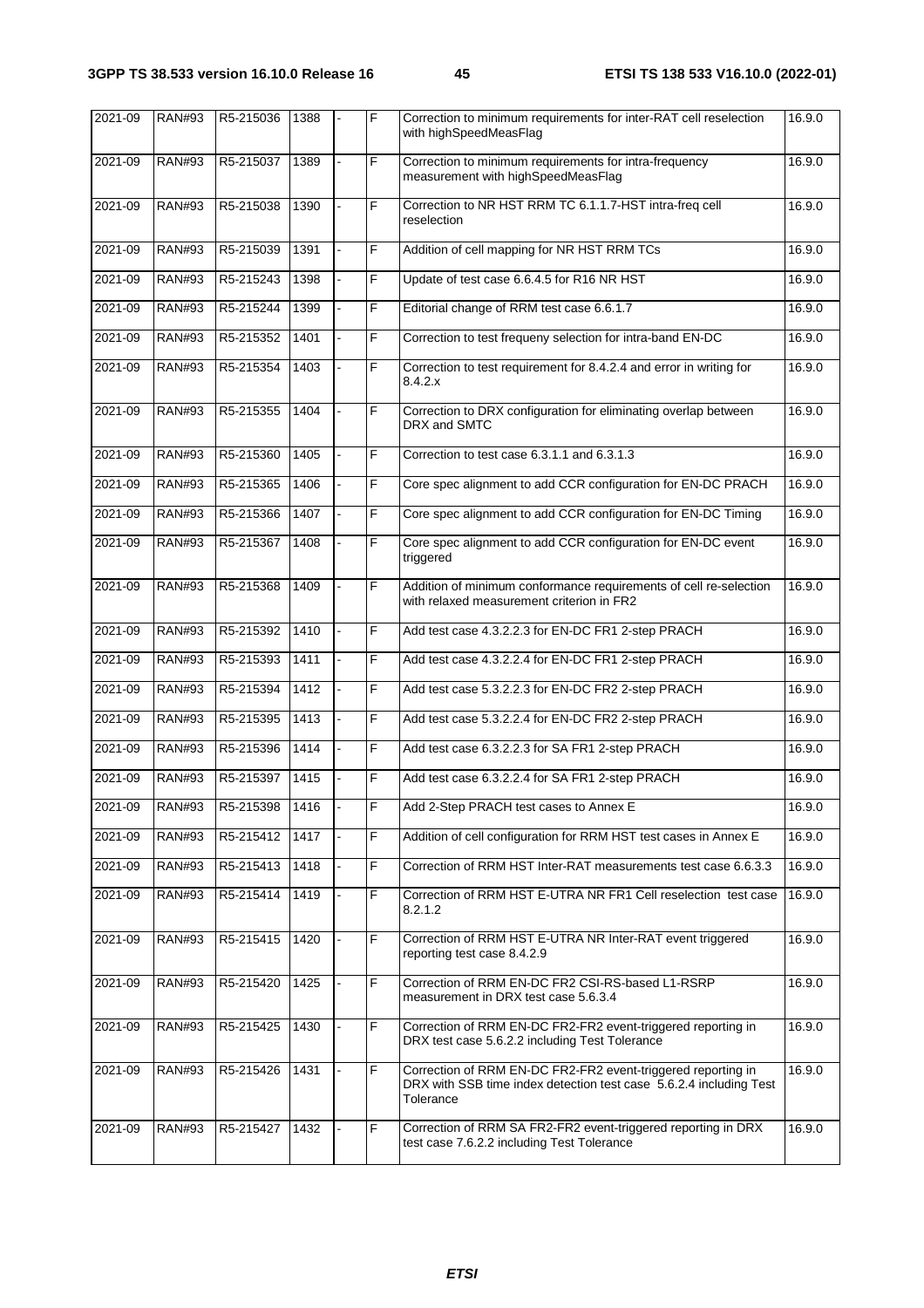| 2021-09 | RAN#93 | R5-215036 | 1388 | - | F | Correction to minimum requirements for inter-RAT cell reselection with highSpeedMeasFlag | 16.9.0 |
|---|---|---|---|---|---|---|---|
| 2021-09 | RAN#93 | R5-215037 | 1389 | - | F | Correction to minimum requirements for intra-frequency measurement with highSpeedMeasFlag | 16.9.0 |
| 2021-09 | RAN#93 | R5-215038 | 1390 | - | F | Correction to NR HST RRM TC 6.1.1.7-HST intra-freq cell reselection | 16.9.0 |
| 2021-09 | RAN#93 | R5-215039 | 1391 | - | F | Addition of cell mapping for NR HST RRM TCs | 16.9.0 |
| 2021-09 | RAN#93 | R5-215243 | 1398 | - | F | Update of test case 6.6.4.5 for R16 NR HST | 16.9.0 |
| 2021-09 | RAN#93 | R5-215244 | 1399 | - | F | Editorial change of RRM test case 6.6.1.7 | 16.9.0 |
| 2021-09 | RAN#93 | R5-215352 | 1401 | - | F | Correction to test frequeny selection for intra-band EN-DC | 16.9.0 |
| 2021-09 | RAN#93 | R5-215354 | 1403 | - | F | Correction to test requirement for 8.4.2.4 and error in writing for 8.4.2.x | 16.9.0 |
| 2021-09 | RAN#93 | R5-215355 | 1404 | - | F | Correction to DRX configuration for eliminating overlap between DRX and SMTC | 16.9.0 |
| 2021-09 | RAN#93 | R5-215360 | 1405 | - | F | Correction to test case 6.3.1.1 and 6.3.1.3 | 16.9.0 |
| 2021-09 | RAN#93 | R5-215365 | 1406 | - | F | Core spec alignment to add CCR configuration for EN-DC PRACH | 16.9.0 |
| 2021-09 | RAN#93 | R5-215366 | 1407 | - | F | Core spec alignment to add CCR configuration for EN-DC Timing | 16.9.0 |
| 2021-09 | RAN#93 | R5-215367 | 1408 | - | F | Core spec alignment to add CCR configuration for EN-DC event triggered | 16.9.0 |
| 2021-09 | RAN#93 | R5-215368 | 1409 | - | F | Addition of minimum conformance requirements of cell re-selection with relaxed measurement criterion in FR2 | 16.9.0 |
| 2021-09 | RAN#93 | R5-215392 | 1410 | - | F | Add test case 4.3.2.2.3 for EN-DC FR1 2-step PRACH | 16.9.0 |
| 2021-09 | RAN#93 | R5-215393 | 1411 | - | F | Add test case 4.3.2.2.4 for EN-DC FR1 2-step PRACH | 16.9.0 |
| 2021-09 | RAN#93 | R5-215394 | 1412 | - | F | Add test case 5.3.2.2.3 for EN-DC FR2 2-step PRACH | 16.9.0 |
| 2021-09 | RAN#93 | R5-215395 | 1413 | - | F | Add test case 5.3.2.2.4 for EN-DC FR2 2-step PRACH | 16.9.0 |
| 2021-09 | RAN#93 | R5-215396 | 1414 | - | F | Add test case 6.3.2.2.3 for SA FR1 2-step PRACH | 16.9.0 |
| 2021-09 | RAN#93 | R5-215397 | 1415 | - | F | Add test case 6.3.2.2.4 for SA FR1 2-step PRACH | 16.9.0 |
| 2021-09 | RAN#93 | R5-215398 | 1416 | - | F | Add 2-Step PRACH test cases to Annex E | 16.9.0 |
| 2021-09 | RAN#93 | R5-215412 | 1417 | - | F | Addition of cell configuration for RRM HST test cases in Annex E | 16.9.0 |
| 2021-09 | RAN#93 | R5-215413 | 1418 | - | F | Correction of RRM HST Inter-RAT measurements test case 6.6.3.3 | 16.9.0 |
| 2021-09 | RAN#93 | R5-215414 | 1419 | - | F | Correction of RRM HST E-UTRA NR FR1 Cell reselection test case 8.2.1.2 | 16.9.0 |
| 2021-09 | RAN#93 | R5-215415 | 1420 | - | F | Correction of RRM HST E-UTRA NR Inter-RAT event triggered reporting test case 8.4.2.9 | 16.9.0 |
| 2021-09 | RAN#93 | R5-215420 | 1425 | - | F | Correction of RRM EN-DC FR2 CSI-RS-based L1-RSRP measurement in DRX test case 5.6.3.4 | 16.9.0 |
| 2021-09 | RAN#93 | R5-215425 | 1430 | - | F | Correction of RRM EN-DC FR2-FR2 event-triggered reporting in DRX test case 5.6.2.2 including Test Tolerance | 16.9.0 |
| 2021-09 | RAN#93 | R5-215426 | 1431 | - | F | Correction of RRM EN-DC FR2-FR2 event-triggered reporting in DRX with SSB time index detection test case 5.6.2.4 including Test Tolerance | 16.9.0 |
| 2021-09 | RAN#93 | R5-215427 | 1432 | - | F | Correction of RRM SA FR2-FR2 event-triggered reporting in DRX test case 7.6.2.2 including Test Tolerance | 16.9.0 |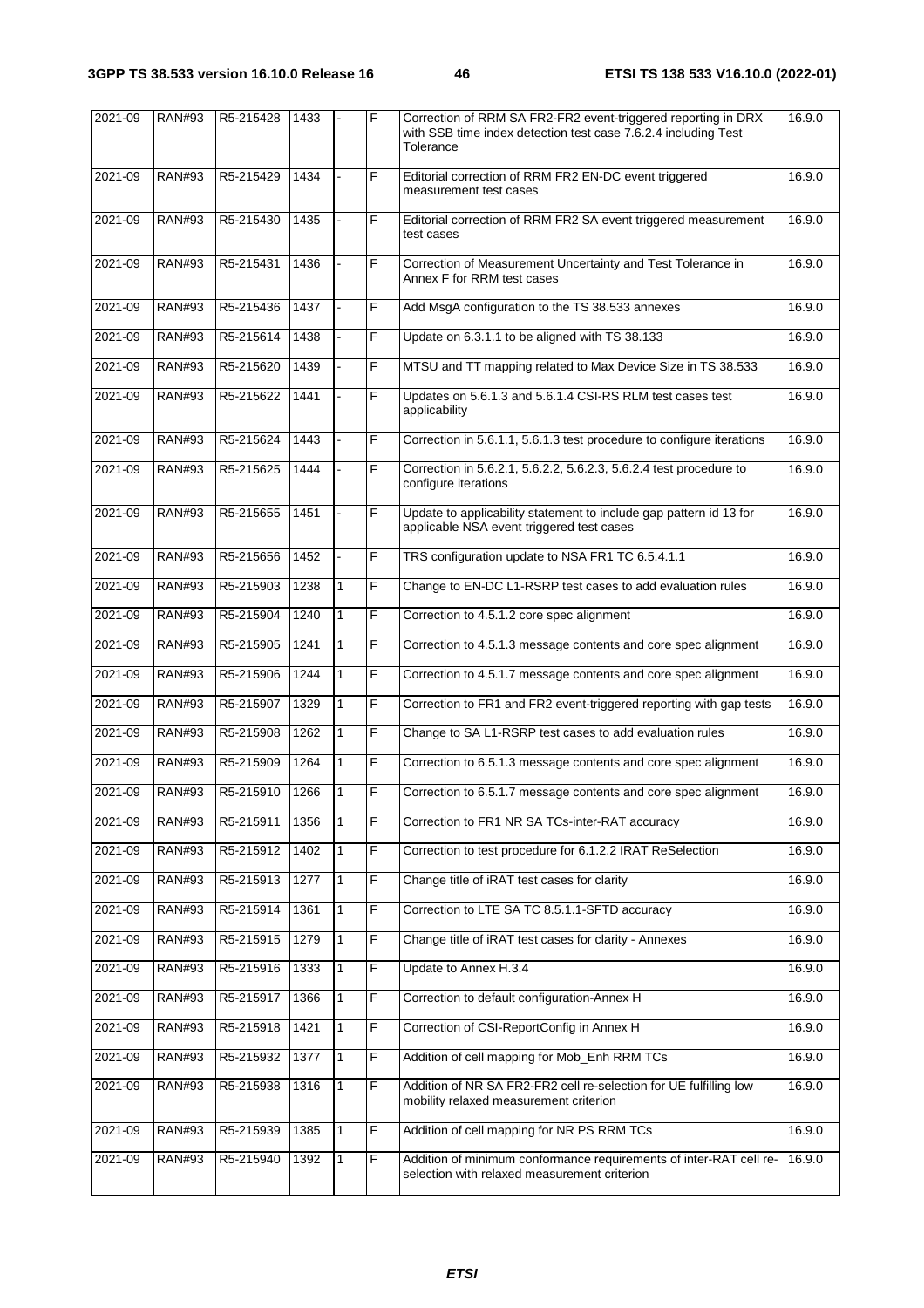| 2021-09 | RAN#93 | R5-215428 | 1433 | - | F | Correction of RRM SA FR2-FR2 event-triggered reporting in DRX with SSB time index detection test case 7.6.2.4 including Test Tolerance | 16.9.0 |
|---|---|---|---|---|---|---|---|
| 2021-09 | RAN#93 | R5-215429 | 1434 | - | F | Editorial correction of RRM FR2 EN-DC event triggered measurement test cases | 16.9.0 |
| 2021-09 | RAN#93 | R5-215430 | 1435 | - | F | Editorial correction of RRM FR2 SA event triggered measurement test cases | 16.9.0 |
| 2021-09 | RAN#93 | R5-215431 | 1436 | - | F | Correction of Measurement Uncertainty and Test Tolerance in Annex F for RRM test cases | 16.9.0 |
| 2021-09 | RAN#93 | R5-215436 | 1437 | - | F | Add MsgA configuration to the TS 38.533 annexes | 16.9.0 |
| 2021-09 | RAN#93 | R5-215614 | 1438 | - | F | Update on 6.3.1.1 to be aligned with TS 38.133 | 16.9.0 |
| 2021-09 | RAN#93 | R5-215620 | 1439 | - | F | MTSU and TT mapping related to Max Device Size in TS 38.533 | 16.9.0 |
| 2021-09 | RAN#93 | R5-215622 | 1441 | - | F | Updates on 5.6.1.3 and 5.6.1.4 CSI-RS RLM test cases test applicability | 16.9.0 |
| 2021-09 | RAN#93 | R5-215624 | 1443 | - | F | Correction in 5.6.1.1, 5.6.1.3 test procedure to configure iterations | 16.9.0 |
| 2021-09 | RAN#93 | R5-215625 | 1444 | - | F | Correction in 5.6.2.1, 5.6.2.2, 5.6.2.3, 5.6.2.4 test procedure to configure iterations | 16.9.0 |
| 2021-09 | RAN#93 | R5-215655 | 1451 | - | F | Update to applicability statement to include gap pattern id 13 for applicable NSA event triggered test cases | 16.9.0 |
| 2021-09 | RAN#93 | R5-215656 | 1452 | - | F | TRS configuration update to NSA FR1 TC 6.5.4.1.1 | 16.9.0 |
| 2021-09 | RAN#93 | R5-215903 | 1238 | 1 | F | Change to EN-DC L1-RSRP test cases to add evaluation rules | 16.9.0 |
| 2021-09 | RAN#93 | R5-215904 | 1240 | 1 | F | Correction to 4.5.1.2 core spec alignment | 16.9.0 |
| 2021-09 | RAN#93 | R5-215905 | 1241 | 1 | F | Correction to 4.5.1.3 message contents and core spec alignment | 16.9.0 |
| 2021-09 | RAN#93 | R5-215906 | 1244 | 1 | F | Correction to 4.5.1.7 message contents and core spec alignment | 16.9.0 |
| 2021-09 | RAN#93 | R5-215907 | 1329 | 1 | F | Correction to FR1 and FR2 event-triggered reporting with gap tests | 16.9.0 |
| 2021-09 | RAN#93 | R5-215908 | 1262 | 1 | F | Change to SA L1-RSRP test cases to add evaluation rules | 16.9.0 |
| 2021-09 | RAN#93 | R5-215909 | 1264 | 1 | F | Correction to 6.5.1.3 message contents and core spec alignment | 16.9.0 |
| 2021-09 | RAN#93 | R5-215910 | 1266 | 1 | F | Correction to 6.5.1.7 message contents and core spec alignment | 16.9.0 |
| 2021-09 | RAN#93 | R5-215911 | 1356 | 1 | F | Correction to FR1 NR SA TCs-inter-RAT accuracy | 16.9.0 |
| 2021-09 | RAN#93 | R5-215912 | 1402 | 1 | F | Correction to test procedure for 6.1.2.2 IRAT ReSelection | 16.9.0 |
| 2021-09 | RAN#93 | R5-215913 | 1277 | 1 | F | Change title of iRAT test cases for clarity | 16.9.0 |
| 2021-09 | RAN#93 | R5-215914 | 1361 | 1 | F | Correction to LTE SA TC 8.5.1.1-SFTD accuracy | 16.9.0 |
| 2021-09 | RAN#93 | R5-215915 | 1279 | 1 | F | Change title of iRAT test cases for clarity - Annexes | 16.9.0 |
| 2021-09 | RAN#93 | R5-215916 | 1333 | 1 | F | Update to Annex H.3.4 | 16.9.0 |
| 2021-09 | RAN#93 | R5-215917 | 1366 | 1 | F | Correction to default configuration-Annex H | 16.9.0 |
| 2021-09 | RAN#93 | R5-215918 | 1421 | 1 | F | Correction of CSI-ReportConfig in Annex H | 16.9.0 |
| 2021-09 | RAN#93 | R5-215932 | 1377 | 1 | F | Addition of cell mapping for Mob_Enh RRM TCs | 16.9.0 |
| 2021-09 | RAN#93 | R5-215938 | 1316 | 1 | F | Addition of NR SA FR2-FR2 cell re-selection for UE fulfilling low mobility relaxed measurement criterion | 16.9.0 |
| 2021-09 | RAN#93 | R5-215939 | 1385 | 1 | F | Addition of cell mapping for NR PS RRM TCs | 16.9.0 |
| 2021-09 | RAN#93 | R5-215940 | 1392 | 1 | F | Addition of minimum conformance requirements of inter-RAT cell re-selection with relaxed measurement criterion | 16.9.0 |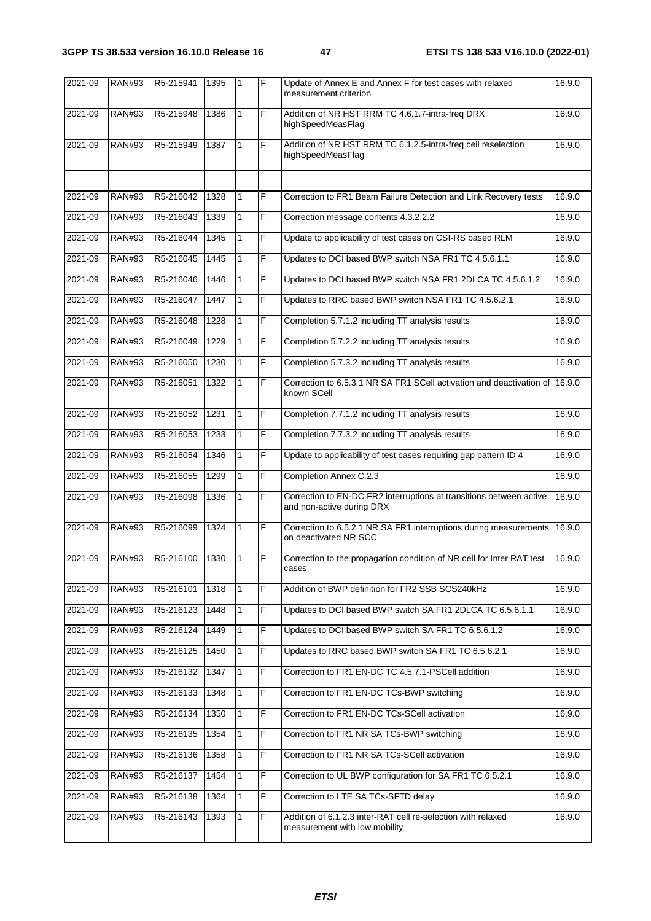| 2021-09 | RAN#93 | R5-215941 | 1395 | 1 | F | Update of Annex E and Annex F for test cases with relaxed measurement criterion | 16.9.0 |
|---|---|---|---|---|---|---|---|
| 2021-09 | RAN#93 | R5-215948 | 1386 | 1 | F | Addition of NR HST RRM TC 4.6.1.7-intra-freq DRX highSpeedMeasFlag | 16.9.0 |
| 2021-09 | RAN#93 | R5-215949 | 1387 | 1 | F | Addition of NR HST RRM TC 6.1.2.5-intra-freq cell reselection highSpeedMeasFlag | 16.9.0 |
| | | | | | | | |
| 2021-09 | RAN#93 | R5-216042 | 1328 | 1 | F | Correction to FR1 Beam Failure Detection and Link Recovery tests | 16.9.0 |
| 2021-09 | RAN#93 | R5-216043 | 1339 | 1 | F | Correction message contents 4.3.2.2.2 | 16.9.0 |
| 2021-09 | RAN#93 | R5-216044 | 1345 | 1 | F | Update to applicability of test cases on CSI-RS based RLM | 16.9.0 |
| 2021-09 | RAN#93 | R5-216045 | 1445 | 1 | F | Updates to DCI based BWP switch NSA FR1 TC 4.5.6.1.1 | 16.9.0 |
| 2021-09 | RAN#93 | R5-216046 | 1446 | 1 | F | Updates to DCI based BWP switch NSA FR1 2DLCA TC 4.5.6.1.2 | 16.9.0 |
| 2021-09 | RAN#93 | R5-216047 | 1447 | 1 | F | Updates to RRC based BWP switch NSA FR1 TC 4.5.6.2.1 | 16.9.0 |
| 2021-09 | RAN#93 | R5-216048 | 1228 | 1 | F | Completion 5.7.1.2 including TT analysis results | 16.9.0 |
| 2021-09 | RAN#93 | R5-216049 | 1229 | 1 | F | Completion 5.7.2.2 including TT analysis results | 16.9.0 |
| 2021-09 | RAN#93 | R5-216050 | 1230 | 1 | F | Completion 5.7.3.2 including TT analysis results | 16.9.0 |
| 2021-09 | RAN#93 | R5-216051 | 1322 | 1 | F | Correction to 6.5.3.1 NR SA FR1 SCell activation and deactivation of known SCell | 16.9.0 |
| 2021-09 | RAN#93 | R5-216052 | 1231 | 1 | F | Completion 7.7.1.2 including TT analysis results | 16.9.0 |
| 2021-09 | RAN#93 | R5-216053 | 1233 | 1 | F | Completion 7.7.3.2 including TT analysis results | 16.9.0 |
| 2021-09 | RAN#93 | R5-216054 | 1346 | 1 | F | Update to applicability of test cases requiring gap pattern ID 4 | 16.9.0 |
| 2021-09 | RAN#93 | R5-216055 | 1299 | 1 | F | Completion Annex C.2.3 | 16.9.0 |
| 2021-09 | RAN#93 | R5-216098 | 1336 | 1 | F | Correction to EN-DC FR2 interruptions at transitions between active and non-active during DRX | 16.9.0 |
| 2021-09 | RAN#93 | R5-216099 | 1324 | 1 | F | Correction to 6.5.2.1 NR SA FR1 interruptions during measurements on deactivated NR SCC | 16.9.0 |
| 2021-09 | RAN#93 | R5-216100 | 1330 | 1 | F | Correction to the propagation condition of NR cell for Inter RAT test cases | 16.9.0 |
| 2021-09 | RAN#93 | R5-216101 | 1318 | 1 | F | Addition of BWP definition for FR2 SSB SCS240kHz | 16.9.0 |
| 2021-09 | RAN#93 | R5-216123 | 1448 | 1 | F | Updates to DCI based BWP switch SA FR1 2DLCA TC 6.5.6.1.1 | 16.9.0 |
| 2021-09 | RAN#93 | R5-216124 | 1449 | 1 | F | Updates to DCI based BWP switch SA FR1 TC 6.5.6.1.2 | 16.9.0 |
| 2021-09 | RAN#93 | R5-216125 | 1450 | 1 | F | Updates to RRC based BWP switch SA FR1 TC 6.5.6.2.1 | 16.9.0 |
| 2021-09 | RAN#93 | R5-216132 | 1347 | 1 | F | Correction to FR1 EN-DC TC 4.5.7.1-PSCell addition | 16.9.0 |
| 2021-09 | RAN#93 | R5-216133 | 1348 | 1 | F | Correction to FR1 EN-DC TCs-BWP switching | 16.9.0 |
| 2021-09 | RAN#93 | R5-216134 | 1350 | 1 | F | Correction to FR1 EN-DC TCs-SCell activation | 16.9.0 |
| 2021-09 | RAN#93 | R5-216135 | 1354 | 1 | F | Correction to FR1 NR SA TCs-BWP switching | 16.9.0 |
| 2021-09 | RAN#93 | R5-216136 | 1358 | 1 | F | Correction to FR1 NR SA TCs-SCell activation | 16.9.0 |
| 2021-09 | RAN#93 | R5-216137 | 1454 | 1 | F | Correction to UL BWP configuration for SA FR1 TC 6.5.2.1 | 16.9.0 |
| 2021-09 | RAN#93 | R5-216138 | 1364 | 1 | F | Correction to LTE SA TCs-SFTD delay | 16.9.0 |
| 2021-09 | RAN#93 | R5-216143 | 1393 | 1 | F | Addition of 6.1.2.3 inter-RAT cell re-selection with relaxed measurement with low mobility | 16.9.0 |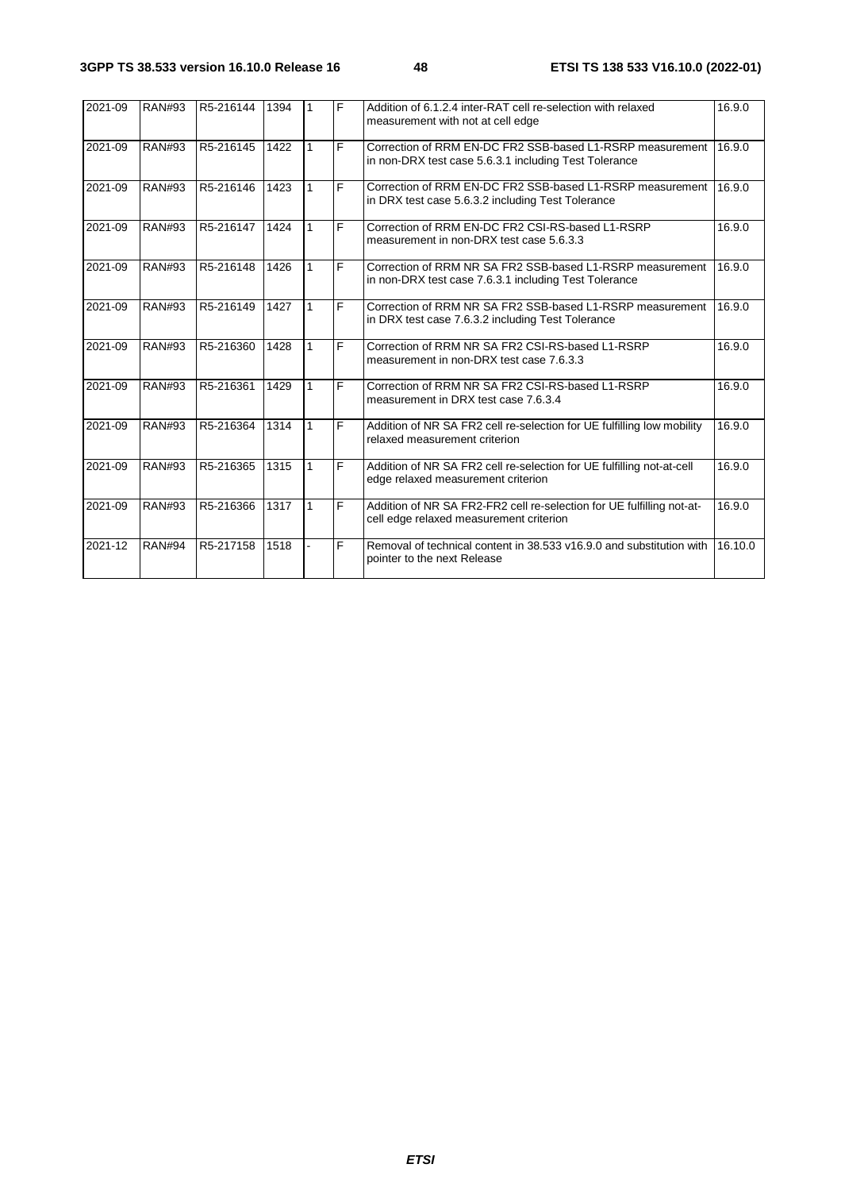| 2021-09 | RAN#93 | R5-216144 | 1394 | 1 | F | Addition of 6.1.2.4 inter-RAT cell re-selection with relaxed measurement with not at cell edge | 16.9.0 |
|---|---|---|---|---|---|---|---|
| 2021-09 | RAN#93 | R5-216145 | 1422 | 1 | F | Correction of RRM EN-DC FR2 SSB-based L1-RSRP measurement in non-DRX test case 5.6.3.1 including Test Tolerance | 16.9.0 |
| 2021-09 | RAN#93 | R5-216146 | 1423 | 1 | F | Correction of RRM EN-DC FR2 SSB-based L1-RSRP measurement in DRX test case 5.6.3.2 including Test Tolerance | 16.9.0 |
| 2021-09 | RAN#93 | R5-216147 | 1424 | 1 | F | Correction of RRM EN-DC FR2 CSI-RS-based L1-RSRP measurement in non-DRX test case 5.6.3.3 | 16.9.0 |
| 2021-09 | RAN#93 | R5-216148 | 1426 | 1 | F | Correction of RRM NR SA FR2 SSB-based L1-RSRP measurement in non-DRX test case 7.6.3.1 including Test Tolerance | 16.9.0 |
| 2021-09 | RAN#93 | R5-216149 | 1427 | 1 | F | Correction of RRM NR SA FR2 SSB-based L1-RSRP measurement in DRX test case 7.6.3.2 including Test Tolerance | 16.9.0 |
| 2021-09 | RAN#93 | R5-216360 | 1428 | 1 | F | Correction of RRM NR SA FR2 CSI-RS-based L1-RSRP measurement in non-DRX test case 7.6.3.3 | 16.9.0 |
| 2021-09 | RAN#93 | R5-216361 | 1429 | 1 | F | Correction of RRM NR SA FR2 CSI-RS-based L1-RSRP measurement in DRX test case 7.6.3.4 | 16.9.0 |
| 2021-09 | RAN#93 | R5-216364 | 1314 | 1 | F | Addition of NR SA FR2 cell re-selection for UE fulfilling low mobility relaxed measurement criterion | 16.9.0 |
| 2021-09 | RAN#93 | R5-216365 | 1315 | 1 | F | Addition of NR SA FR2 cell re-selection for UE fulfilling not-at-cell edge relaxed measurement criterion | 16.9.0 |
| 2021-09 | RAN#93 | R5-216366 | 1317 | 1 | F | Addition of NR SA FR2-FR2 cell re-selection for UE fulfilling not-at-cell edge relaxed measurement criterion | 16.9.0 |
| 2021-12 | RAN#94 | R5-217158 | 1518 | - | F | Removal of technical content in 38.533 v16.9.0 and substitution with pointer to the next Release | 16.10.0 |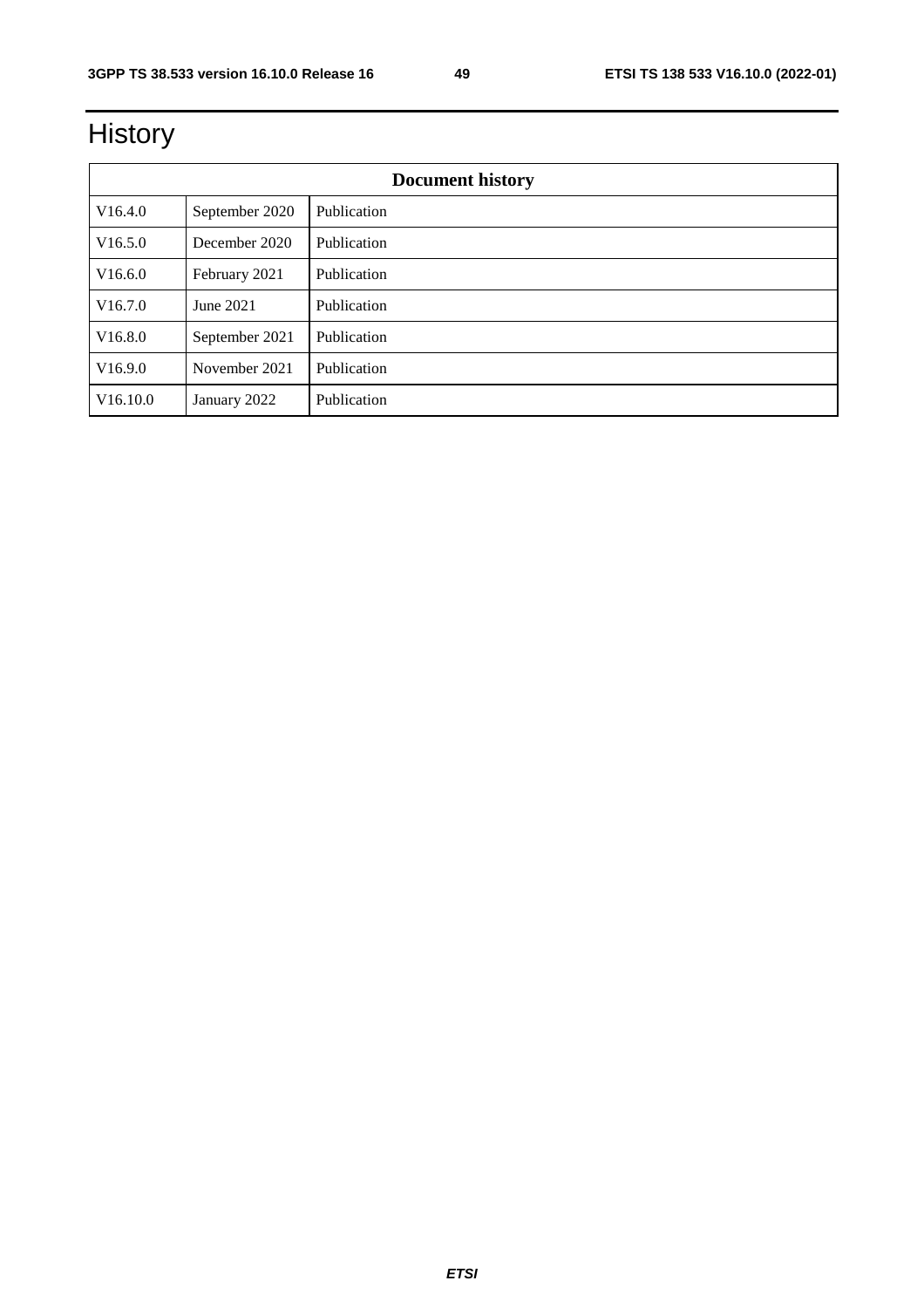# History

| Document history | | |
|---|---|---|
| V16.4.0 | September 2020 | Publication |
| V16.5.0 | December 2020 | Publication |
| V16.6.0 | February 2021 | Publication |
| V16.7.0 | June 2021 | Publication |
| V16.8.0 | September 2021 | Publication |
| V16.9.0 | November 2021 | Publication |
| V16.10.0 | January 2022 | Publication |